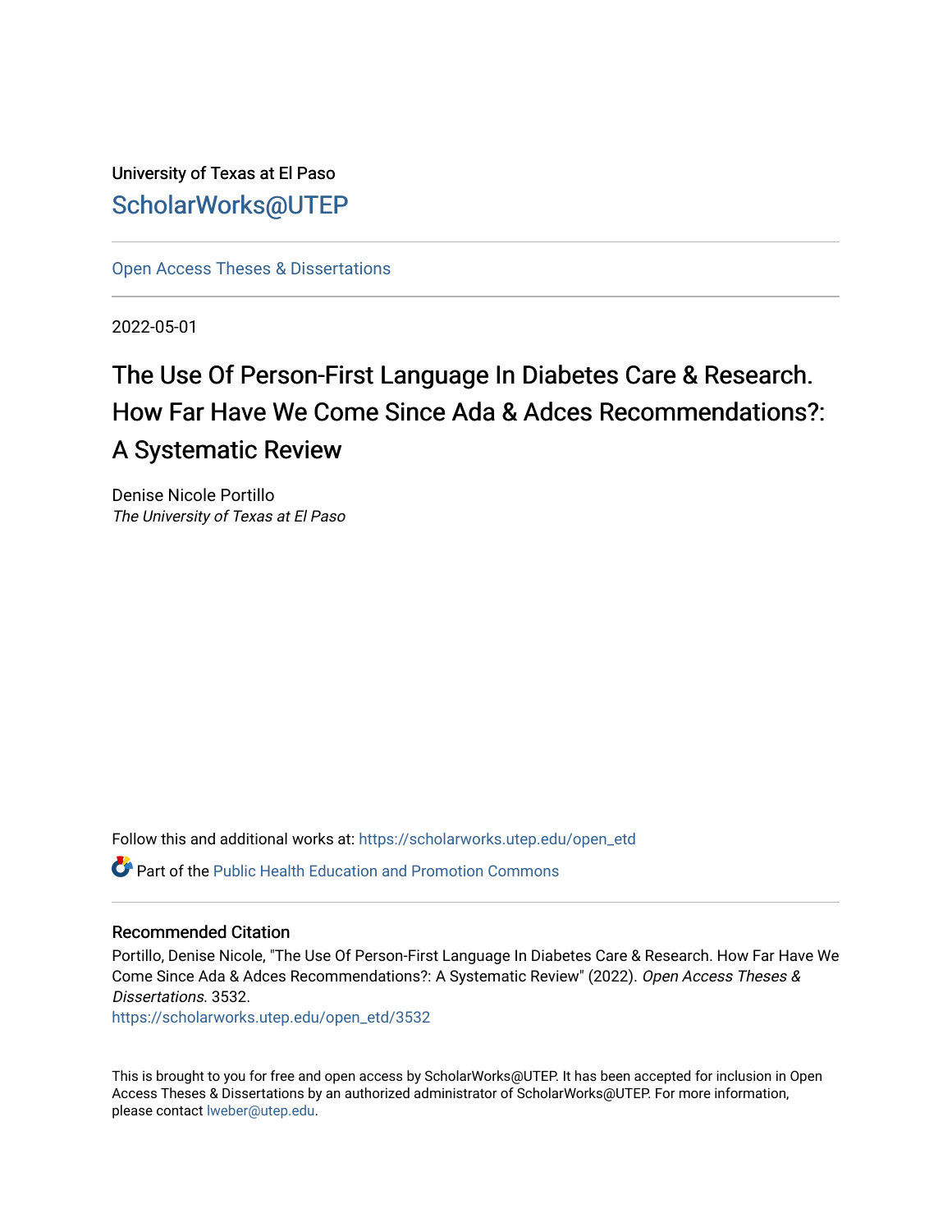University of Texas at El Paso

ScholarWorks@UTEP

Open Access Theses & Dissertations

2022-05-01

# The Use Of Person-First Language In Diabetes Care & Research. How Far Have We Come Since Ada & Adces Recommendations?: A Systematic Review

Denise Nicole Portillo
*The University of Texas at El Paso*

Follow this and additional works at: https://scholarworks.utep.edu/open_etd

Part of the Public Health Education and Promotion Commons

## Recommended Citation

Portillo, Denise Nicole, "The Use Of Person-First Language In Diabetes Care & Research. How Far Have We Come Since Ada & Adces Recommendations?: A Systematic Review" (2022). *Open Access Theses & Dissertations*. 3532.
https://scholarworks.utep.edu/open_etd/3532

This is brought to you for free and open access by ScholarWorks@UTEP. It has been accepted for inclusion in Open Access Theses & Dissertations by an authorized administrator of ScholarWorks@UTEP. For more information, please contact lweber@utep.edu.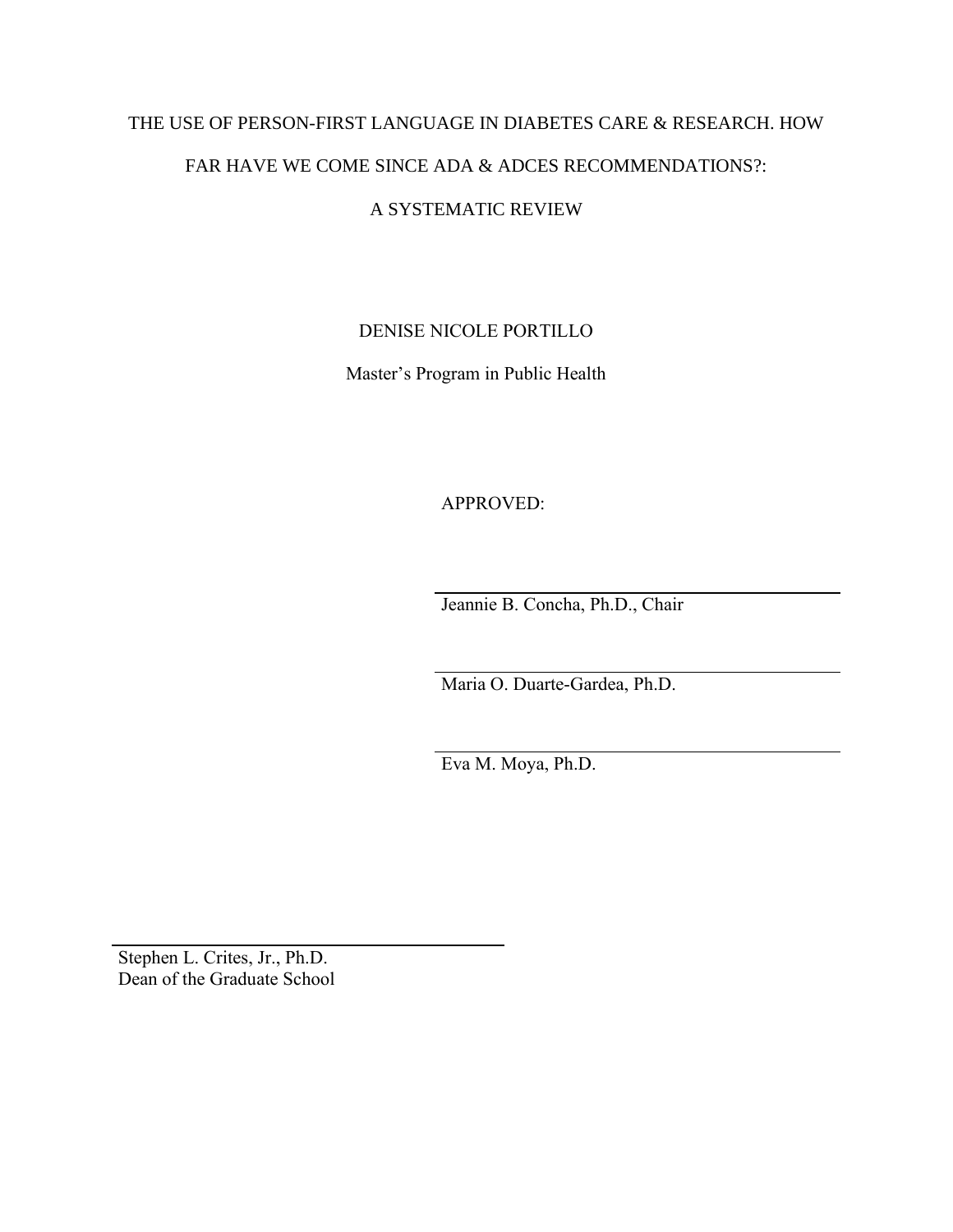THE USE OF PERSON-FIRST LANGUAGE IN DIABETES CARE & RESEARCH. HOW FAR HAVE WE COME SINCE ADA & ADCES RECOMMENDATIONS?: A SYSTEMATIC REVIEW

DENISE NICOLE PORTILLO

Master's Program in Public Health

APPROVED:

Jeannie B. Concha, Ph.D., Chair

Maria O. Duarte-Gardea, Ph.D.

Eva M. Moya, Ph.D.

Stephen L. Crites, Jr., Ph.D.
Dean of the Graduate School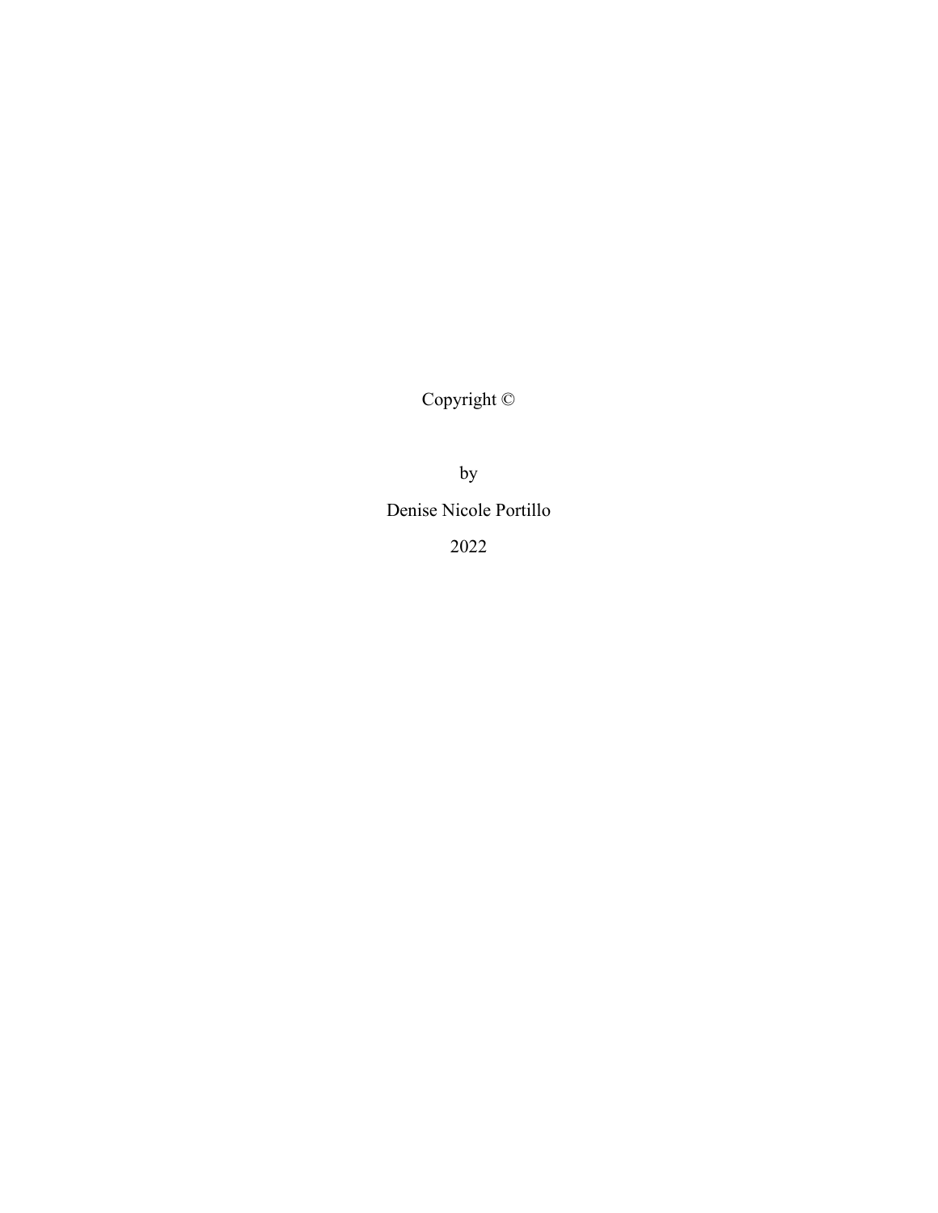Copyright ©

by

Denise Nicole Portillo

2022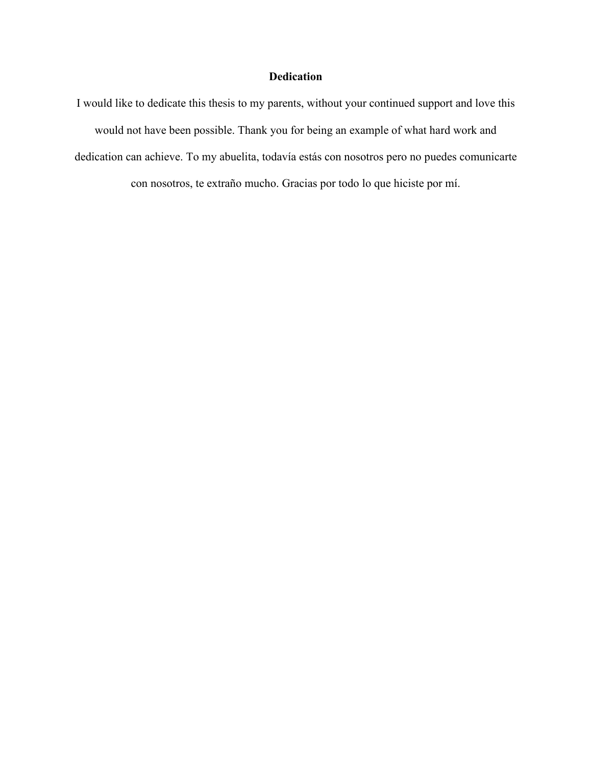# Dedication

I would like to dedicate this thesis to my parents, without your continued support and love this would not have been possible. Thank you for being an example of what hard work and dedication can achieve. To my abuelita, todavía estás con nosotros pero no puedes comunicarte con nosotros, te extraño mucho. Gracias por todo lo que hiciste por mí.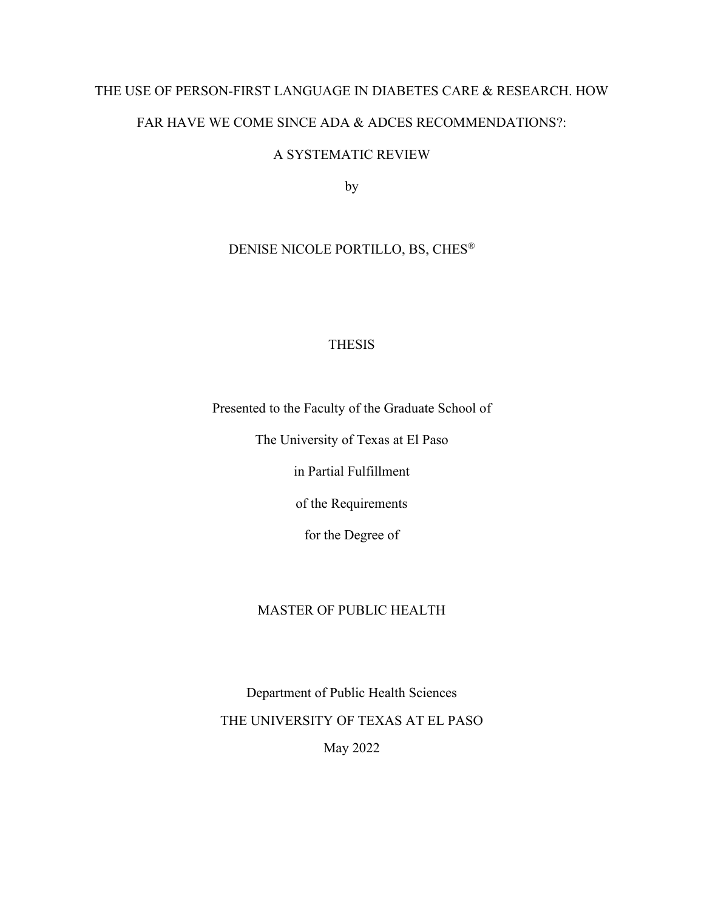# THE USE OF PERSON-FIRST LANGUAGE IN DIABETES CARE & RESEARCH. HOW FAR HAVE WE COME SINCE ADA & ADCES RECOMMENDATIONS?: A SYSTEMATIC REVIEW

by

DENISE NICOLE PORTILLO, BS, CHES®

THESIS

Presented to the Faculty of the Graduate School of

The University of Texas at El Paso

in Partial Fulfillment

of the Requirements

for the Degree of

MASTER OF PUBLIC HEALTH

Department of Public Health Sciences

THE UNIVERSITY OF TEXAS AT EL PASO

May 2022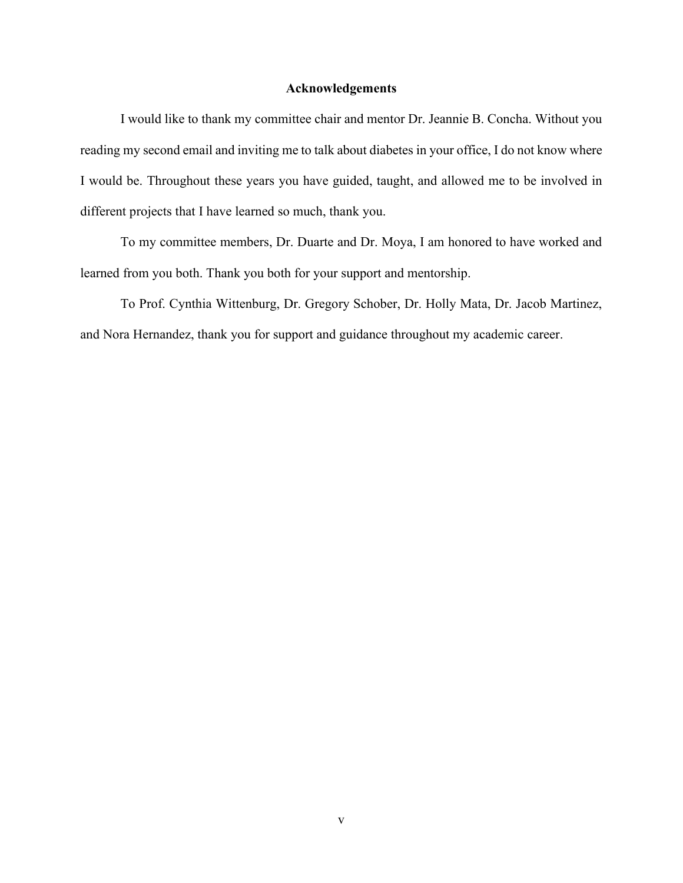# Acknowledgements

I would like to thank my committee chair and mentor Dr. Jeannie B. Concha. Without you reading my second email and inviting me to talk about diabetes in your office, I do not know where I would be. Throughout these years you have guided, taught, and allowed me to be involved in different projects that I have learned so much, thank you.

To my committee members, Dr. Duarte and Dr. Moya, I am honored to have worked and learned from you both. Thank you both for your support and mentorship.

To Prof. Cynthia Wittenburg, Dr. Gregory Schober, Dr. Holly Mata, Dr. Jacob Martinez, and Nora Hernandez, thank you for support and guidance throughout my academic career.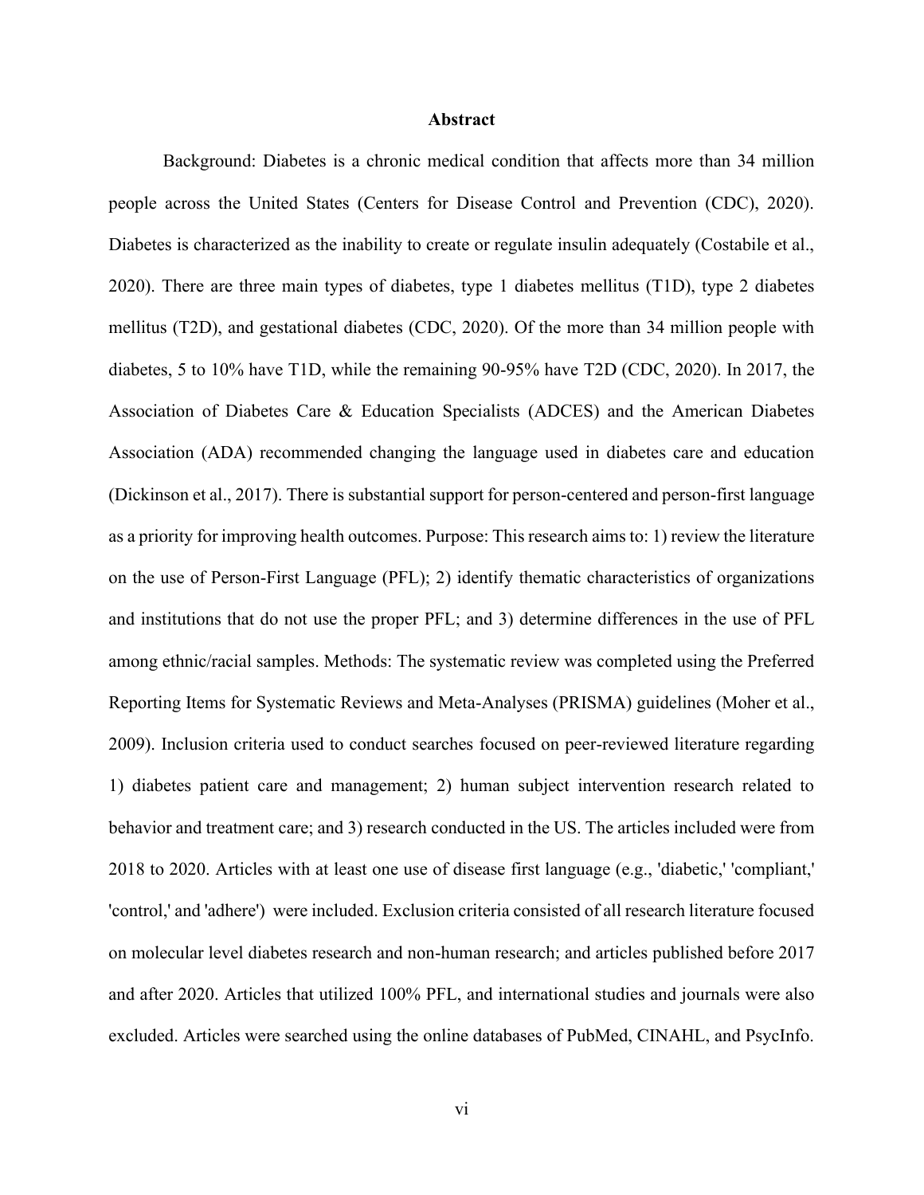# Abstract

Background: Diabetes is a chronic medical condition that affects more than 34 million people across the United States (Centers for Disease Control and Prevention (CDC), 2020). Diabetes is characterized as the inability to create or regulate insulin adequately (Costabile et al., 2020). There are three main types of diabetes, type 1 diabetes mellitus (T1D), type 2 diabetes mellitus (T2D), and gestational diabetes (CDC, 2020). Of the more than 34 million people with diabetes, 5 to 10% have T1D, while the remaining 90-95% have T2D (CDC, 2020). In 2017, the Association of Diabetes Care & Education Specialists (ADCES) and the American Diabetes Association (ADA) recommended changing the language used in diabetes care and education (Dickinson et al., 2017). There is substantial support for person-centered and person-first language as a priority for improving health outcomes. Purpose: This research aims to: 1) review the literature on the use of Person-First Language (PFL); 2) identify thematic characteristics of organizations and institutions that do not use the proper PFL; and 3) determine differences in the use of PFL among ethnic/racial samples. Methods: The systematic review was completed using the Preferred Reporting Items for Systematic Reviews and Meta-Analyses (PRISMA) guidelines (Moher et al., 2009). Inclusion criteria used to conduct searches focused on peer-reviewed literature regarding 1) diabetes patient care and management; 2) human subject intervention research related to behavior and treatment care; and 3) research conducted in the US. The articles included were from 2018 to 2020. Articles with at least one use of disease first language (e.g., 'diabetic,' 'compliant,' 'control,' and 'adhere') were included. Exclusion criteria consisted of all research literature focused on molecular level diabetes research and non-human research; and articles published before 2017 and after 2020. Articles that utilized 100% PFL, and international studies and journals were also excluded. Articles were searched using the online databases of PubMed, CINAHL, and PsycInfo.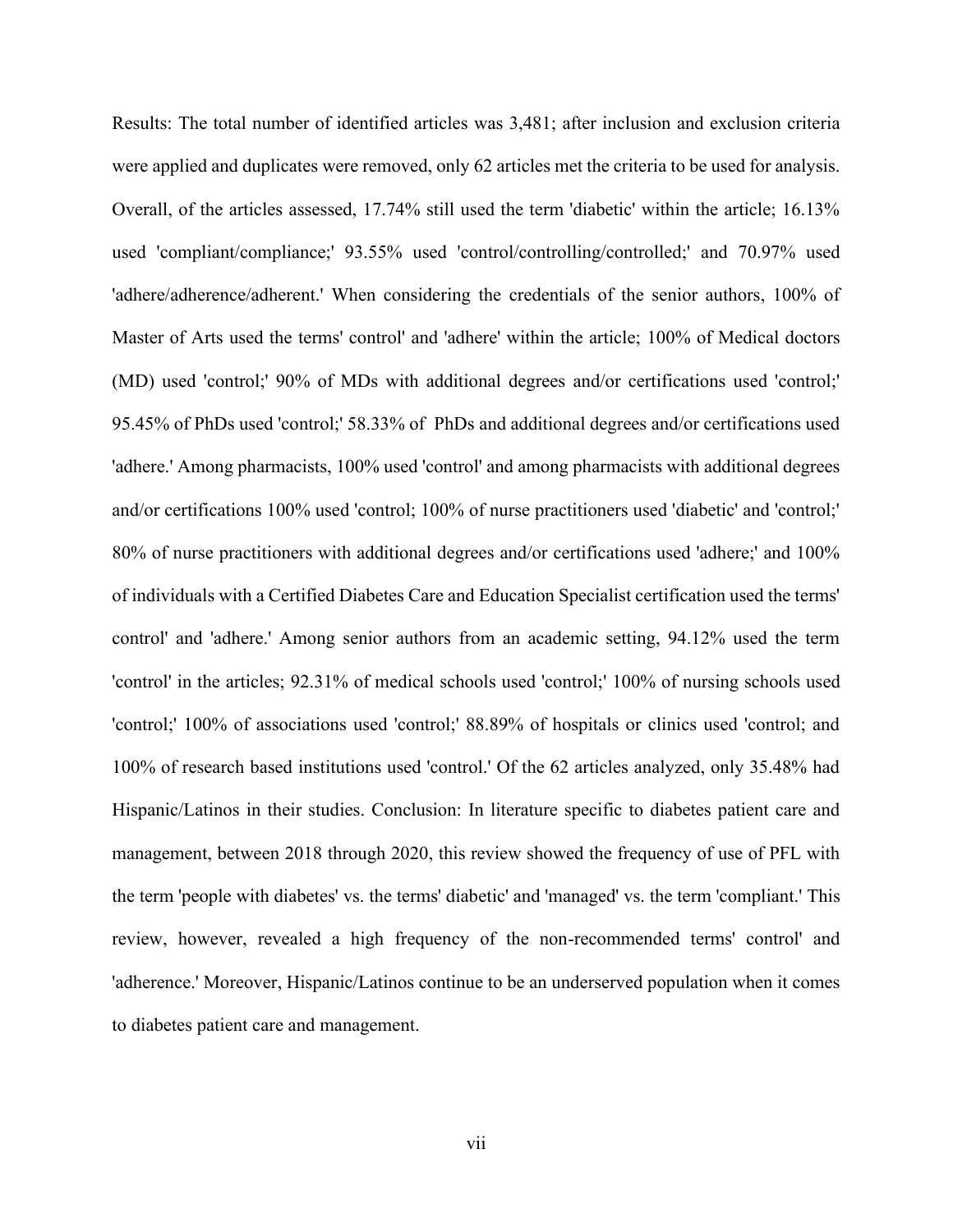Results: The total number of identified articles was 3,481; after inclusion and exclusion criteria were applied and duplicates were removed, only 62 articles met the criteria to be used for analysis. Overall, of the articles assessed, 17.74% still used the term 'diabetic' within the article; 16.13% used 'compliant/compliance;' 93.55% used 'control/controlling/controlled;' and 70.97% used 'adhere/adherence/adherent.' When considering the credentials of the senior authors, 100% of Master of Arts used the terms' control' and 'adhere' within the article; 100% of Medical doctors (MD) used 'control;' 90% of MDs with additional degrees and/or certifications used 'control;' 95.45% of PhDs used 'control;' 58.33% of PhDs and additional degrees and/or certifications used 'adhere.' Among pharmacists, 100% used 'control' and among pharmacists with additional degrees and/or certifications 100% used 'control; 100% of nurse practitioners used 'diabetic' and 'control;' 80% of nurse practitioners with additional degrees and/or certifications used 'adhere;' and 100% of individuals with a Certified Diabetes Care and Education Specialist certification used the terms' control' and 'adhere.' Among senior authors from an academic setting, 94.12% used the term 'control' in the articles; 92.31% of medical schools used 'control;' 100% of nursing schools used 'control;' 100% of associations used 'control;' 88.89% of hospitals or clinics used 'control; and 100% of research based institutions used 'control.' Of the 62 articles analyzed, only 35.48% had Hispanic/Latinos in their studies. Conclusion: In literature specific to diabetes patient care and management, between 2018 through 2020, this review showed the frequency of use of PFL with the term 'people with diabetes' vs. the terms' diabetic' and 'managed' vs. the term 'compliant.' This review, however, revealed a high frequency of the non-recommended terms' control' and 'adherence.' Moreover, Hispanic/Latinos continue to be an underserved population when it comes to diabetes patient care and management.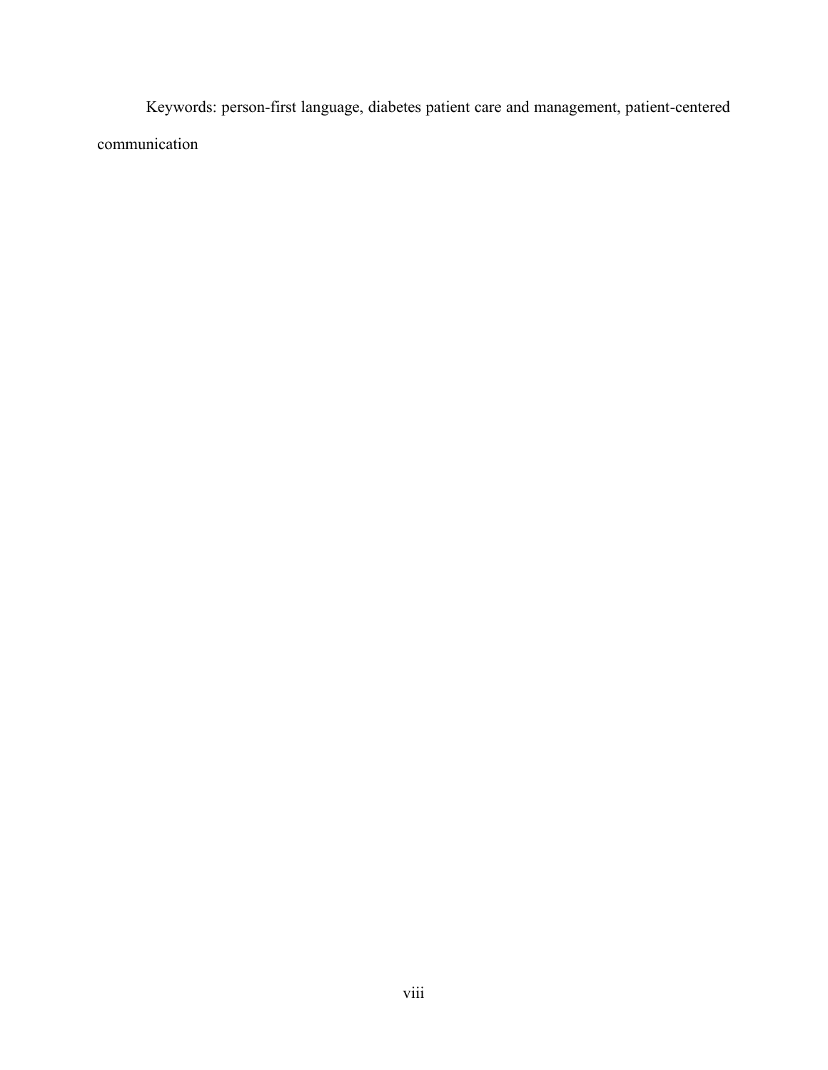Keywords: person-first language, diabetes patient care and management, patient-centered communication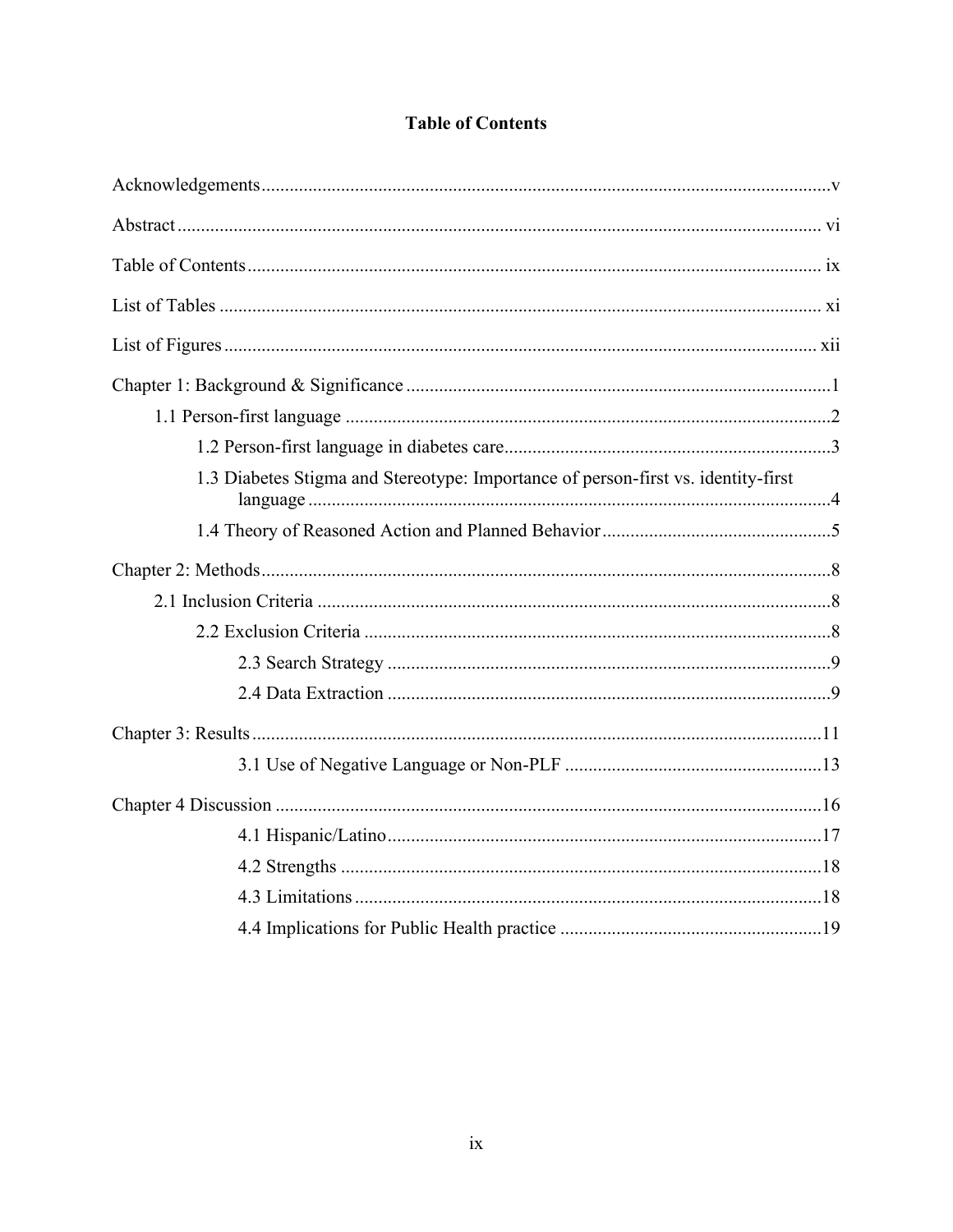# Table of Contents

Acknowledgements ........ v

Abstract ........ vi

Table of Contents ........ ix

List of Tables ........ xi

List of Figures ........ xii

Chapter 1: Background & Significance ........ 1

- 1.1 Person-first language ........ 2
  - 1.2 Person-first language in diabetes care ........ 3
  - 1.3 Diabetes Stigma and Stereotype: Importance of person-first vs. identity-first language ........ 4
  - 1.4 Theory of Reasoned Action and Planned Behavior ........ 5

Chapter 2: Methods ........ 8

- 2.1 Inclusion Criteria ........ 8
  - 2.2 Exclusion Criteria ........ 8
    - 2.3 Search Strategy ........ 9
    - 2.4 Data Extraction ........ 9

Chapter 3: Results ........ 11

- 3.1 Use of Negative Language or Non-PLF ........ 13

Chapter 4 Discussion ........ 16

- 4.1 Hispanic/Latino ........ 17
- 4.2 Strengths ........ 18
- 4.3 Limitations ........ 18
- 4.4 Implications for Public Health practice ........ 19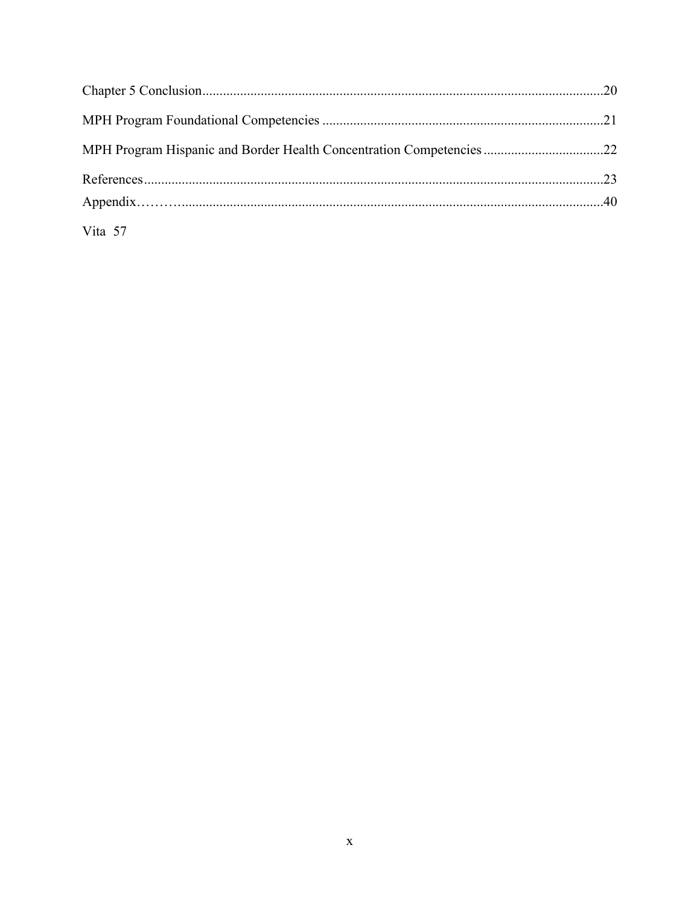Chapter 5 Conclusion....................................................................................................................20

MPH Program Foundational Competencies .................................................................................21

MPH Program Hispanic and Border Health Concentration Competencies ..................................22

References......................................................................................................................................23

Appendix……….............................................................................................................................40

Vita 57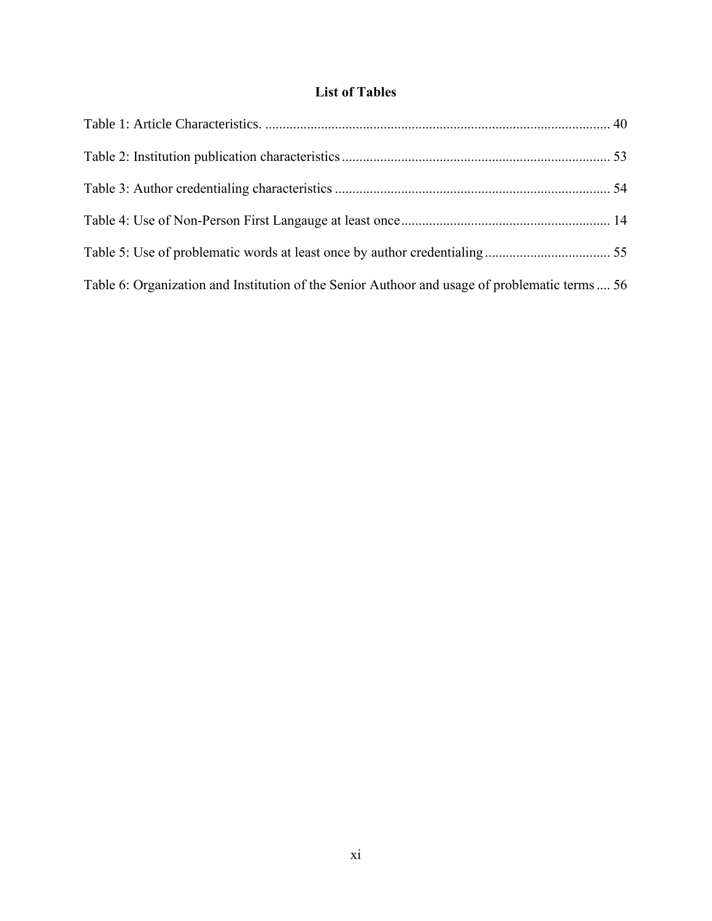# List of Tables

Table 1: Article Characteristics. .................................................................................................. 40

Table 2: Institution publication characteristics ............................................................................ 53

Table 3: Author credentialing characteristics .............................................................................. 54

Table 4: Use of Non-Person First Langauge at least once ........................................................... 14

Table 5: Use of problematic words at least once by author credentialing ................................... 55

Table 6: Organization and Institution of the Senior Authoor and usage of problematic terms .... 56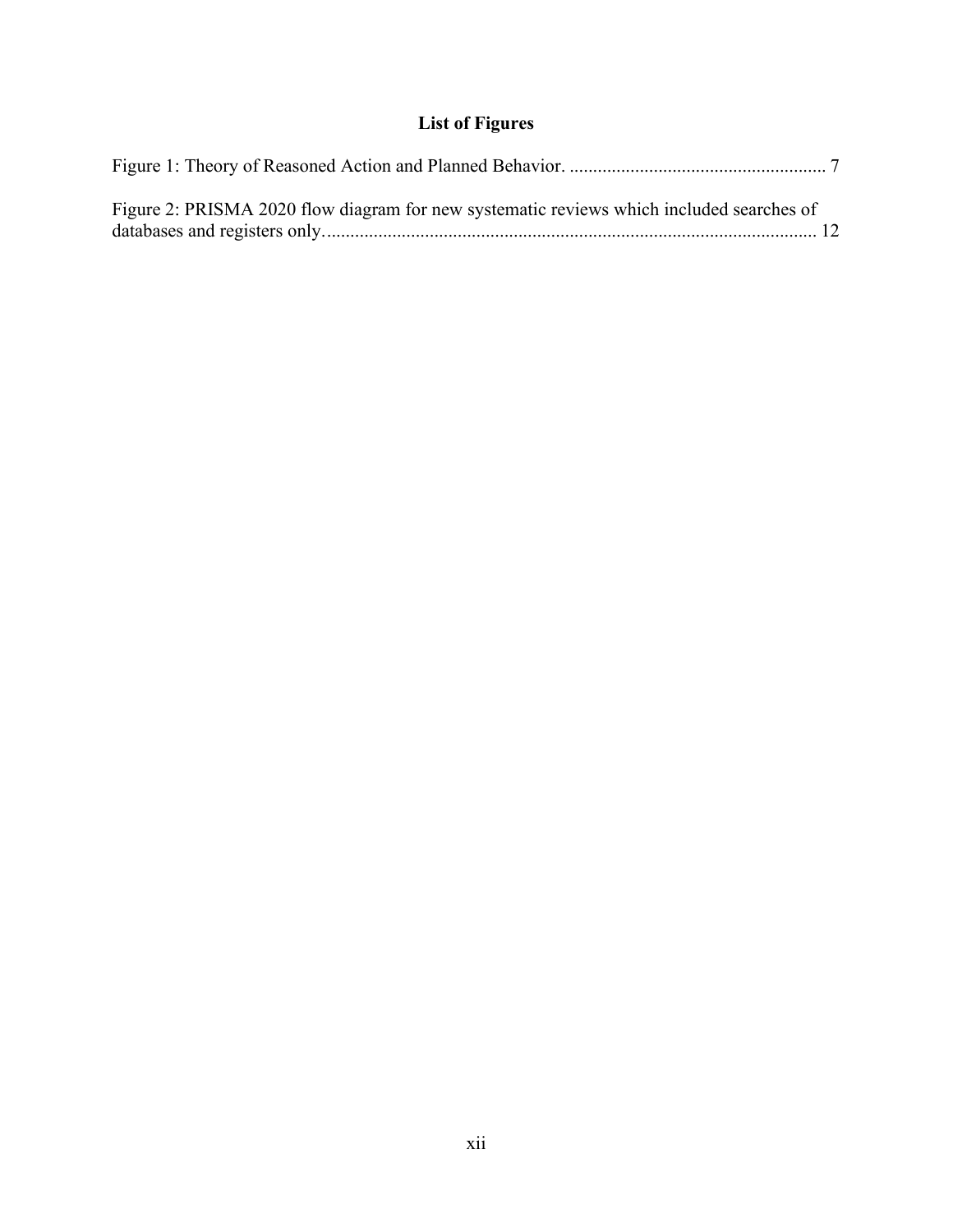# List of Figures

Figure 1: Theory of Reasoned Action and Planned Behavior. ...................................................... 7

Figure 2: PRISMA 2020 flow diagram for new systematic reviews which included searches of databases and registers only......................................................................................................... 12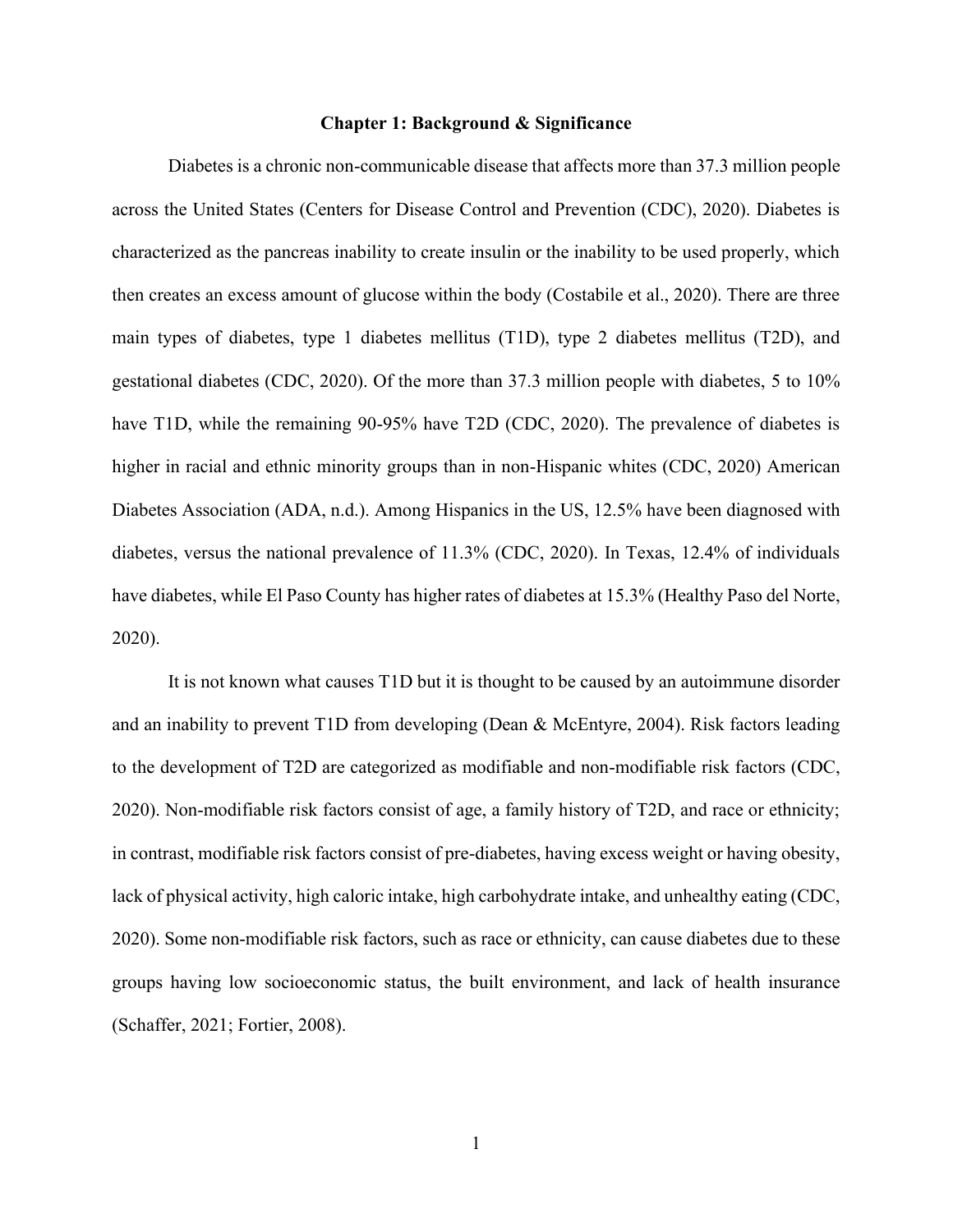# Chapter 1: Background & Significance

Diabetes is a chronic non-communicable disease that affects more than 37.3 million people across the United States (Centers for Disease Control and Prevention (CDC), 2020). Diabetes is characterized as the pancreas inability to create insulin or the inability to be used properly, which then creates an excess amount of glucose within the body (Costabile et al., 2020). There are three main types of diabetes, type 1 diabetes mellitus (T1D), type 2 diabetes mellitus (T2D), and gestational diabetes (CDC, 2020). Of the more than 37.3 million people with diabetes, 5 to 10% have T1D, while the remaining 90-95% have T2D (CDC, 2020). The prevalence of diabetes is higher in racial and ethnic minority groups than in non-Hispanic whites (CDC, 2020) American Diabetes Association (ADA, n.d.). Among Hispanics in the US, 12.5% have been diagnosed with diabetes, versus the national prevalence of 11.3% (CDC, 2020). In Texas, 12.4% of individuals have diabetes, while El Paso County has higher rates of diabetes at 15.3% (Healthy Paso del Norte, 2020).

It is not known what causes T1D but it is thought to be caused by an autoimmune disorder and an inability to prevent T1D from developing (Dean & McEntyre, 2004). Risk factors leading to the development of T2D are categorized as modifiable and non-modifiable risk factors (CDC, 2020). Non-modifiable risk factors consist of age, a family history of T2D, and race or ethnicity; in contrast, modifiable risk factors consist of pre-diabetes, having excess weight or having obesity, lack of physical activity, high caloric intake, high carbohydrate intake, and unhealthy eating (CDC, 2020). Some non-modifiable risk factors, such as race or ethnicity, can cause diabetes due to these groups having low socioeconomic status, the built environment, and lack of health insurance (Schaffer, 2021; Fortier, 2008).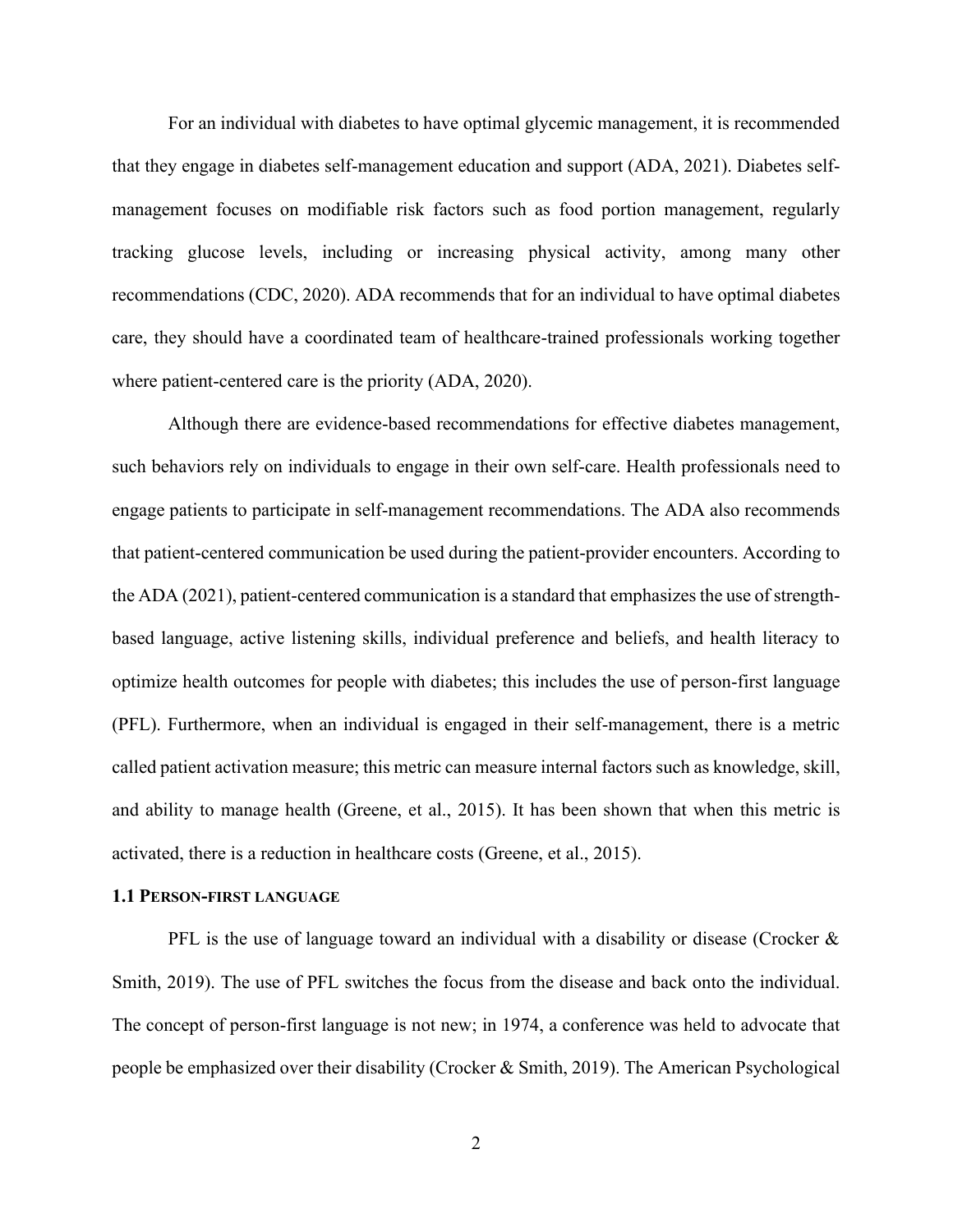For an individual with diabetes to have optimal glycemic management, it is recommended that they engage in diabetes self-management education and support (ADA, 2021). Diabetes self-management focuses on modifiable risk factors such as food portion management, regularly tracking glucose levels, including or increasing physical activity, among many other recommendations (CDC, 2020). ADA recommends that for an individual to have optimal diabetes care, they should have a coordinated team of healthcare-trained professionals working together where patient-centered care is the priority (ADA, 2020).

Although there are evidence-based recommendations for effective diabetes management, such behaviors rely on individuals to engage in their own self-care. Health professionals need to engage patients to participate in self-management recommendations. The ADA also recommends that patient-centered communication be used during the patient-provider encounters. According to the ADA (2021), patient-centered communication is a standard that emphasizes the use of strength-based language, active listening skills, individual preference and beliefs, and health literacy to optimize health outcomes for people with diabetes; this includes the use of person-first language (PFL). Furthermore, when an individual is engaged in their self-management, there is a metric called patient activation measure; this metric can measure internal factors such as knowledge, skill, and ability to manage health (Greene, et al., 2015). It has been shown that when this metric is activated, there is a reduction in healthcare costs (Greene, et al., 2015).

### 1.1 Person-first language

PFL is the use of language toward an individual with a disability or disease (Crocker & Smith, 2019). The use of PFL switches the focus from the disease and back onto the individual. The concept of person-first language is not new; in 1974, a conference was held to advocate that people be emphasized over their disability (Crocker & Smith, 2019). The American Psychological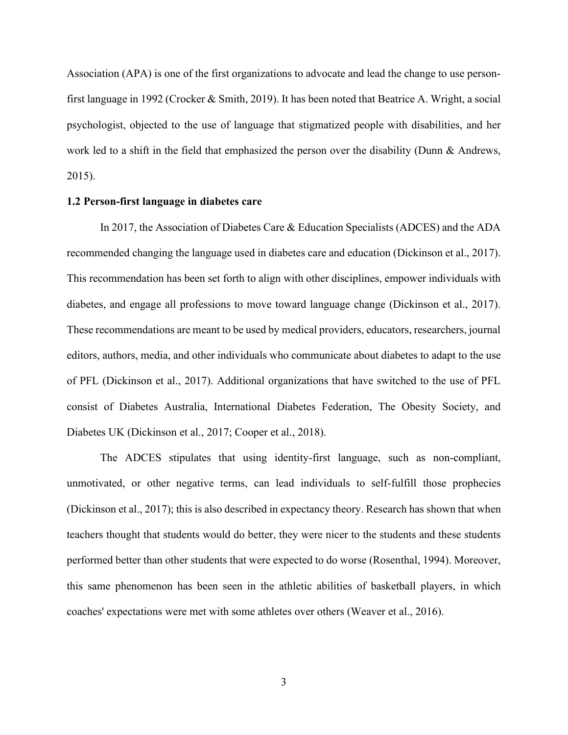Association (APA) is one of the first organizations to advocate and lead the change to use person-first language in 1992 (Crocker & Smith, 2019). It has been noted that Beatrice A. Wright, a social psychologist, objected to the use of language that stigmatized people with disabilities, and her work led to a shift in the field that emphasized the person over the disability (Dunn & Andrews, 2015).

### 1.2 Person-first language in diabetes care

In 2017, the Association of Diabetes Care & Education Specialists (ADCES) and the ADA recommended changing the language used in diabetes care and education (Dickinson et al., 2017). This recommendation has been set forth to align with other disciplines, empower individuals with diabetes, and engage all professions to move toward language change (Dickinson et al., 2017). These recommendations are meant to be used by medical providers, educators, researchers, journal editors, authors, media, and other individuals who communicate about diabetes to adapt to the use of PFL (Dickinson et al., 2017). Additional organizations that have switched to the use of PFL consist of Diabetes Australia, International Diabetes Federation, The Obesity Society, and Diabetes UK (Dickinson et al., 2017; Cooper et al., 2018).

The ADCES stipulates that using identity-first language, such as non-compliant, unmotivated, or other negative terms, can lead individuals to self-fulfill those prophecies (Dickinson et al., 2017); this is also described in expectancy theory. Research has shown that when teachers thought that students would do better, they were nicer to the students and these students performed better than other students that were expected to do worse (Rosenthal, 1994). Moreover, this same phenomenon has been seen in the athletic abilities of basketball players, in which coaches' expectations were met with some athletes over others (Weaver et al., 2016).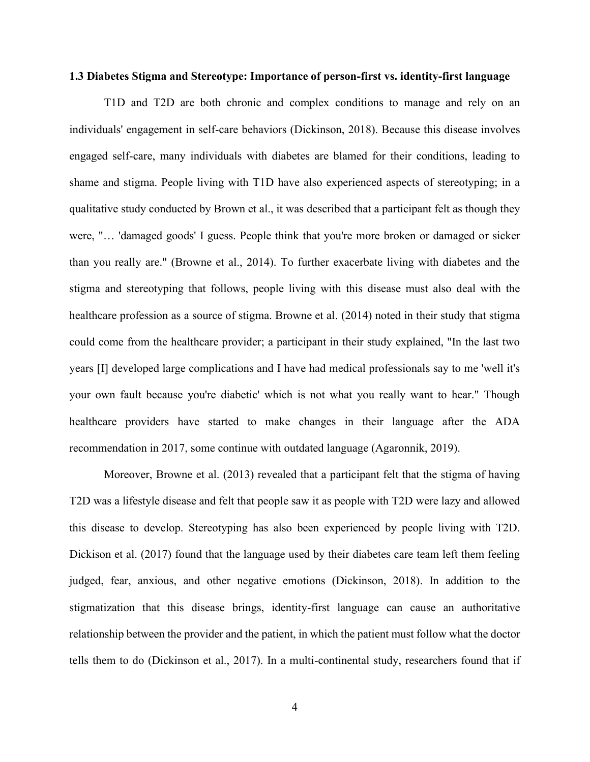### 1.3 Diabetes Stigma and Stereotype: Importance of person-first vs. identity-first language

T1D and T2D are both chronic and complex conditions to manage and rely on an individuals' engagement in self-care behaviors (Dickinson, 2018). Because this disease involves engaged self-care, many individuals with diabetes are blamed for their conditions, leading to shame and stigma. People living with T1D have also experienced aspects of stereotyping; in a qualitative study conducted by Brown et al., it was described that a participant felt as though they were, "… 'damaged goods' I guess. People think that you're more broken or damaged or sicker than you really are." (Browne et al., 2014). To further exacerbate living with diabetes and the stigma and stereotyping that follows, people living with this disease must also deal with the healthcare profession as a source of stigma. Browne et al. (2014) noted in their study that stigma could come from the healthcare provider; a participant in their study explained, "In the last two years [I] developed large complications and I have had medical professionals say to me 'well it's your own fault because you're diabetic' which is not what you really want to hear." Though healthcare providers have started to make changes in their language after the ADA recommendation in 2017, some continue with outdated language (Agaronnik, 2019).

Moreover, Browne et al. (2013) revealed that a participant felt that the stigma of having T2D was a lifestyle disease and felt that people saw it as people with T2D were lazy and allowed this disease to develop. Stereotyping has also been experienced by people living with T2D. Dickison et al. (2017) found that the language used by their diabetes care team left them feeling judged, fear, anxious, and other negative emotions (Dickinson, 2018). In addition to the stigmatization that this disease brings, identity-first language can cause an authoritative relationship between the provider and the patient, in which the patient must follow what the doctor tells them to do (Dickinson et al., 2017). In a multi-continental study, researchers found that if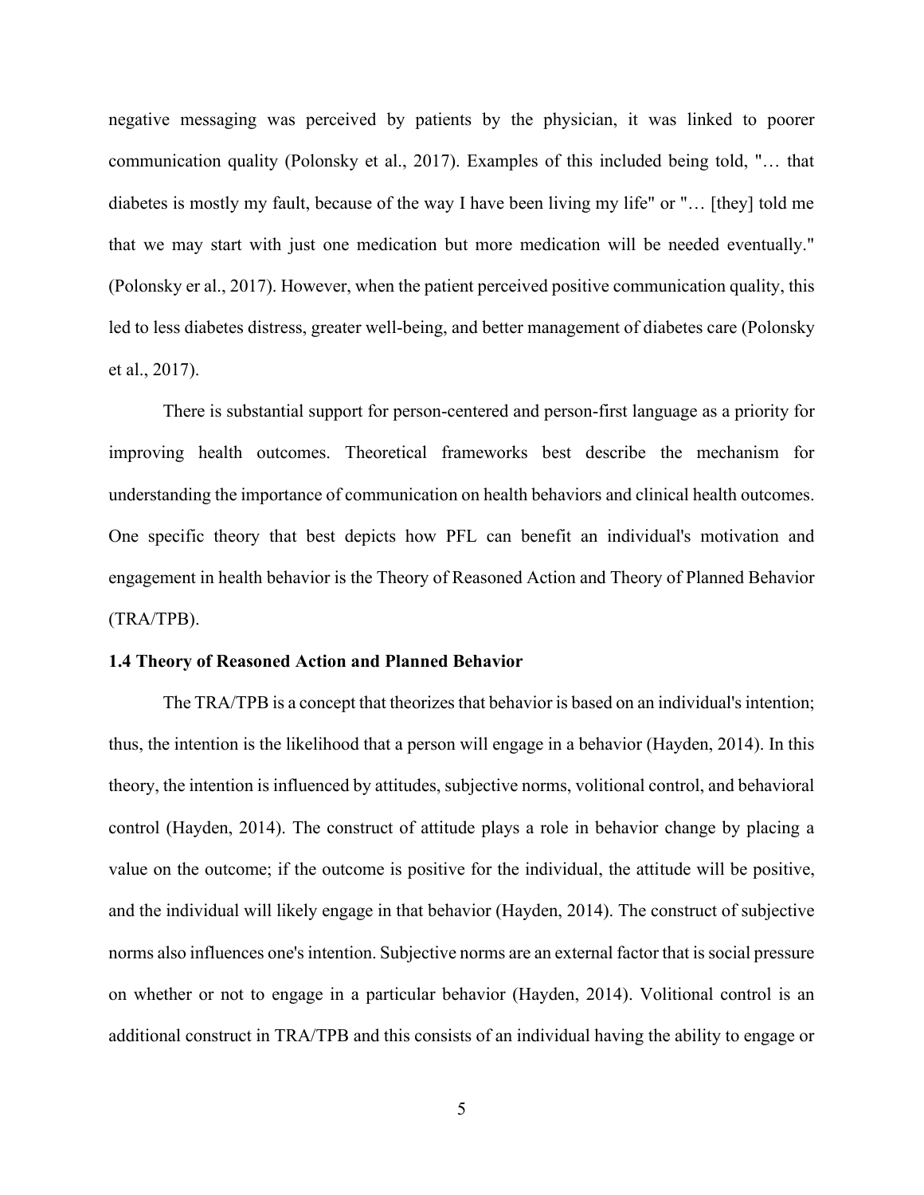negative messaging was perceived by patients by the physician, it was linked to poorer communication quality (Polonsky et al., 2017). Examples of this included being told, "… that diabetes is mostly my fault, because of the way I have been living my life" or "… [they] told me that we may start with just one medication but more medication will be needed eventually." (Polonsky er al., 2017). However, when the patient perceived positive communication quality, this led to less diabetes distress, greater well-being, and better management of diabetes care (Polonsky et al., 2017).

There is substantial support for person-centered and person-first language as a priority for improving health outcomes. Theoretical frameworks best describe the mechanism for understanding the importance of communication on health behaviors and clinical health outcomes. One specific theory that best depicts how PFL can benefit an individual's motivation and engagement in health behavior is the Theory of Reasoned Action and Theory of Planned Behavior (TRA/TPB).

### 1.4 Theory of Reasoned Action and Planned Behavior

The TRA/TPB is a concept that theorizes that behavior is based on an individual's intention; thus, the intention is the likelihood that a person will engage in a behavior (Hayden, 2014). In this theory, the intention is influenced by attitudes, subjective norms, volitional control, and behavioral control (Hayden, 2014). The construct of attitude plays a role in behavior change by placing a value on the outcome; if the outcome is positive for the individual, the attitude will be positive, and the individual will likely engage in that behavior (Hayden, 2014). The construct of subjective norms also influences one's intention. Subjective norms are an external factor that is social pressure on whether or not to engage in a particular behavior (Hayden, 2014). Volitional control is an additional construct in TRA/TPB and this consists of an individual having the ability to engage or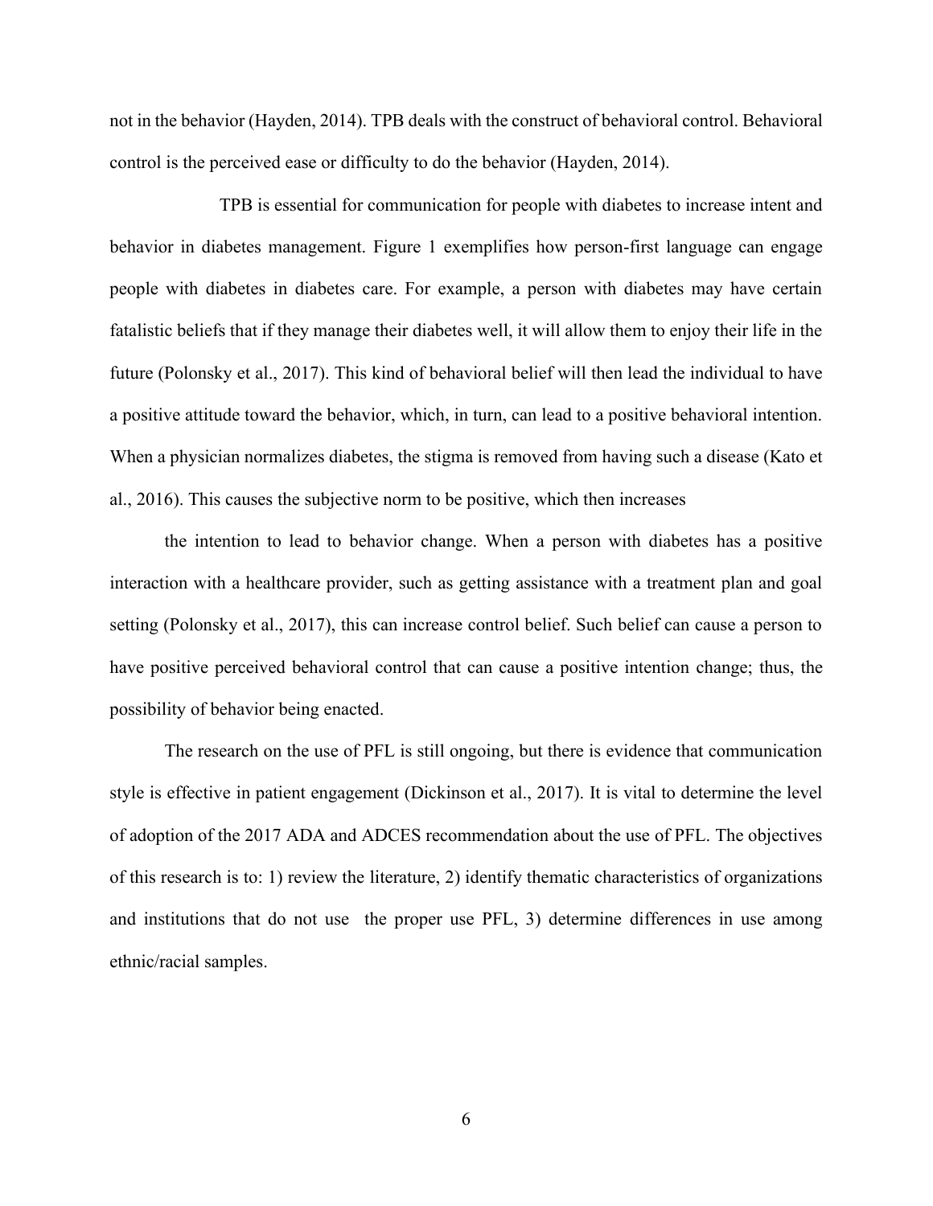not in the behavior (Hayden, 2014). TPB deals with the construct of behavioral control. Behavioral control is the perceived ease or difficulty to do the behavior (Hayden, 2014).

TPB is essential for communication for people with diabetes to increase intent and behavior in diabetes management. Figure 1 exemplifies how person-first language can engage people with diabetes in diabetes care. For example, a person with diabetes may have certain fatalistic beliefs that if they manage their diabetes well, it will allow them to enjoy their life in the future (Polonsky et al., 2017). This kind of behavioral belief will then lead the individual to have a positive attitude toward the behavior, which, in turn, can lead to a positive behavioral intention. When a physician normalizes diabetes, the stigma is removed from having such a disease (Kato et al., 2016). This causes the subjective norm to be positive, which then increases

the intention to lead to behavior change. When a person with diabetes has a positive interaction with a healthcare provider, such as getting assistance with a treatment plan and goal setting (Polonsky et al., 2017), this can increase control belief. Such belief can cause a person to have positive perceived behavioral control that can cause a positive intention change; thus, the possibility of behavior being enacted.

The research on the use of PFL is still ongoing, but there is evidence that communication style is effective in patient engagement (Dickinson et al., 2017). It is vital to determine the level of adoption of the 2017 ADA and ADCES recommendation about the use of PFL. The objectives of this research is to: 1) review the literature, 2) identify thematic characteristics of organizations and institutions that do not use the proper use PFL, 3) determine differences in use among ethnic/racial samples.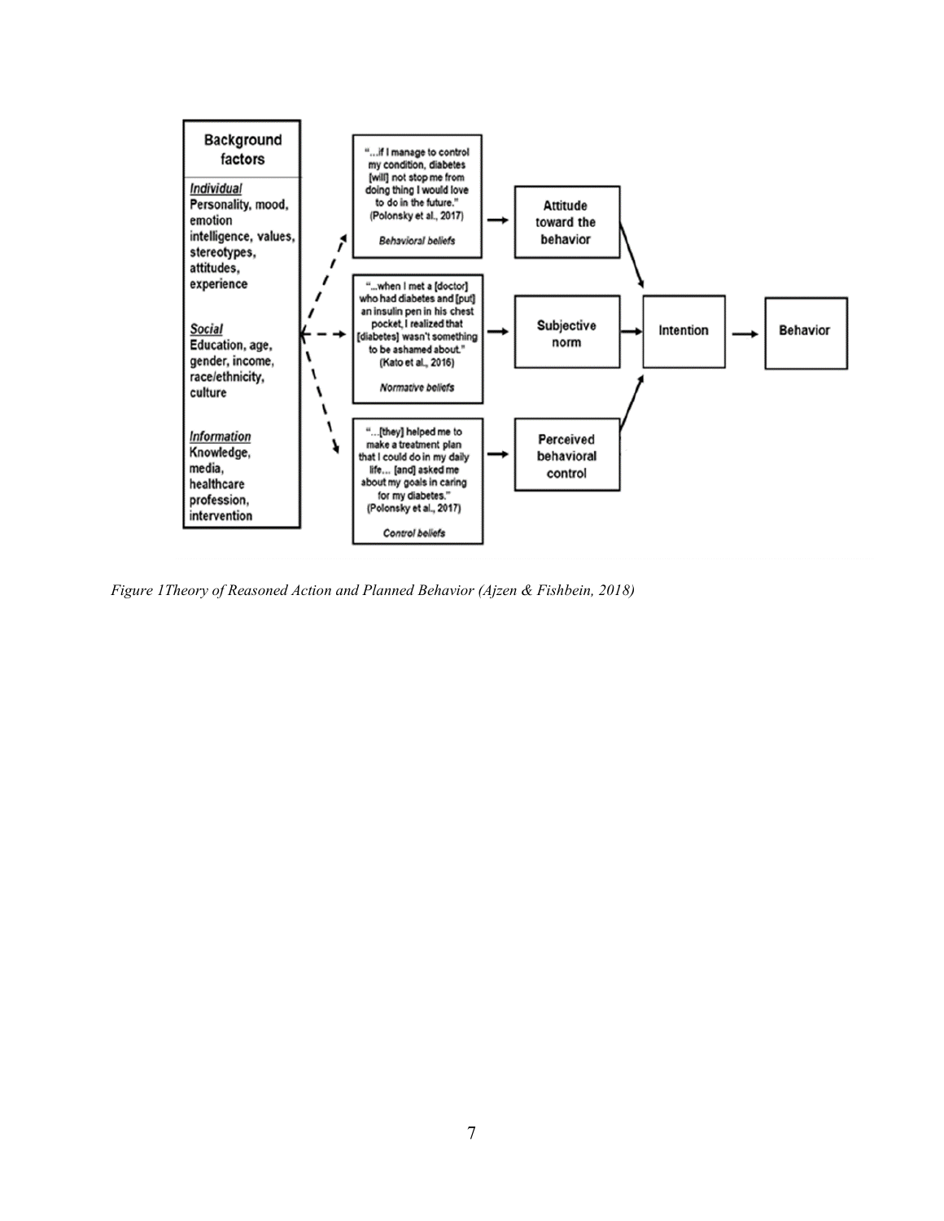**Background factors**

*Individual*
Personality, mood, emotion intelligence, values, stereotypes, attitudes, experience

*Social*
Education, age, gender, income, race/ethnicity, culture

*Information*
Knowledge, media, healthcare profession, intervention

"…if I manage to control my condition, diabetes [will] not stop me from doing thing I would love to do in the future." (Polonsky et al., 2017)

*Behavioral beliefs*

"…when I met a [doctor] who had diabetes and [put] an insulin pen in his chest pocket, I realized that [diabetes] wasn't something to be ashamed about." (Kato et al., 2016)

*Normative beliefs*

"…[they] helped me to make a treatment plan that I could do in my daily life… [and] asked me about my goals in caring for my diabetes." (Polonsky et al., 2017)

*Control beliefs*

Attitude toward the behavior

Subjective norm

Perceived behavioral control

Intention

Behavior

*Figure 1Theory of Reasoned Action and Planned Behavior (Ajzen & Fishbein, 2018)*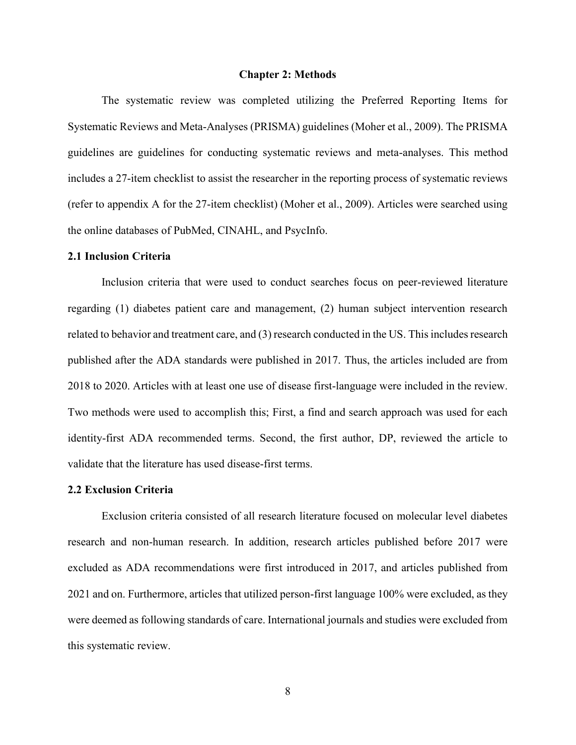# Chapter 2: Methods

The systematic review was completed utilizing the Preferred Reporting Items for Systematic Reviews and Meta-Analyses (PRISMA) guidelines (Moher et al., 2009). The PRISMA guidelines are guidelines for conducting systematic reviews and meta-analyses. This method includes a 27-item checklist to assist the researcher in the reporting process of systematic reviews (refer to appendix A for the 27-item checklist) (Moher et al., 2009). Articles were searched using the online databases of PubMed, CINAHL, and PsycInfo.

## 2.1 Inclusion Criteria

Inclusion criteria that were used to conduct searches focus on peer-reviewed literature regarding (1) diabetes patient care and management, (2) human subject intervention research related to behavior and treatment care, and (3) research conducted in the US. This includes research published after the ADA standards were published in 2017. Thus, the articles included are from 2018 to 2020. Articles with at least one use of disease first-language were included in the review. Two methods were used to accomplish this; First, a find and search approach was used for each identity-first ADA recommended terms. Second, the first author, DP, reviewed the article to validate that the literature has used disease-first terms.

## 2.2 Exclusion Criteria

Exclusion criteria consisted of all research literature focused on molecular level diabetes research and non-human research. In addition, research articles published before 2017 were excluded as ADA recommendations were first introduced in 2017, and articles published from 2021 and on. Furthermore, articles that utilized person-first language 100% were excluded, as they were deemed as following standards of care. International journals and studies were excluded from this systematic review.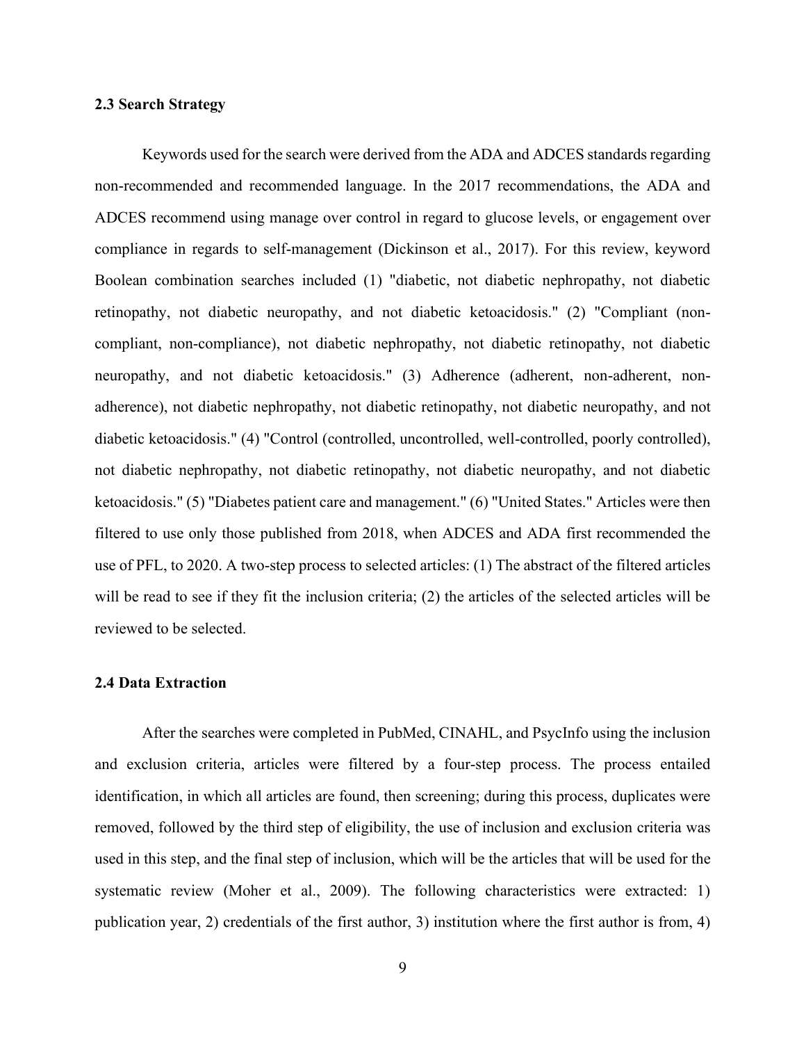### 2.3 Search Strategy

Keywords used for the search were derived from the ADA and ADCES standards regarding non-recommended and recommended language. In the 2017 recommendations, the ADA and ADCES recommend using manage over control in regard to glucose levels, or engagement over compliance in regards to self-management (Dickinson et al., 2017). For this review, keyword Boolean combination searches included (1) "diabetic, not diabetic nephropathy, not diabetic retinopathy, not diabetic neuropathy, and not diabetic ketoacidosis." (2) "Compliant (non-compliant, non-compliance), not diabetic nephropathy, not diabetic retinopathy, not diabetic neuropathy, and not diabetic ketoacidosis." (3) Adherence (adherent, non-adherent, non-adherence), not diabetic nephropathy, not diabetic retinopathy, not diabetic neuropathy, and not diabetic ketoacidosis." (4) "Control (controlled, uncontrolled, well-controlled, poorly controlled), not diabetic nephropathy, not diabetic retinopathy, not diabetic neuropathy, and not diabetic ketoacidosis." (5) "Diabetes patient care and management." (6) "United States." Articles were then filtered to use only those published from 2018, when ADCES and ADA first recommended the use of PFL, to 2020. A two-step process to selected articles: (1) The abstract of the filtered articles will be read to see if they fit the inclusion criteria; (2) the articles of the selected articles will be reviewed to be selected.

### 2.4 Data Extraction

After the searches were completed in PubMed, CINAHL, and PsycInfo using the inclusion and exclusion criteria, articles were filtered by a four-step process. The process entailed identification, in which all articles are found, then screening; during this process, duplicates were removed, followed by the third step of eligibility, the use of inclusion and exclusion criteria was used in this step, and the final step of inclusion, which will be the articles that will be used for the systematic review (Moher et al., 2009). The following characteristics were extracted: 1) publication year, 2) credentials of the first author, 3) institution where the first author is from, 4)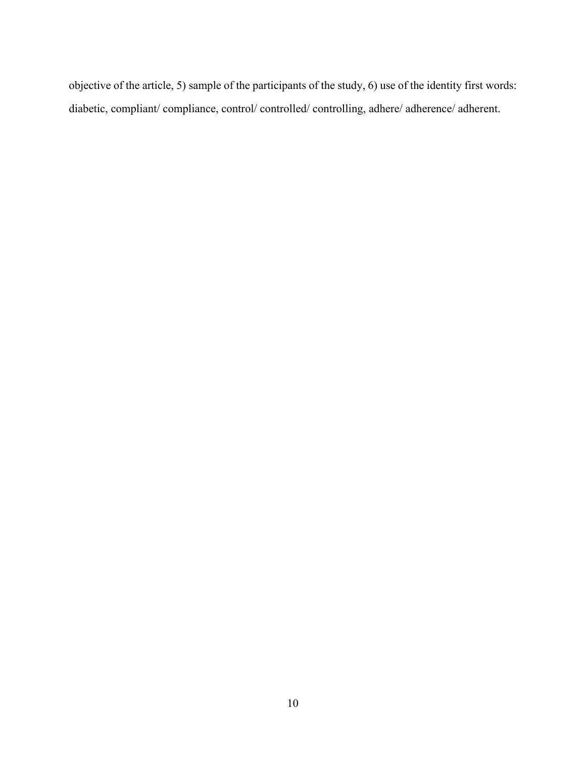objective of the article, 5) sample of the participants of the study, 6) use of the identity first words: diabetic, compliant/ compliance, control/ controlled/ controlling, adhere/ adherence/ adherent.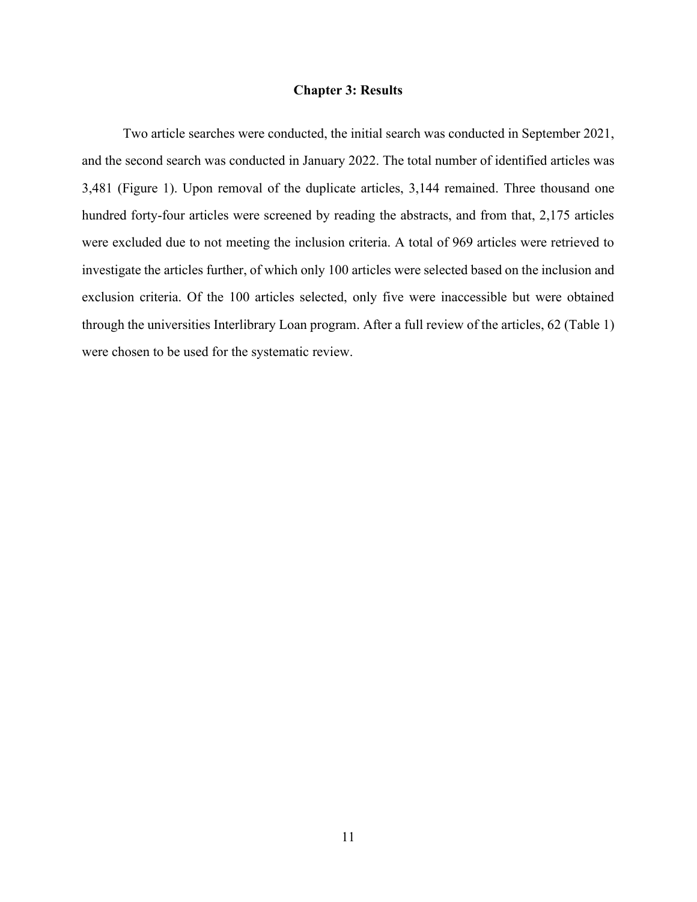# Chapter 3: Results

Two article searches were conducted, the initial search was conducted in September 2021, and the second search was conducted in January 2022. The total number of identified articles was 3,481 (Figure 1). Upon removal of the duplicate articles, 3,144 remained. Three thousand one hundred forty-four articles were screened by reading the abstracts, and from that, 2,175 articles were excluded due to not meeting the inclusion criteria. A total of 969 articles were retrieved to investigate the articles further, of which only 100 articles were selected based on the inclusion and exclusion criteria. Of the 100 articles selected, only five were inaccessible but were obtained through the universities Interlibrary Loan program. After a full review of the articles, 62 (Table 1) were chosen to be used for the systematic review.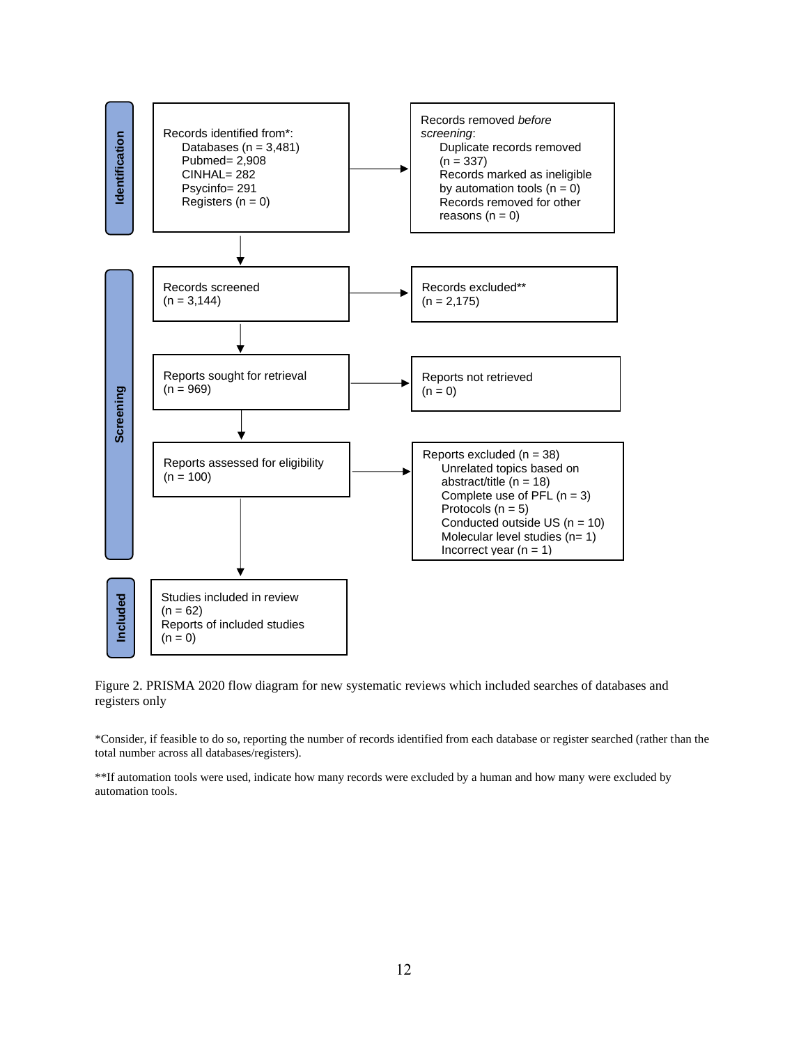**Identification**

Records identified from*:
- Databases (n = 3,481)
- Pubmed= 2,908
- CINHAL= 282
- Psycinfo= 291
- Registers (n = 0)

Records removed *before screening*:
- Duplicate records removed (n = 337)
- Records marked as ineligible by automation tools (n = 0)
- Records removed for other reasons (n = 0)

**Screening**

Records screened (n = 3,144)

Records excluded** (n = 2,175)

Reports sought for retrieval (n = 969)

Reports not retrieved (n = 0)

Reports assessed for eligibility (n = 100)

Reports excluded (n = 38)
- Unrelated topics based on abstract/title (n = 18)
- Complete use of PFL (n = 3)
- Protocols (n = 5)
- Conducted outside US (n = 10)
- Molecular level studies (n= 1)
- Incorrect year (n = 1)

**Included**

Studies included in review (n = 62)
Reports of included studies (n = 0)

Figure 2. PRISMA 2020 flow diagram for new systematic reviews which included searches of databases and registers only

*Consider, if feasible to do so, reporting the number of records identified from each database or register searched (rather than the total number across all databases/registers).

**If automation tools were used, indicate how many records were excluded by a human and how many were excluded by automation tools.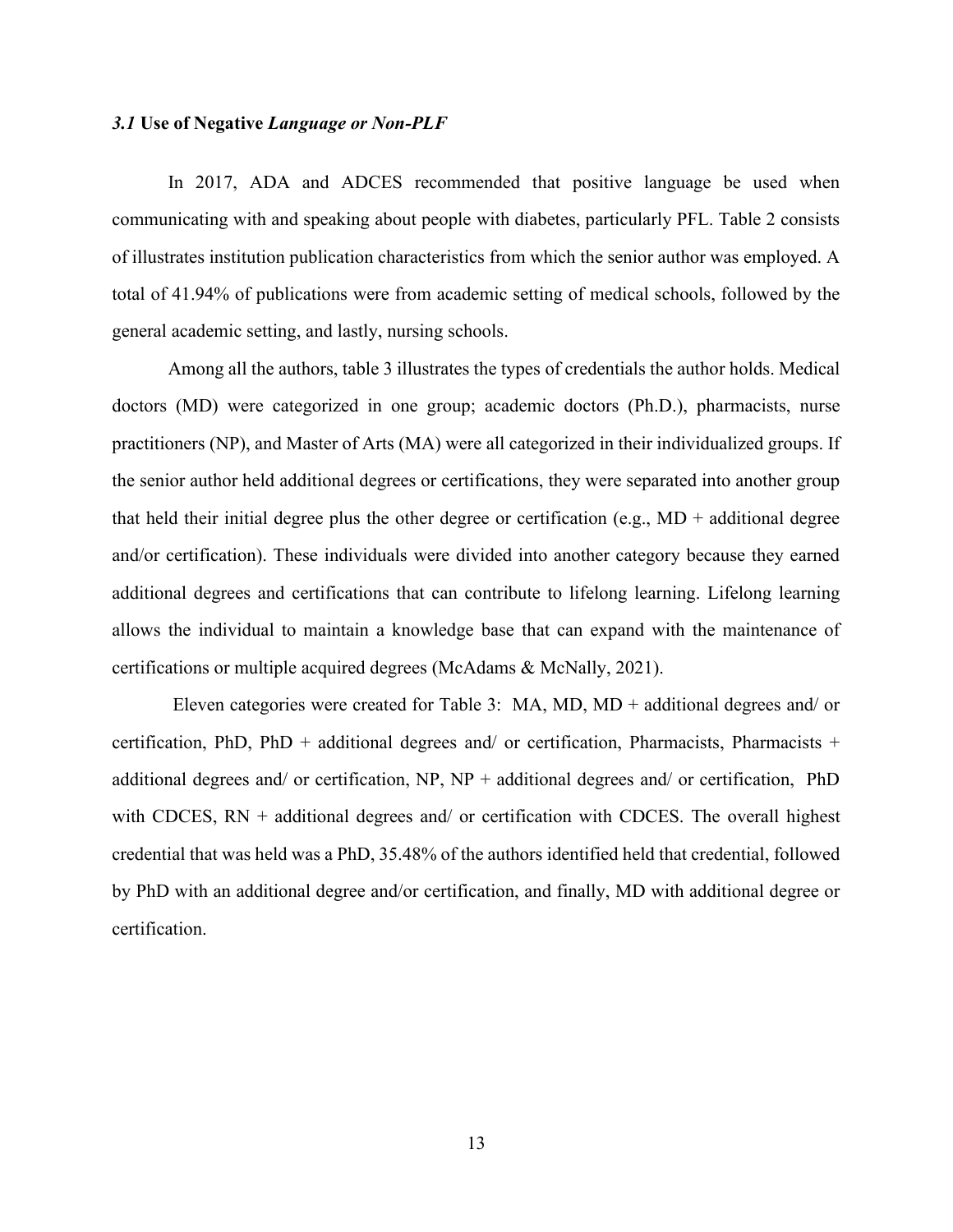### *3.1* **Use of Negative** ***Language or Non-PLF***

In 2017, ADA and ADCES recommended that positive language be used when communicating with and speaking about people with diabetes, particularly PFL. Table 2 consists of illustrates institution publication characteristics from which the senior author was employed. A total of 41.94% of publications were from academic setting of medical schools, followed by the general academic setting, and lastly, nursing schools.

Among all the authors, table 3 illustrates the types of credentials the author holds. Medical doctors (MD) were categorized in one group; academic doctors (Ph.D.), pharmacists, nurse practitioners (NP), and Master of Arts (MA) were all categorized in their individualized groups. If the senior author held additional degrees or certifications, they were separated into another group that held their initial degree plus the other degree or certification (e.g., MD + additional degree and/or certification). These individuals were divided into another category because they earned additional degrees and certifications that can contribute to lifelong learning. Lifelong learning allows the individual to maintain a knowledge base that can expand with the maintenance of certifications or multiple acquired degrees (McAdams & McNally, 2021).

Eleven categories were created for Table 3: MA, MD, MD + additional degrees and/ or certification, PhD, PhD + additional degrees and/ or certification, Pharmacists, Pharmacists + additional degrees and/ or certification, NP, NP + additional degrees and/ or certification, PhD with CDCES, RN + additional degrees and/ or certification with CDCES. The overall highest credential that was held was a PhD, 35.48% of the authors identified held that credential, followed by PhD with an additional degree and/or certification, and finally, MD with additional degree or certification.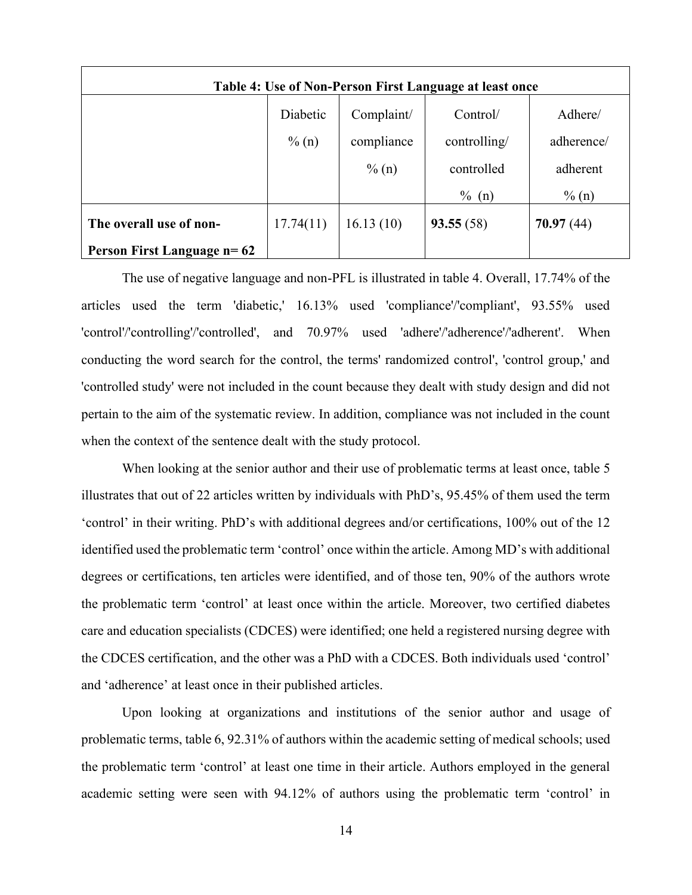| Table 4: Use of Non-Person First Language at least once | | | | |
|---|---|---|---|---|
| | Diabetic % (n) | Complaint/ compliance % (n) | Control/ controlling/ controlled % (n) | Adhere/ adherence/ adherent % (n) |
| **The overall use of non-Person First Language n= 62** | 17.74(11) | 16.13 (10) | **93.55** (58) | **70.97** (44) |

The use of negative language and non-PFL is illustrated in table 4. Overall, 17.74% of the articles used the term 'diabetic,' 16.13% used 'compliance'/'compliant', 93.55% used 'control'/'controlling'/'controlled', and 70.97% used 'adhere'/'adherence'/'adherent'. When conducting the word search for the control, the terms' randomized control', 'control group,' and 'controlled study' were not included in the count because they dealt with study design and did not pertain to the aim of the systematic review. In addition, compliance was not included in the count when the context of the sentence dealt with the study protocol.

When looking at the senior author and their use of problematic terms at least once, table 5 illustrates that out of 22 articles written by individuals with PhD's, 95.45% of them used the term 'control' in their writing. PhD's with additional degrees and/or certifications, 100% out of the 12 identified used the problematic term 'control' once within the article. Among MD's with additional degrees or certifications, ten articles were identified, and of those ten, 90% of the authors wrote the problematic term 'control' at least once within the article. Moreover, two certified diabetes care and education specialists (CDCES) were identified; one held a registered nursing degree with the CDCES certification, and the other was a PhD with a CDCES. Both individuals used 'control' and 'adherence' at least once in their published articles.

Upon looking at organizations and institutions of the senior author and usage of problematic terms, table 6, 92.31% of authors within the academic setting of medical schools; used the problematic term 'control' at least one time in their article. Authors employed in the general academic setting were seen with 94.12% of authors using the problematic term 'control' in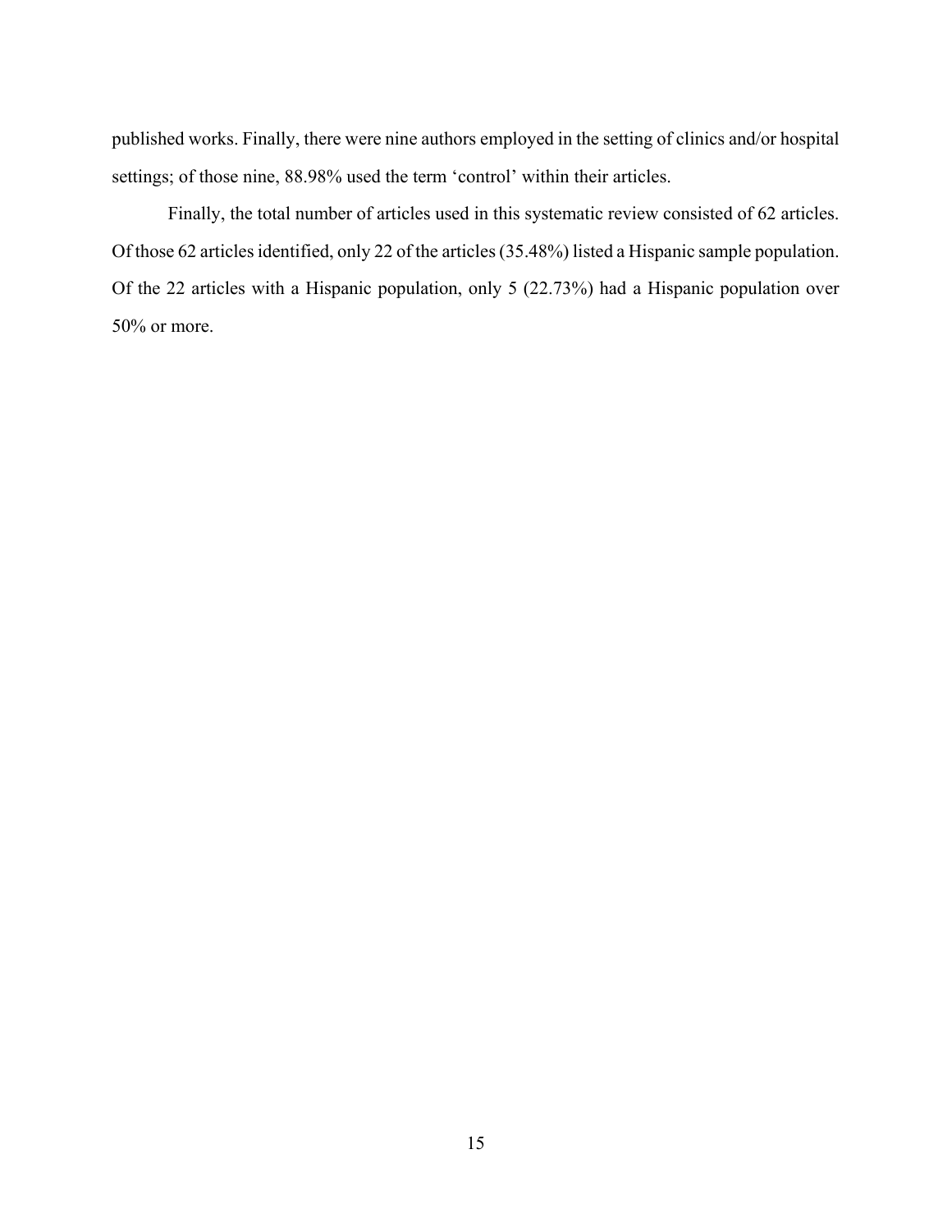published works. Finally, there were nine authors employed in the setting of clinics and/or hospital settings; of those nine, 88.98% used the term 'control' within their articles.

Finally, the total number of articles used in this systematic review consisted of 62 articles. Of those 62 articles identified, only 22 of the articles (35.48%) listed a Hispanic sample population. Of the 22 articles with a Hispanic population, only 5 (22.73%) had a Hispanic population over 50% or more.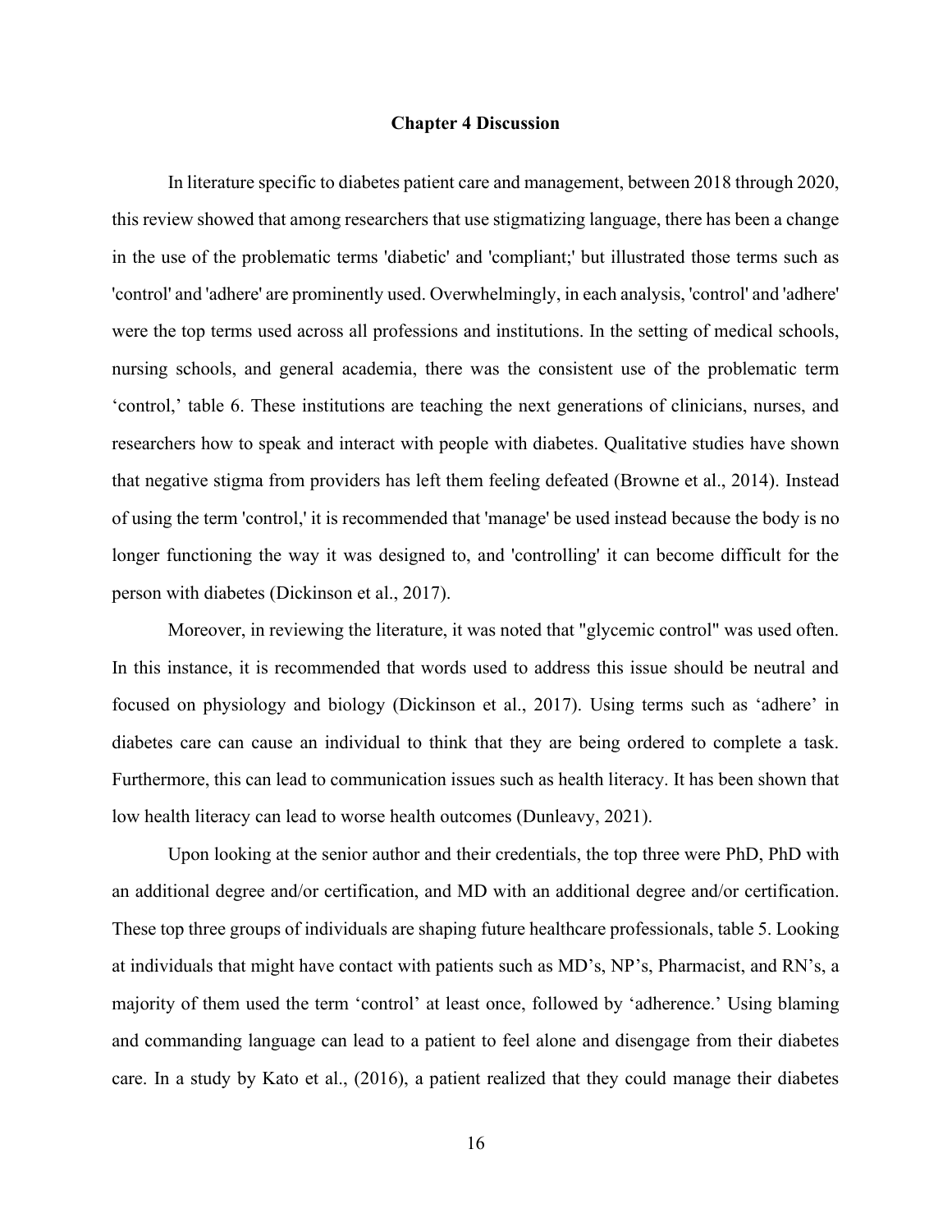# Chapter 4 Discussion

In literature specific to diabetes patient care and management, between 2018 through 2020, this review showed that among researchers that use stigmatizing language, there has been a change in the use of the problematic terms 'diabetic' and 'compliant;' but illustrated those terms such as 'control' and 'adhere' are prominently used. Overwhelmingly, in each analysis, 'control' and 'adhere' were the top terms used across all professions and institutions. In the setting of medical schools, nursing schools, and general academia, there was the consistent use of the problematic term 'control,' table 6. These institutions are teaching the next generations of clinicians, nurses, and researchers how to speak and interact with people with diabetes. Qualitative studies have shown that negative stigma from providers has left them feeling defeated (Browne et al., 2014). Instead of using the term 'control,' it is recommended that 'manage' be used instead because the body is no longer functioning the way it was designed to, and 'controlling' it can become difficult for the person with diabetes (Dickinson et al., 2017).

Moreover, in reviewing the literature, it was noted that "glycemic control" was used often. In this instance, it is recommended that words used to address this issue should be neutral and focused on physiology and biology (Dickinson et al., 2017). Using terms such as 'adhere' in diabetes care can cause an individual to think that they are being ordered to complete a task. Furthermore, this can lead to communication issues such as health literacy. It has been shown that low health literacy can lead to worse health outcomes (Dunleavy, 2021).

Upon looking at the senior author and their credentials, the top three were PhD, PhD with an additional degree and/or certification, and MD with an additional degree and/or certification. These top three groups of individuals are shaping future healthcare professionals, table 5. Looking at individuals that might have contact with patients such as MD's, NP's, Pharmacist, and RN's, a majority of them used the term 'control' at least once, followed by 'adherence.' Using blaming and commanding language can lead to a patient to feel alone and disengage from their diabetes care. In a study by Kato et al., (2016), a patient realized that they could manage their diabetes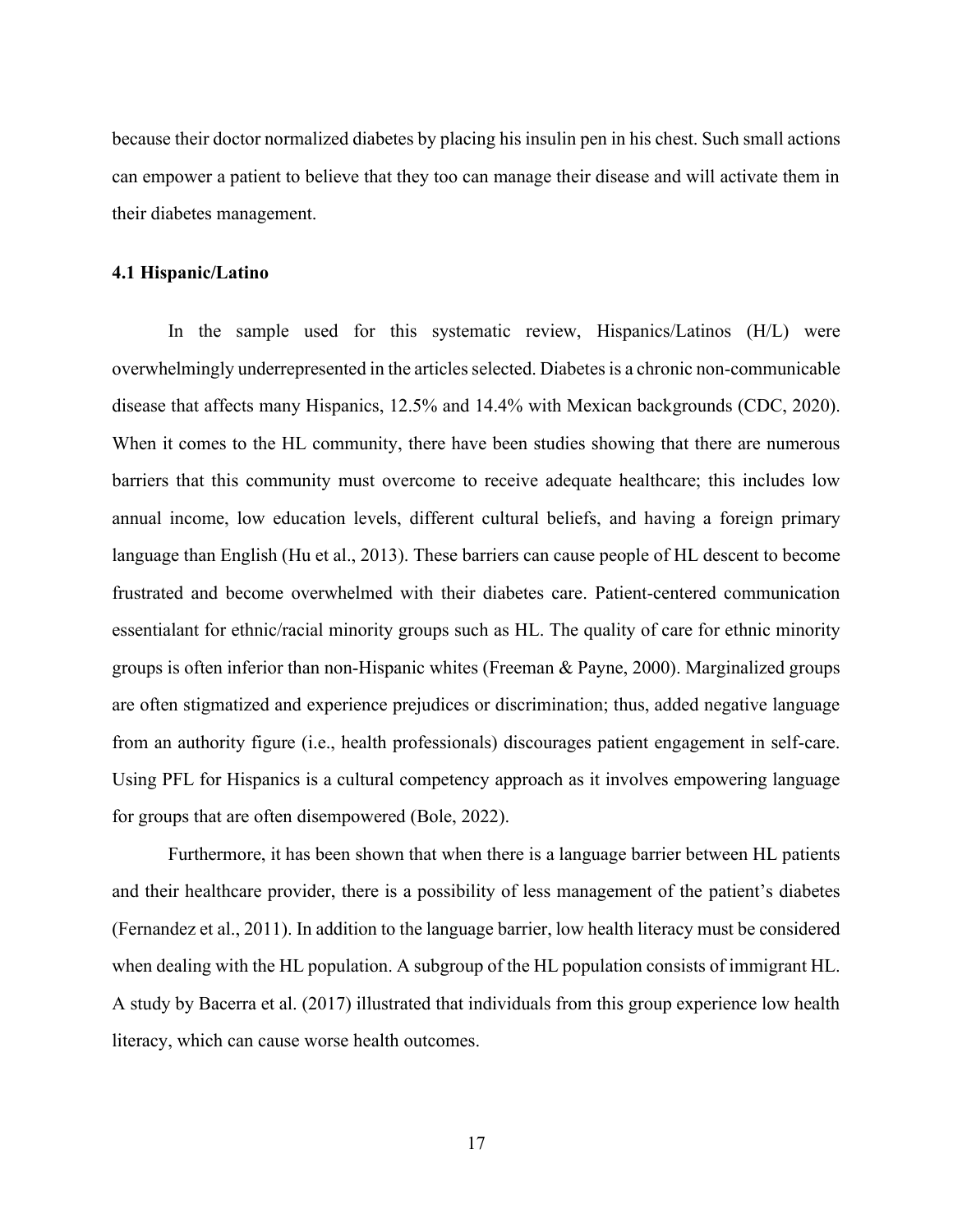because their doctor normalized diabetes by placing his insulin pen in his chest. Such small actions can empower a patient to believe that they too can manage their disease and will activate them in their diabetes management.

### 4.1 Hispanic/Latino

In the sample used for this systematic review, Hispanics/Latinos (H/L) were overwhelmingly underrepresented in the articles selected. Diabetes is a chronic non-communicable disease that affects many Hispanics, 12.5% and 14.4% with Mexican backgrounds (CDC, 2020). When it comes to the HL community, there have been studies showing that there are numerous barriers that this community must overcome to receive adequate healthcare; this includes low annual income, low education levels, different cultural beliefs, and having a foreign primary language than English (Hu et al., 2013). These barriers can cause people of HL descent to become frustrated and become overwhelmed with their diabetes care. Patient-centered communication essentialant for ethnic/racial minority groups such as HL. The quality of care for ethnic minority groups is often inferior than non-Hispanic whites (Freeman & Payne, 2000). Marginalized groups are often stigmatized and experience prejudices or discrimination; thus, added negative language from an authority figure (i.e., health professionals) discourages patient engagement in self-care. Using PFL for Hispanics is a cultural competency approach as it involves empowering language for groups that are often disempowered (Bole, 2022).

Furthermore, it has been shown that when there is a language barrier between HL patients and their healthcare provider, there is a possibility of less management of the patient's diabetes (Fernandez et al., 2011). In addition to the language barrier, low health literacy must be considered when dealing with the HL population. A subgroup of the HL population consists of immigrant HL. A study by Bacerra et al. (2017) illustrated that individuals from this group experience low health literacy, which can cause worse health outcomes.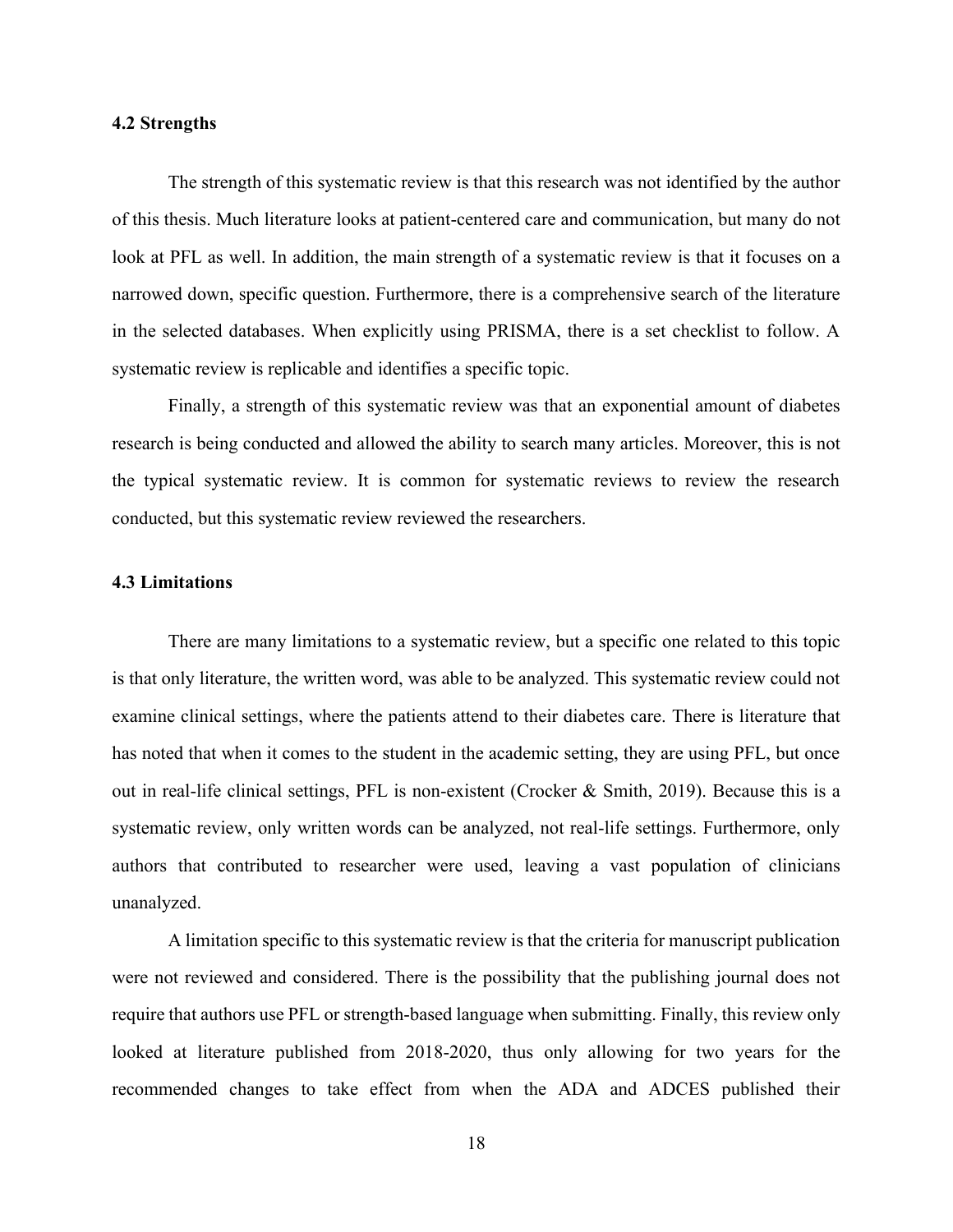### 4.2 Strengths

The strength of this systematic review is that this research was not identified by the author of this thesis. Much literature looks at patient-centered care and communication, but many do not look at PFL as well. In addition, the main strength of a systematic review is that it focuses on a narrowed down, specific question. Furthermore, there is a comprehensive search of the literature in the selected databases. When explicitly using PRISMA, there is a set checklist to follow. A systematic review is replicable and identifies a specific topic.

Finally, a strength of this systematic review was that an exponential amount of diabetes research is being conducted and allowed the ability to search many articles. Moreover, this is not the typical systematic review. It is common for systematic reviews to review the research conducted, but this systematic review reviewed the researchers.

### 4.3 Limitations

There are many limitations to a systematic review, but a specific one related to this topic is that only literature, the written word, was able to be analyzed. This systematic review could not examine clinical settings, where the patients attend to their diabetes care. There is literature that has noted that when it comes to the student in the academic setting, they are using PFL, but once out in real-life clinical settings, PFL is non-existent (Crocker & Smith, 2019). Because this is a systematic review, only written words can be analyzed, not real-life settings. Furthermore, only authors that contributed to researcher were used, leaving a vast population of clinicians unanalyzed.

A limitation specific to this systematic review is that the criteria for manuscript publication were not reviewed and considered. There is the possibility that the publishing journal does not require that authors use PFL or strength-based language when submitting. Finally, this review only looked at literature published from 2018-2020, thus only allowing for two years for the recommended changes to take effect from when the ADA and ADCES published their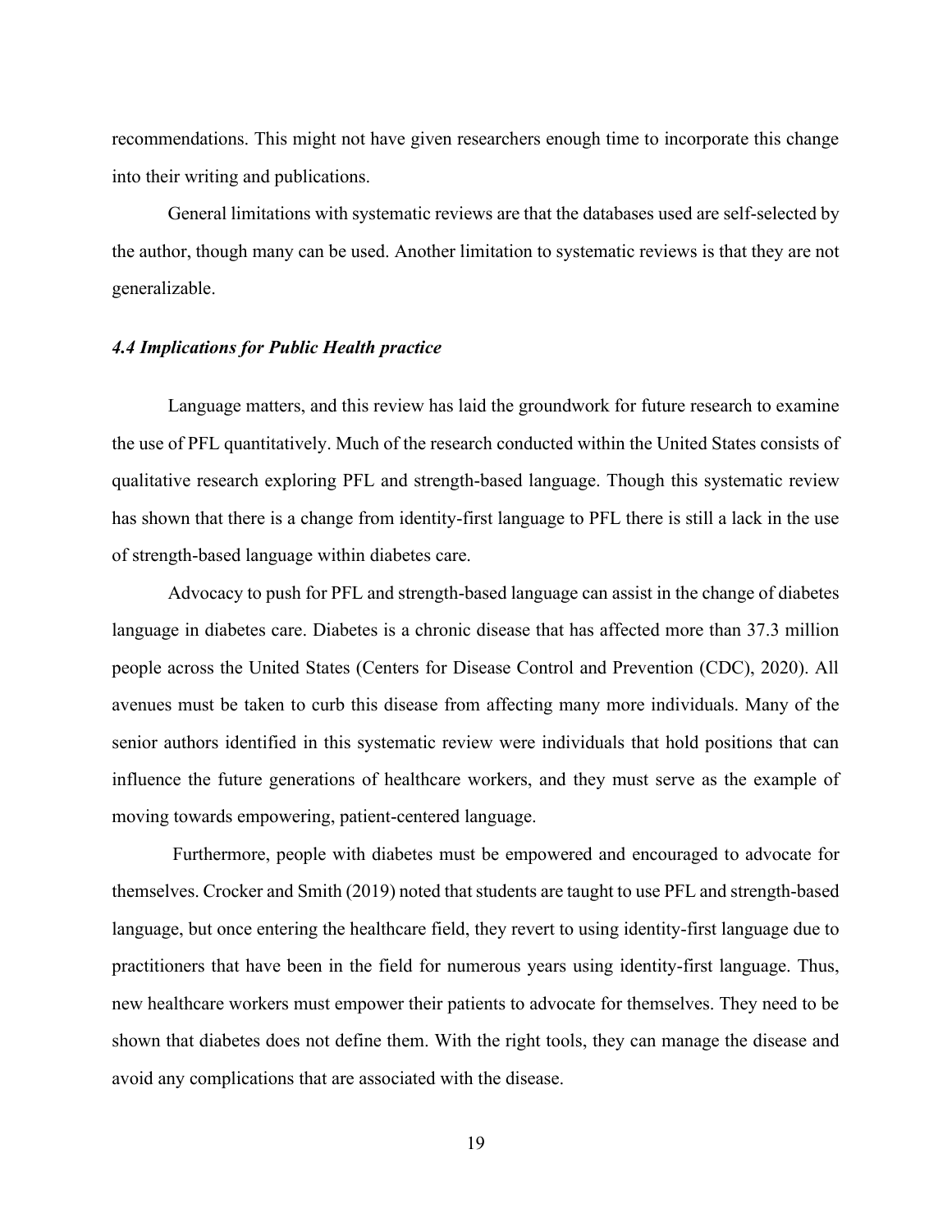recommendations. This might not have given researchers enough time to incorporate this change into their writing and publications.

General limitations with systematic reviews are that the databases used are self-selected by the author, though many can be used. Another limitation to systematic reviews is that they are not generalizable.

### *4.4 Implications for Public Health practice*

Language matters, and this review has laid the groundwork for future research to examine the use of PFL quantitatively. Much of the research conducted within the United States consists of qualitative research exploring PFL and strength-based language. Though this systematic review has shown that there is a change from identity-first language to PFL there is still a lack in the use of strength-based language within diabetes care.

Advocacy to push for PFL and strength-based language can assist in the change of diabetes language in diabetes care. Diabetes is a chronic disease that has affected more than 37.3 million people across the United States (Centers for Disease Control and Prevention (CDC), 2020). All avenues must be taken to curb this disease from affecting many more individuals. Many of the senior authors identified in this systematic review were individuals that hold positions that can influence the future generations of healthcare workers, and they must serve as the example of moving towards empowering, patient-centered language.

Furthermore, people with diabetes must be empowered and encouraged to advocate for themselves. Crocker and Smith (2019) noted that students are taught to use PFL and strength-based language, but once entering the healthcare field, they revert to using identity-first language due to practitioners that have been in the field for numerous years using identity-first language. Thus, new healthcare workers must empower their patients to advocate for themselves. They need to be shown that diabetes does not define them. With the right tools, they can manage the disease and avoid any complications that are associated with the disease.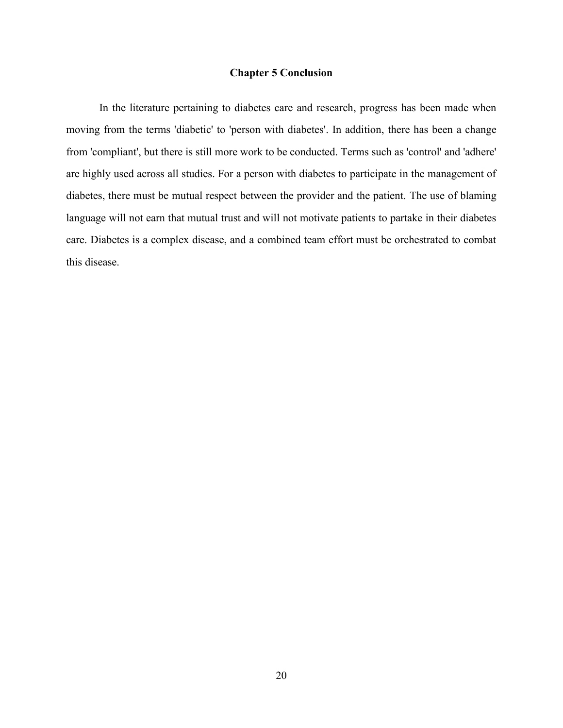# Chapter 5 Conclusion

In the literature pertaining to diabetes care and research, progress has been made when moving from the terms 'diabetic' to 'person with diabetes'. In addition, there has been a change from 'compliant', but there is still more work to be conducted. Terms such as 'control' and 'adhere' are highly used across all studies. For a person with diabetes to participate in the management of diabetes, there must be mutual respect between the provider and the patient. The use of blaming language will not earn that mutual trust and will not motivate patients to partake in their diabetes care. Diabetes is a complex disease, and a combined team effort must be orchestrated to combat this disease.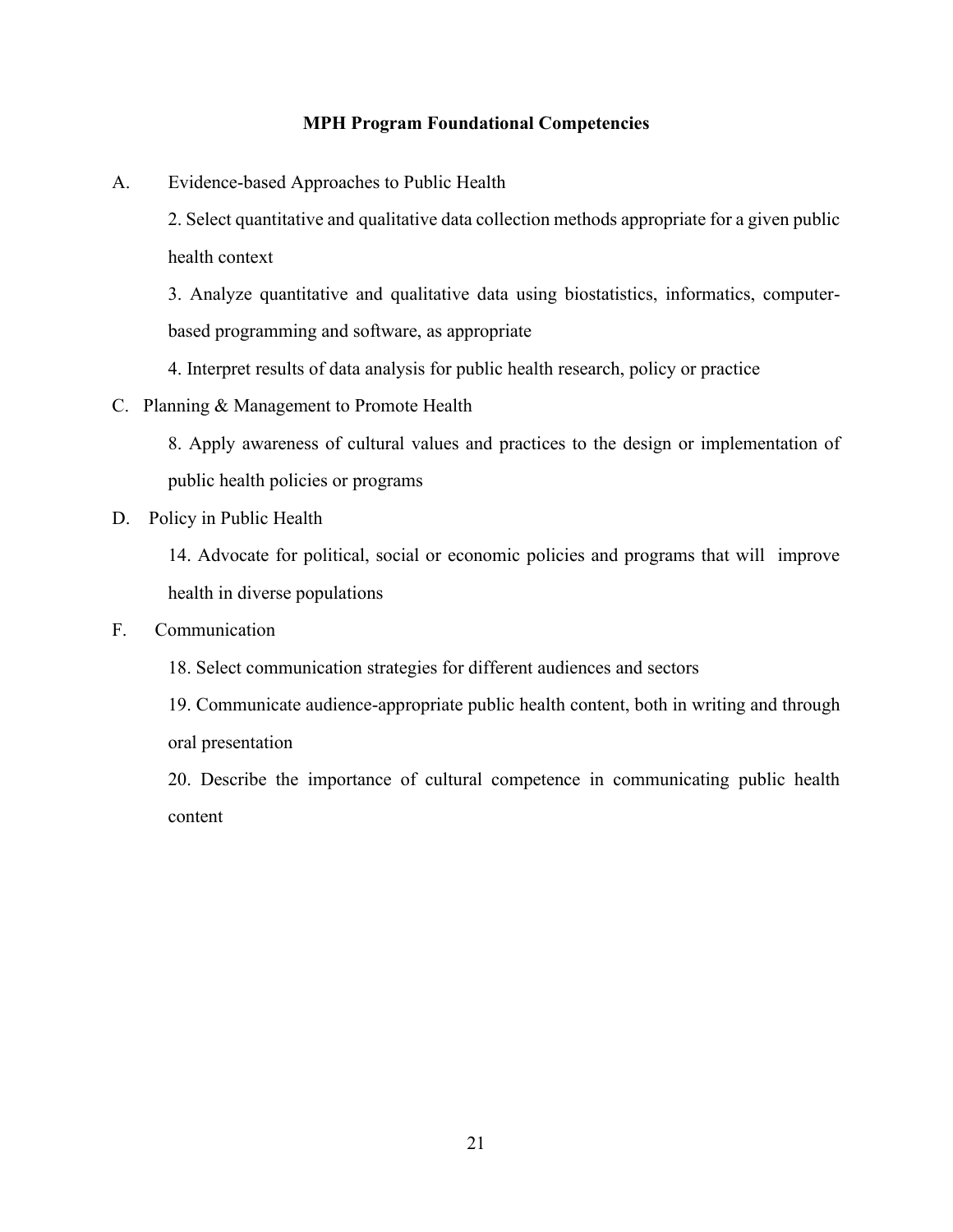## MPH Program Foundational Competencies

A. Evidence-based Approaches to Public Health

2. Select quantitative and qualitative data collection methods appropriate for a given public health context

3. Analyze quantitative and qualitative data using biostatistics, informatics, computer-based programming and software, as appropriate

4. Interpret results of data analysis for public health research, policy or practice

C. Planning & Management to Promote Health

8. Apply awareness of cultural values and practices to the design or implementation of public health policies or programs

D. Policy in Public Health

14. Advocate for political, social or economic policies and programs that will improve health in diverse populations

F. Communication

18. Select communication strategies for different audiences and sectors

19. Communicate audience-appropriate public health content, both in writing and through oral presentation

20. Describe the importance of cultural competence in communicating public health content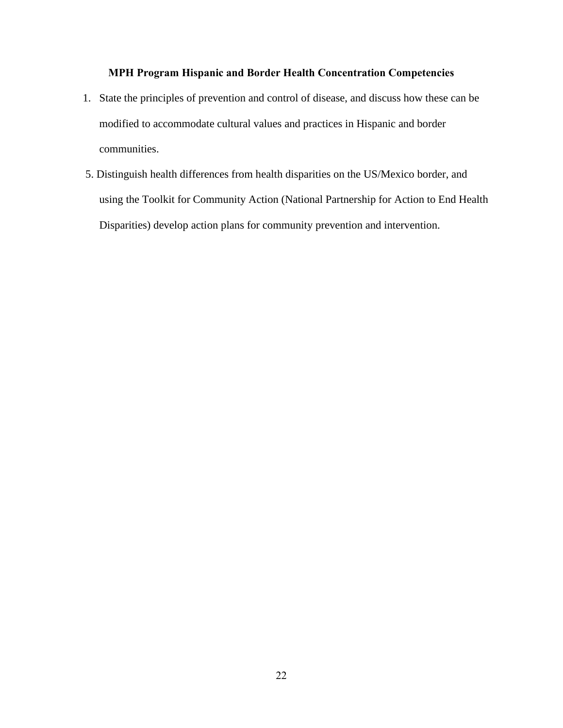**MPH Program Hispanic and Border Health Concentration Competencies**

1. State the principles of prevention and control of disease, and discuss how these can be modified to accommodate cultural values and practices in Hispanic and border communities.

5. Distinguish health differences from health disparities on the US/Mexico border, and using the Toolkit for Community Action (National Partnership for Action to End Health Disparities) develop action plans for community prevention and intervention.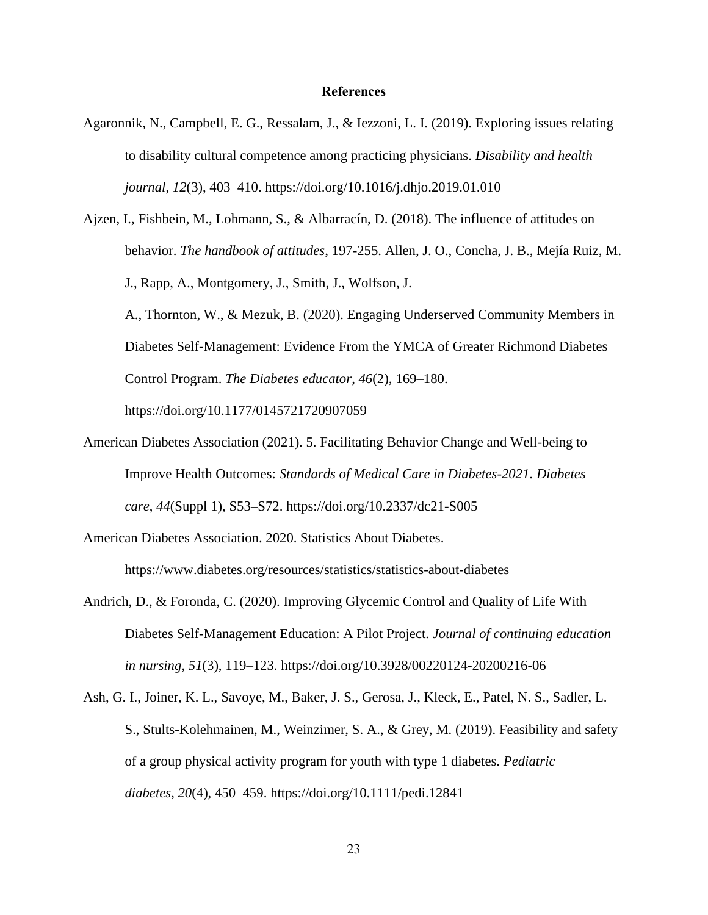**References**

Agaronnik, N., Campbell, E. G., Ressalam, J., & Iezzoni, L. I. (2019). Exploring issues relating to disability cultural competence among practicing physicians. *Disability and health journal*, *12*(3), 403–410. https://doi.org/10.1016/j.dhjo.2019.01.010

Ajzen, I., Fishbein, M., Lohmann, S., & Albarracín, D. (2018). The influence of attitudes on behavior. *The handbook of attitudes*, 197-255. Allen, J. O., Concha, J. B., Mejía Ruiz, M. J., Rapp, A., Montgomery, J., Smith, J., Wolfson, J. A., Thornton, W., & Mezuk, B. (2020). Engaging Underserved Community Members in Diabetes Self-Management: Evidence From the YMCA of Greater Richmond Diabetes Control Program. *The Diabetes educator*, *46*(2), 169–180. https://doi.org/10.1177/0145721720907059

American Diabetes Association (2021). 5. Facilitating Behavior Change and Well-being to Improve Health Outcomes: *Standards of Medical Care in Diabetes-2021*. *Diabetes care*, *44*(Suppl 1), S53–S72. https://doi.org/10.2337/dc21-S005

American Diabetes Association. 2020. Statistics About Diabetes. https://www.diabetes.org/resources/statistics/statistics-about-diabetes

Andrich, D., & Foronda, C. (2020). Improving Glycemic Control and Quality of Life With Diabetes Self-Management Education: A Pilot Project. *Journal of continuing education in nursing*, *51*(3), 119–123. https://doi.org/10.3928/00220124-20200216-06

Ash, G. I., Joiner, K. L., Savoye, M., Baker, J. S., Gerosa, J., Kleck, E., Patel, N. S., Sadler, L. S., Stults-Kolehmainen, M., Weinzimer, S. A., & Grey, M. (2019). Feasibility and safety of a group physical activity program for youth with type 1 diabetes. *Pediatric diabetes*, *20*(4), 450–459. https://doi.org/10.1111/pedi.12841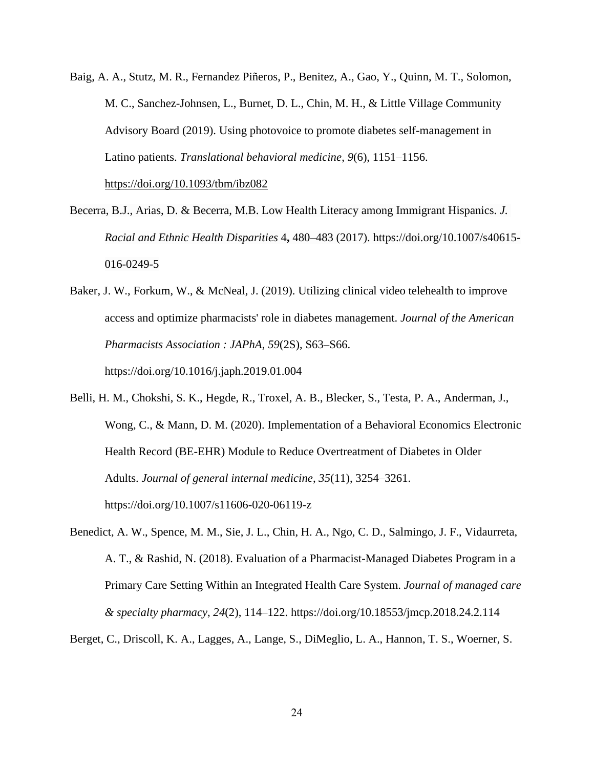Baig, A. A., Stutz, M. R., Fernandez Piñeros, P., Benitez, A., Gao, Y., Quinn, M. T., Solomon, M. C., Sanchez-Johnsen, L., Burnet, D. L., Chin, M. H., & Little Village Community Advisory Board (2019). Using photovoice to promote diabetes self-management in Latino patients. *Translational behavioral medicine*, *9*(6), 1151–1156. https://doi.org/10.1093/tbm/ibz082

Becerra, B.J., Arias, D. & Becerra, M.B. Low Health Literacy among Immigrant Hispanics. *J. Racial and Ethnic Health Disparities* 4**,** 480–483 (2017). https://doi.org/10.1007/s40615-016-0249-5

Baker, J. W., Forkum, W., & McNeal, J. (2019). Utilizing clinical video telehealth to improve access and optimize pharmacists' role in diabetes management. *Journal of the American Pharmacists Association : JAPhA*, *59*(2S), S63–S66. https://doi.org/10.1016/j.japh.2019.01.004

Belli, H. M., Chokshi, S. K., Hegde, R., Troxel, A. B., Blecker, S., Testa, P. A., Anderman, J., Wong, C., & Mann, D. M. (2020). Implementation of a Behavioral Economics Electronic Health Record (BE-EHR) Module to Reduce Overtreatment of Diabetes in Older Adults. *Journal of general internal medicine*, *35*(11), 3254–3261. https://doi.org/10.1007/s11606-020-06119-z

Benedict, A. W., Spence, M. M., Sie, J. L., Chin, H. A., Ngo, C. D., Salmingo, J. F., Vidaurreta, A. T., & Rashid, N. (2018). Evaluation of a Pharmacist-Managed Diabetes Program in a Primary Care Setting Within an Integrated Health Care System. *Journal of managed care & specialty pharmacy*, *24*(2), 114–122. https://doi.org/10.18553/jmcp.2018.24.2.114

Berget, C., Driscoll, K. A., Lagges, A., Lange, S., DiMeglio, L. A., Hannon, T. S., Woerner, S.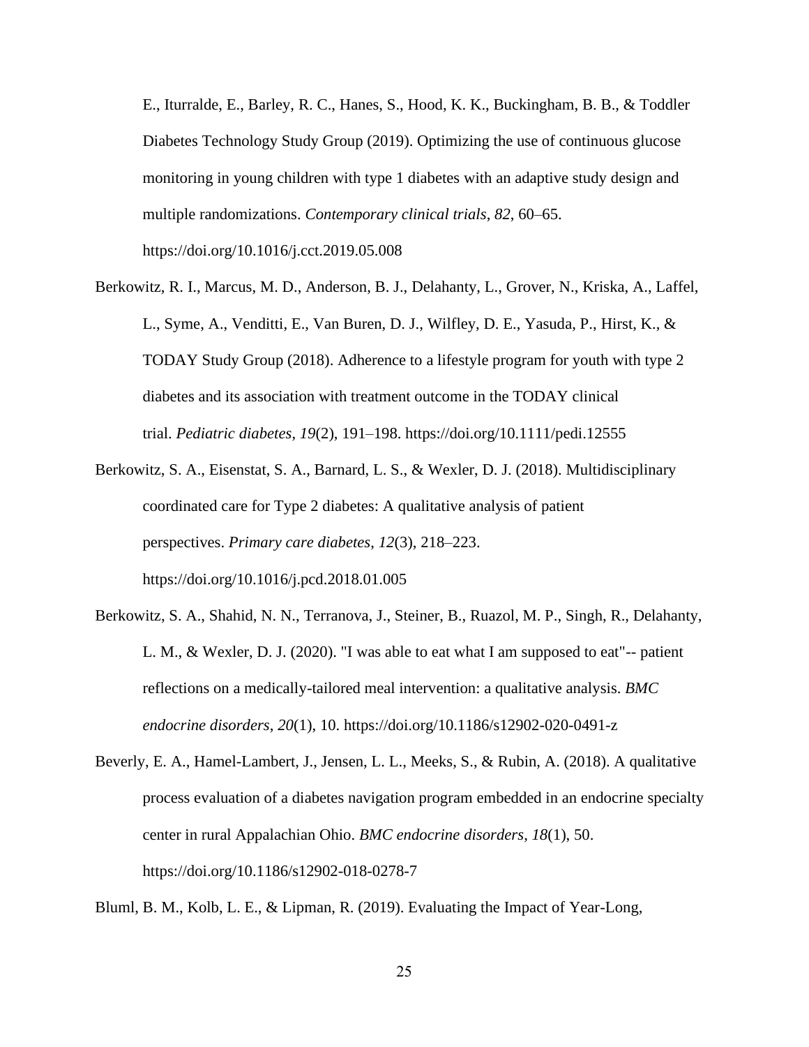E., Iturralde, E., Barley, R. C., Hanes, S., Hood, K. K., Buckingham, B. B., & Toddler Diabetes Technology Study Group (2019). Optimizing the use of continuous glucose monitoring in young children with type 1 diabetes with an adaptive study design and multiple randomizations. *Contemporary clinical trials*, *82*, 60–65. https://doi.org/10.1016/j.cct.2019.05.008

Berkowitz, R. I., Marcus, M. D., Anderson, B. J., Delahanty, L., Grover, N., Kriska, A., Laffel, L., Syme, A., Venditti, E., Van Buren, D. J., Wilfley, D. E., Yasuda, P., Hirst, K., & TODAY Study Group (2018). Adherence to a lifestyle program for youth with type 2 diabetes and its association with treatment outcome in the TODAY clinical trial. *Pediatric diabetes*, *19*(2), 191–198. https://doi.org/10.1111/pedi.12555

Berkowitz, S. A., Eisenstat, S. A., Barnard, L. S., & Wexler, D. J. (2018). Multidisciplinary coordinated care for Type 2 diabetes: A qualitative analysis of patient perspectives. *Primary care diabetes*, *12*(3), 218–223. https://doi.org/10.1016/j.pcd.2018.01.005

Berkowitz, S. A., Shahid, N. N., Terranova, J., Steiner, B., Ruazol, M. P., Singh, R., Delahanty, L. M., & Wexler, D. J. (2020). "I was able to eat what I am supposed to eat"-- patient reflections on a medically-tailored meal intervention: a qualitative analysis. *BMC endocrine disorders*, *20*(1), 10. https://doi.org/10.1186/s12902-020-0491-z

Beverly, E. A., Hamel-Lambert, J., Jensen, L. L., Meeks, S., & Rubin, A. (2018). A qualitative process evaluation of a diabetes navigation program embedded in an endocrine specialty center in rural Appalachian Ohio. *BMC endocrine disorders*, *18*(1), 50. https://doi.org/10.1186/s12902-018-0278-7

Bluml, B. M., Kolb, L. E., & Lipman, R. (2019). Evaluating the Impact of Year-Long,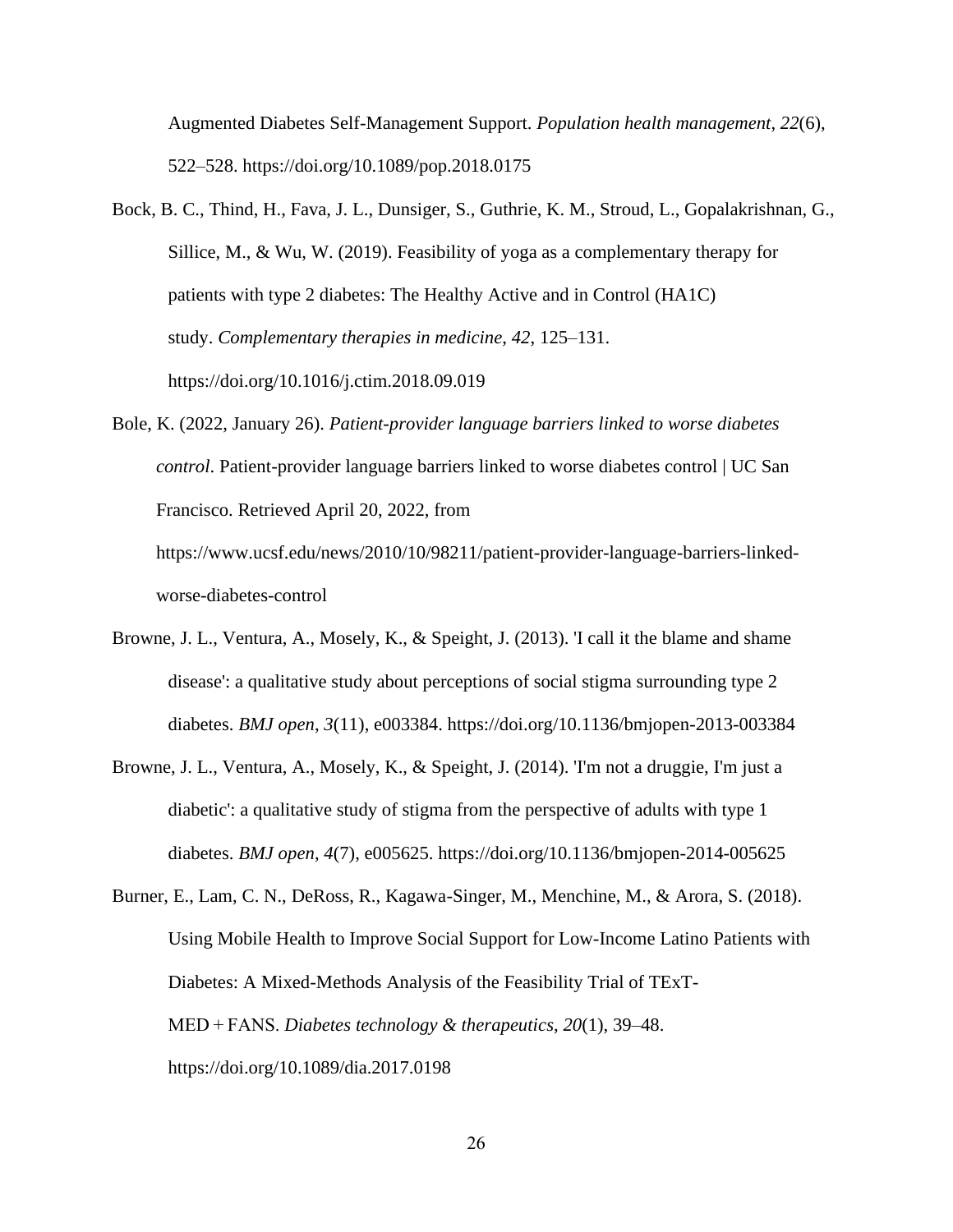Augmented Diabetes Self-Management Support. *Population health management*, *22*(6), 522–528. https://doi.org/10.1089/pop.2018.0175

Bock, B. C., Thind, H., Fava, J. L., Dunsiger, S., Guthrie, K. M., Stroud, L., Gopalakrishnan, G., Sillice, M., & Wu, W. (2019). Feasibility of yoga as a complementary therapy for patients with type 2 diabetes: The Healthy Active and in Control (HA1C) study. *Complementary therapies in medicine*, *42*, 125–131. https://doi.org/10.1016/j.ctim.2018.09.019

Bole, K. (2022, January 26). *Patient-provider language barriers linked to worse diabetes control*. Patient-provider language barriers linked to worse diabetes control | UC San Francisco. Retrieved April 20, 2022, from https://www.ucsf.edu/news/2010/10/98211/patient-provider-language-barriers-linked-worse-diabetes-control

Browne, J. L., Ventura, A., Mosely, K., & Speight, J. (2013). 'I call it the blame and shame disease': a qualitative study about perceptions of social stigma surrounding type 2 diabetes. *BMJ open*, *3*(11), e003384. https://doi.org/10.1136/bmjopen-2013-003384

Browne, J. L., Ventura, A., Mosely, K., & Speight, J. (2014). 'I'm not a druggie, I'm just a diabetic': a qualitative study of stigma from the perspective of adults with type 1 diabetes. *BMJ open*, *4*(7), e005625. https://doi.org/10.1136/bmjopen-2014-005625

Burner, E., Lam, C. N., DeRoss, R., Kagawa-Singer, M., Menchine, M., & Arora, S. (2018). Using Mobile Health to Improve Social Support for Low-Income Latino Patients with Diabetes: A Mixed-Methods Analysis of the Feasibility Trial of TExT-MED + FANS. *Diabetes technology & therapeutics*, *20*(1), 39–48. https://doi.org/10.1089/dia.2017.0198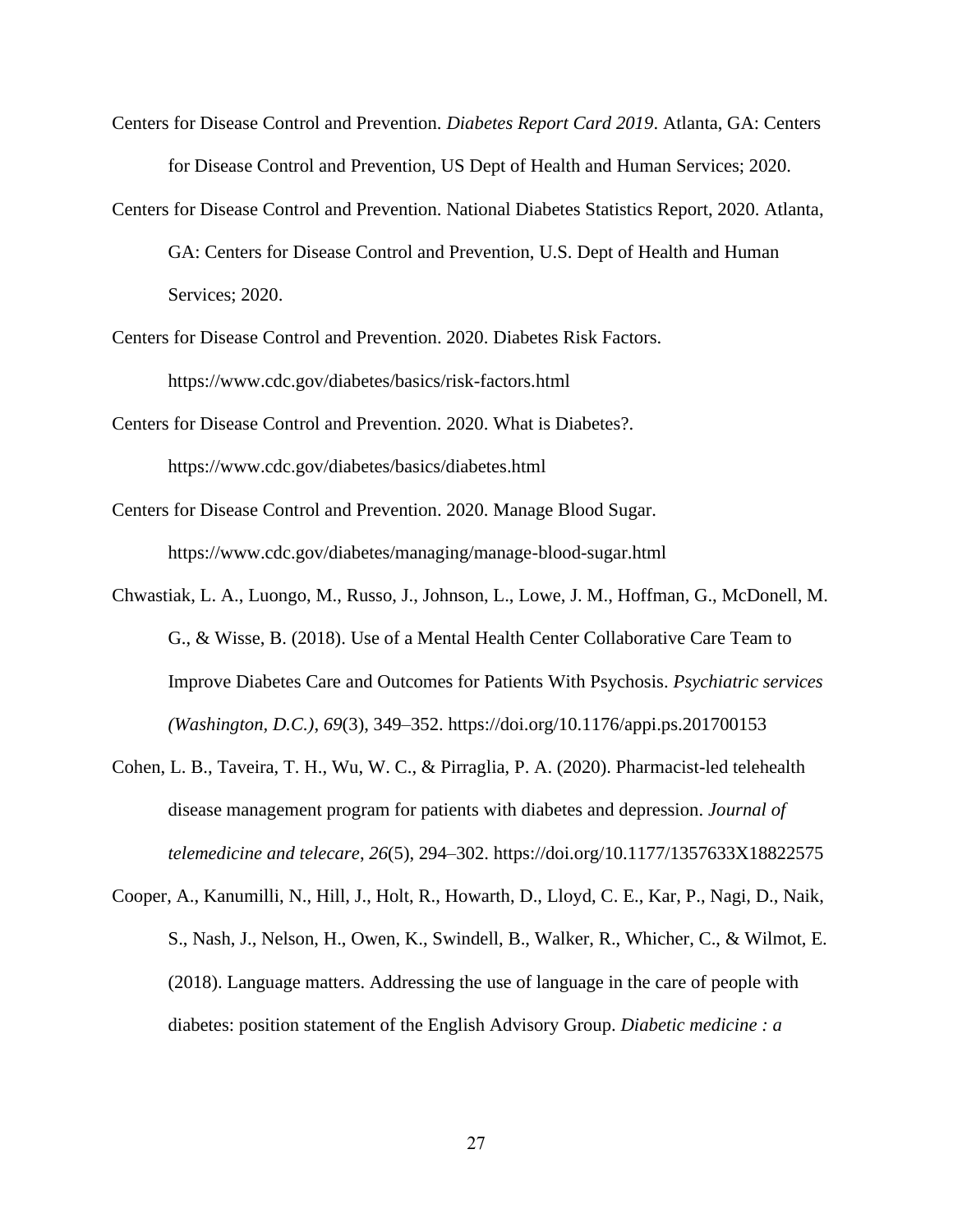Centers for Disease Control and Prevention. *Diabetes Report Card 2019*. Atlanta, GA: Centers for Disease Control and Prevention, US Dept of Health and Human Services; 2020.

Centers for Disease Control and Prevention. National Diabetes Statistics Report, 2020. Atlanta, GA: Centers for Disease Control and Prevention, U.S. Dept of Health and Human Services; 2020.

Centers for Disease Control and Prevention. 2020. Diabetes Risk Factors. https://www.cdc.gov/diabetes/basics/risk-factors.html

Centers for Disease Control and Prevention. 2020. What is Diabetes?. https://www.cdc.gov/diabetes/basics/diabetes.html

Centers for Disease Control and Prevention. 2020. Manage Blood Sugar. https://www.cdc.gov/diabetes/managing/manage-blood-sugar.html

Chwastiak, L. A., Luongo, M., Russo, J., Johnson, L., Lowe, J. M., Hoffman, G., McDonell, M. G., & Wisse, B. (2018). Use of a Mental Health Center Collaborative Care Team to Improve Diabetes Care and Outcomes for Patients With Psychosis. *Psychiatric services (Washington, D.C.)*, *69*(3), 349–352. https://doi.org/10.1176/appi.ps.201700153

Cohen, L. B., Taveira, T. H., Wu, W. C., & Pirraglia, P. A. (2020). Pharmacist-led telehealth disease management program for patients with diabetes and depression. *Journal of telemedicine and telecare*, *26*(5), 294–302. https://doi.org/10.1177/1357633X18822575

Cooper, A., Kanumilli, N., Hill, J., Holt, R., Howarth, D., Lloyd, C. E., Kar, P., Nagi, D., Naik, S., Nash, J., Nelson, H., Owen, K., Swindell, B., Walker, R., Whicher, C., & Wilmot, E. (2018). Language matters. Addressing the use of language in the care of people with diabetes: position statement of the English Advisory Group. *Diabetic medicine : a*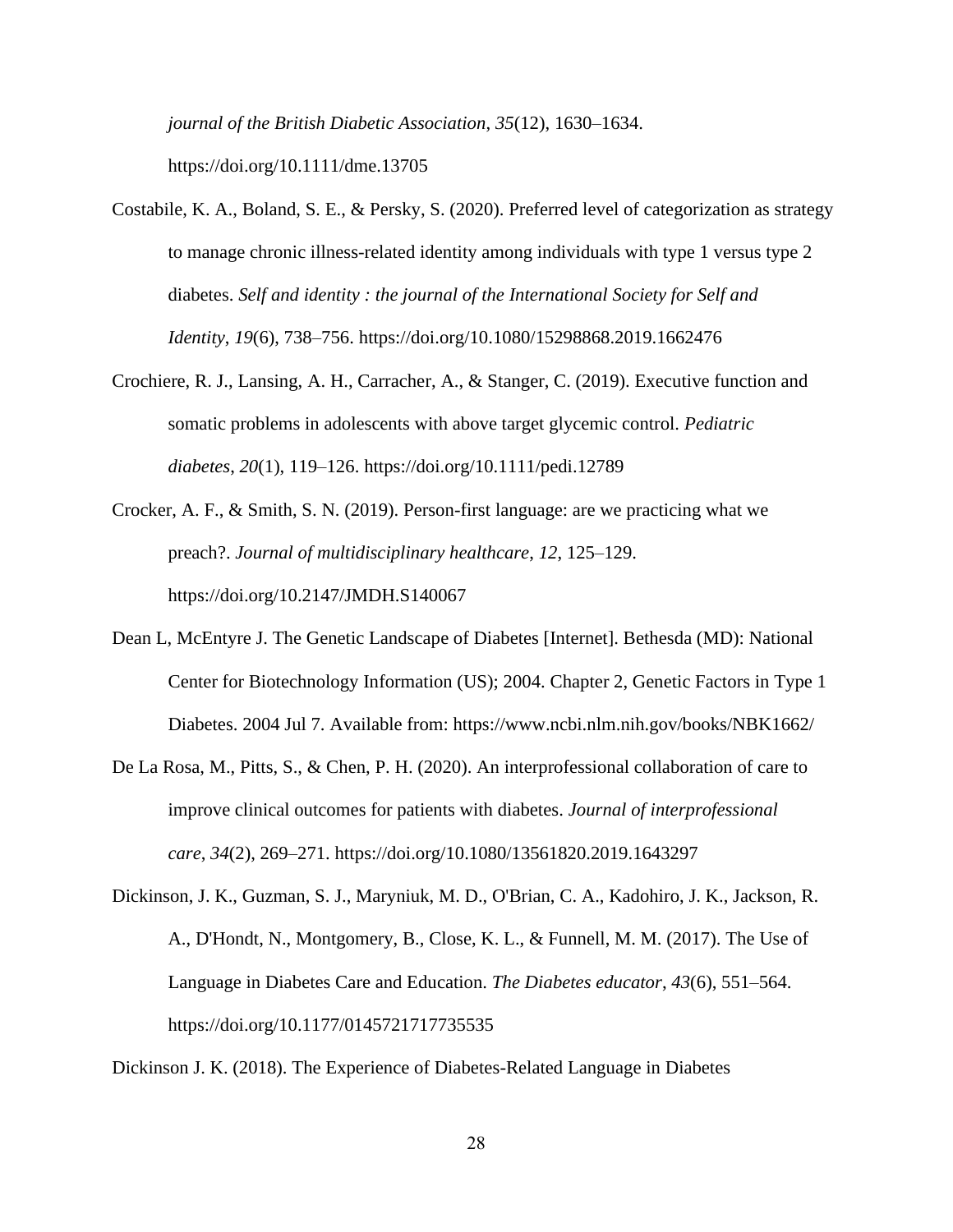*journal of the British Diabetic Association*, *35*(12), 1630–1634. https://doi.org/10.1111/dme.13705

Costabile, K. A., Boland, S. E., & Persky, S. (2020). Preferred level of categorization as strategy to manage chronic illness-related identity among individuals with type 1 versus type 2 diabetes. *Self and identity : the journal of the International Society for Self and Identity*, *19*(6), 738–756. https://doi.org/10.1080/15298868.2019.1662476

Crochiere, R. J., Lansing, A. H., Carracher, A., & Stanger, C. (2019). Executive function and somatic problems in adolescents with above target glycemic control. *Pediatric diabetes*, *20*(1), 119–126. https://doi.org/10.1111/pedi.12789

Crocker, A. F., & Smith, S. N. (2019). Person-first language: are we practicing what we preach?. *Journal of multidisciplinary healthcare*, *12*, 125–129. https://doi.org/10.2147/JMDH.S140067

Dean L, McEntyre J. The Genetic Landscape of Diabetes [Internet]. Bethesda (MD): National Center for Biotechnology Information (US); 2004. Chapter 2, Genetic Factors in Type 1 Diabetes. 2004 Jul 7. Available from: https://www.ncbi.nlm.nih.gov/books/NBK1662/

De La Rosa, M., Pitts, S., & Chen, P. H. (2020). An interprofessional collaboration of care to improve clinical outcomes for patients with diabetes. *Journal of interprofessional care*, *34*(2), 269–271. https://doi.org/10.1080/13561820.2019.1643297

Dickinson, J. K., Guzman, S. J., Maryniuk, M. D., O'Brian, C. A., Kadohiro, J. K., Jackson, R. A., D'Hondt, N., Montgomery, B., Close, K. L., & Funnell, M. M. (2017). The Use of Language in Diabetes Care and Education. *The Diabetes educator*, *43*(6), 551–564. https://doi.org/10.1177/0145721717735535

Dickinson J. K. (2018). The Experience of Diabetes-Related Language in Diabetes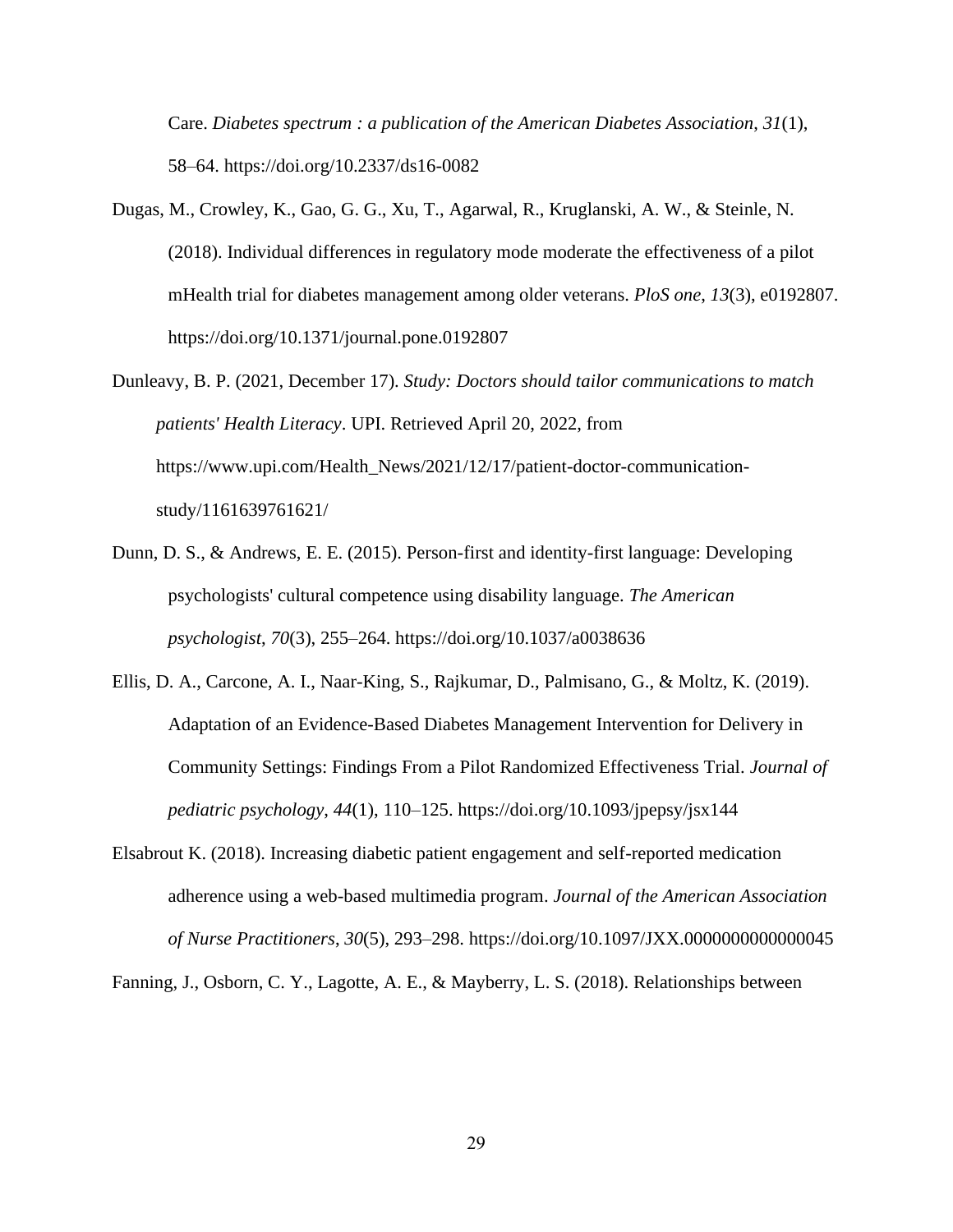Care. *Diabetes spectrum : a publication of the American Diabetes Association*, *31*(1), 58–64. https://doi.org/10.2337/ds16-0082

Dugas, M., Crowley, K., Gao, G. G., Xu, T., Agarwal, R., Kruglanski, A. W., & Steinle, N. (2018). Individual differences in regulatory mode moderate the effectiveness of a pilot mHealth trial for diabetes management among older veterans. *PloS one*, *13*(3), e0192807. https://doi.org/10.1371/journal.pone.0192807

Dunleavy, B. P. (2021, December 17). *Study: Doctors should tailor communications to match patients' Health Literacy*. UPI. Retrieved April 20, 2022, from https://www.upi.com/Health_News/2021/12/17/patient-doctor-communication-study/1161639761621/

Dunn, D. S., & Andrews, E. E. (2015). Person-first and identity-first language: Developing psychologists' cultural competence using disability language. *The American psychologist*, *70*(3), 255–264. https://doi.org/10.1037/a0038636

Ellis, D. A., Carcone, A. I., Naar-King, S., Rajkumar, D., Palmisano, G., & Moltz, K. (2019). Adaptation of an Evidence-Based Diabetes Management Intervention for Delivery in Community Settings: Findings From a Pilot Randomized Effectiveness Trial. *Journal of pediatric psychology*, *44*(1), 110–125. https://doi.org/10.1093/jpepsy/jsx144

Elsabrout K. (2018). Increasing diabetic patient engagement and self-reported medication adherence using a web-based multimedia program. *Journal of the American Association of Nurse Practitioners*, *30*(5), 293–298. https://doi.org/10.1097/JXX.0000000000000045

Fanning, J., Osborn, C. Y., Lagotte, A. E., & Mayberry, L. S. (2018). Relationships between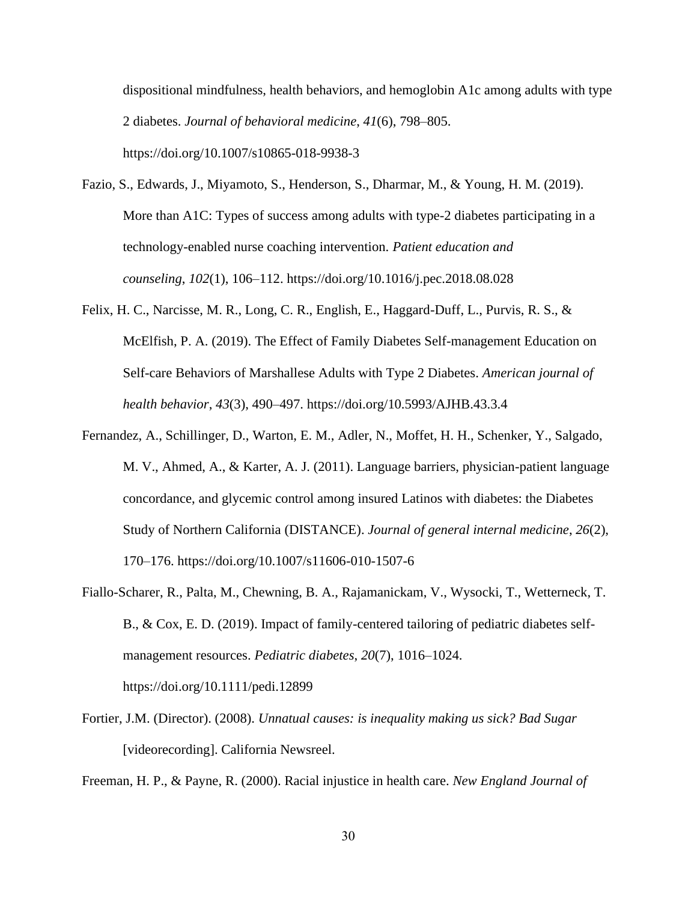dispositional mindfulness, health behaviors, and hemoglobin A1c among adults with type 2 diabetes. *Journal of behavioral medicine*, *41*(6), 798–805. https://doi.org/10.1007/s10865-018-9938-3

Fazio, S., Edwards, J., Miyamoto, S., Henderson, S., Dharmar, M., & Young, H. M. (2019). More than A1C: Types of success among adults with type-2 diabetes participating in a technology-enabled nurse coaching intervention. *Patient education and counseling*, *102*(1), 106–112. https://doi.org/10.1016/j.pec.2018.08.028

Felix, H. C., Narcisse, M. R., Long, C. R., English, E., Haggard-Duff, L., Purvis, R. S., & McElfish, P. A. (2019). The Effect of Family Diabetes Self-management Education on Self-care Behaviors of Marshallese Adults with Type 2 Diabetes. *American journal of health behavior*, *43*(3), 490–497. https://doi.org/10.5993/AJHB.43.3.4

Fernandez, A., Schillinger, D., Warton, E. M., Adler, N., Moffet, H. H., Schenker, Y., Salgado, M. V., Ahmed, A., & Karter, A. J. (2011). Language barriers, physician-patient language concordance, and glycemic control among insured Latinos with diabetes: the Diabetes Study of Northern California (DISTANCE). *Journal of general internal medicine*, *26*(2), 170–176. https://doi.org/10.1007/s11606-010-1507-6

Fiallo-Scharer, R., Palta, M., Chewning, B. A., Rajamanickam, V., Wysocki, T., Wetterneck, T. B., & Cox, E. D. (2019). Impact of family-centered tailoring of pediatric diabetes self-management resources. *Pediatric diabetes*, *20*(7), 1016–1024. https://doi.org/10.1111/pedi.12899

Fortier, J.M. (Director). (2008). *Unnatual causes: is inequality making us sick? Bad Sugar* [videorecording]. California Newsreel.

Freeman, H. P., & Payne, R. (2000). Racial injustice in health care. *New England Journal of*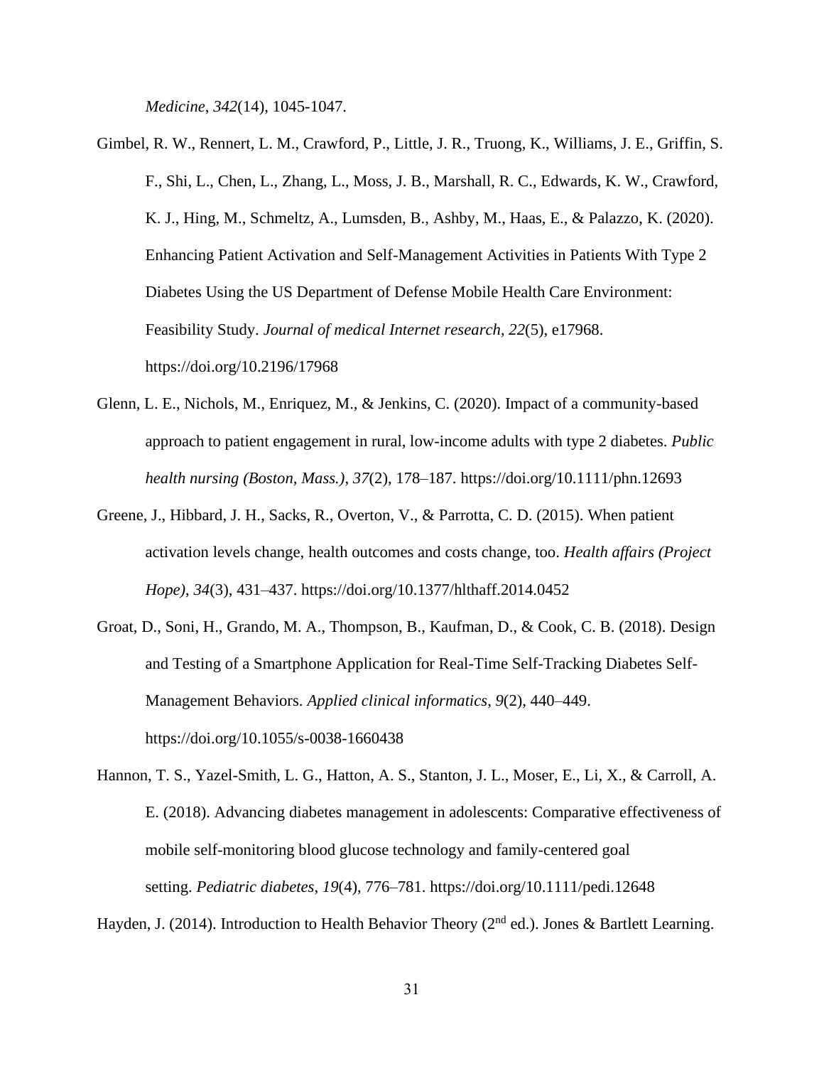*Medicine*, *342*(14), 1045-1047.

Gimbel, R. W., Rennert, L. M., Crawford, P., Little, J. R., Truong, K., Williams, J. E., Griffin, S. F., Shi, L., Chen, L., Zhang, L., Moss, J. B., Marshall, R. C., Edwards, K. W., Crawford, K. J., Hing, M., Schmeltz, A., Lumsden, B., Ashby, M., Haas, E., & Palazzo, K. (2020). Enhancing Patient Activation and Self-Management Activities in Patients With Type 2 Diabetes Using the US Department of Defense Mobile Health Care Environment: Feasibility Study. *Journal of medical Internet research*, *22*(5), e17968. https://doi.org/10.2196/17968

Glenn, L. E., Nichols, M., Enriquez, M., & Jenkins, C. (2020). Impact of a community-based approach to patient engagement in rural, low-income adults with type 2 diabetes. *Public health nursing (Boston, Mass.)*, *37*(2), 178–187. https://doi.org/10.1111/phn.12693

Greene, J., Hibbard, J. H., Sacks, R., Overton, V., & Parrotta, C. D. (2015). When patient activation levels change, health outcomes and costs change, too. *Health affairs (Project Hope)*, *34*(3), 431–437. https://doi.org/10.1377/hlthaff.2014.0452

Groat, D., Soni, H., Grando, M. A., Thompson, B., Kaufman, D., & Cook, C. B. (2018). Design and Testing of a Smartphone Application for Real-Time Self-Tracking Diabetes Self-Management Behaviors. *Applied clinical informatics*, *9*(2), 440–449. https://doi.org/10.1055/s-0038-1660438

Hannon, T. S., Yazel-Smith, L. G., Hatton, A. S., Stanton, J. L., Moser, E., Li, X., & Carroll, A. E. (2018). Advancing diabetes management in adolescents: Comparative effectiveness of mobile self-monitoring blood glucose technology and family-centered goal setting. *Pediatric diabetes*, *19*(4), 776–781. https://doi.org/10.1111/pedi.12648

Hayden, J. (2014). Introduction to Health Behavior Theory (2nd ed.). Jones & Bartlett Learning.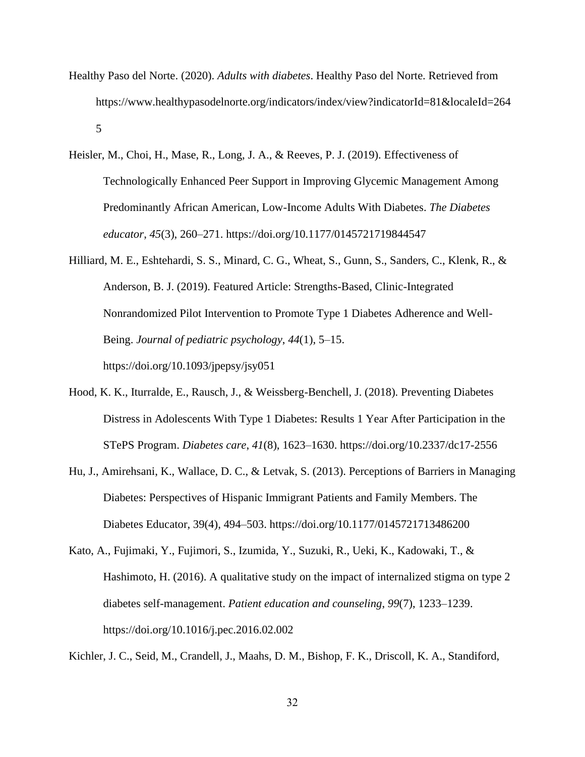Healthy Paso del Norte. (2020). *Adults with diabetes*. Healthy Paso del Norte. Retrieved from https://www.healthypasodelnorte.org/indicators/index/view?indicatorId=81&localeId=2645

Heisler, M., Choi, H., Mase, R., Long, J. A., & Reeves, P. J. (2019). Effectiveness of Technologically Enhanced Peer Support in Improving Glycemic Management Among Predominantly African American, Low-Income Adults With Diabetes. *The Diabetes educator*, *45*(3), 260–271. https://doi.org/10.1177/0145721719844547

Hilliard, M. E., Eshtehardi, S. S., Minard, C. G., Wheat, S., Gunn, S., Sanders, C., Klenk, R., & Anderson, B. J. (2019). Featured Article: Strengths-Based, Clinic-Integrated Nonrandomized Pilot Intervention to Promote Type 1 Diabetes Adherence and Well-Being. *Journal of pediatric psychology*, *44*(1), 5–15. https://doi.org/10.1093/jpepsy/jsy051

Hood, K. K., Iturralde, E., Rausch, J., & Weissberg-Benchell, J. (2018). Preventing Diabetes Distress in Adolescents With Type 1 Diabetes: Results 1 Year After Participation in the STePS Program. *Diabetes care*, *41*(8), 1623–1630. https://doi.org/10.2337/dc17-2556

Hu, J., Amirehsani, K., Wallace, D. C., & Letvak, S. (2013). Perceptions of Barriers in Managing Diabetes: Perspectives of Hispanic Immigrant Patients and Family Members. The Diabetes Educator, 39(4), 494–503. https://doi.org/10.1177/0145721713486200

Kato, A., Fujimaki, Y., Fujimori, S., Izumida, Y., Suzuki, R., Ueki, K., Kadowaki, T., & Hashimoto, H. (2016). A qualitative study on the impact of internalized stigma on type 2 diabetes self-management. *Patient education and counseling*, *99*(7), 1233–1239. https://doi.org/10.1016/j.pec.2016.02.002

Kichler, J. C., Seid, M., Crandell, J., Maahs, D. M., Bishop, F. K., Driscoll, K. A., Standiford,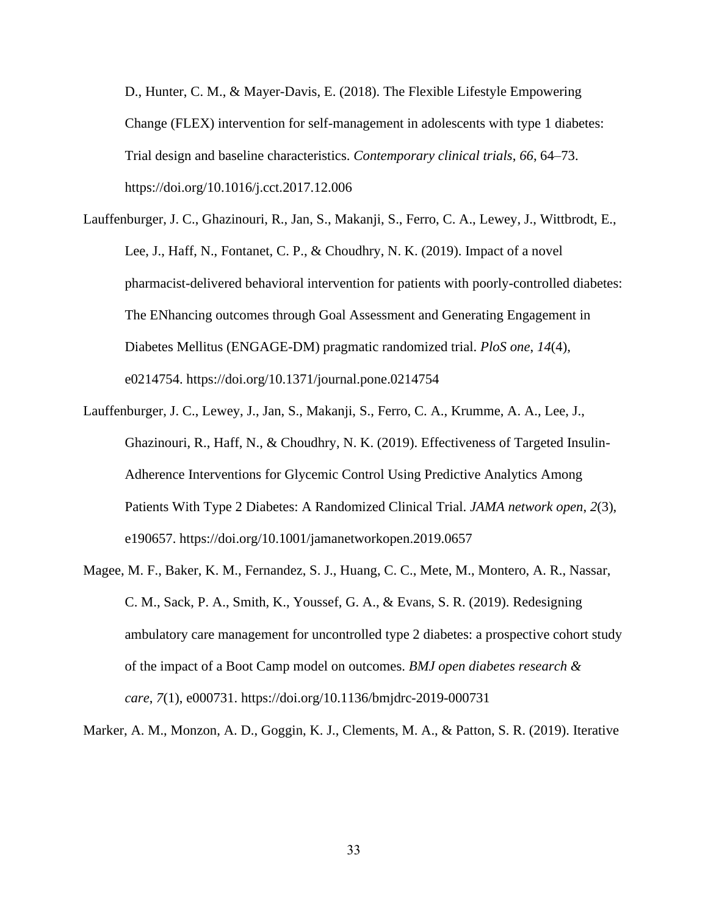D., Hunter, C. M., & Mayer-Davis, E. (2018). The Flexible Lifestyle Empowering Change (FLEX) intervention for self-management in adolescents with type 1 diabetes: Trial design and baseline characteristics. *Contemporary clinical trials*, *66*, 64–73. https://doi.org/10.1016/j.cct.2017.12.006

Lauffenburger, J. C., Ghazinouri, R., Jan, S., Makanji, S., Ferro, C. A., Lewey, J., Wittbrodt, E., Lee, J., Haff, N., Fontanet, C. P., & Choudhry, N. K. (2019). Impact of a novel pharmacist-delivered behavioral intervention for patients with poorly-controlled diabetes: The ENhancing outcomes through Goal Assessment and Generating Engagement in Diabetes Mellitus (ENGAGE-DM) pragmatic randomized trial. *PloS one*, *14*(4), e0214754. https://doi.org/10.1371/journal.pone.0214754

Lauffenburger, J. C., Lewey, J., Jan, S., Makanji, S., Ferro, C. A., Krumme, A. A., Lee, J., Ghazinouri, R., Haff, N., & Choudhry, N. K. (2019). Effectiveness of Targeted Insulin-Adherence Interventions for Glycemic Control Using Predictive Analytics Among Patients With Type 2 Diabetes: A Randomized Clinical Trial. *JAMA network open*, *2*(3), e190657. https://doi.org/10.1001/jamanetworkopen.2019.0657

Magee, M. F., Baker, K. M., Fernandez, S. J., Huang, C. C., Mete, M., Montero, A. R., Nassar, C. M., Sack, P. A., Smith, K., Youssef, G. A., & Evans, S. R. (2019). Redesigning ambulatory care management for uncontrolled type 2 diabetes: a prospective cohort study of the impact of a Boot Camp model on outcomes. *BMJ open diabetes research & care*, *7*(1), e000731. https://doi.org/10.1136/bmjdrc-2019-000731

Marker, A. M., Monzon, A. D., Goggin, K. J., Clements, M. A., & Patton, S. R. (2019). Iterative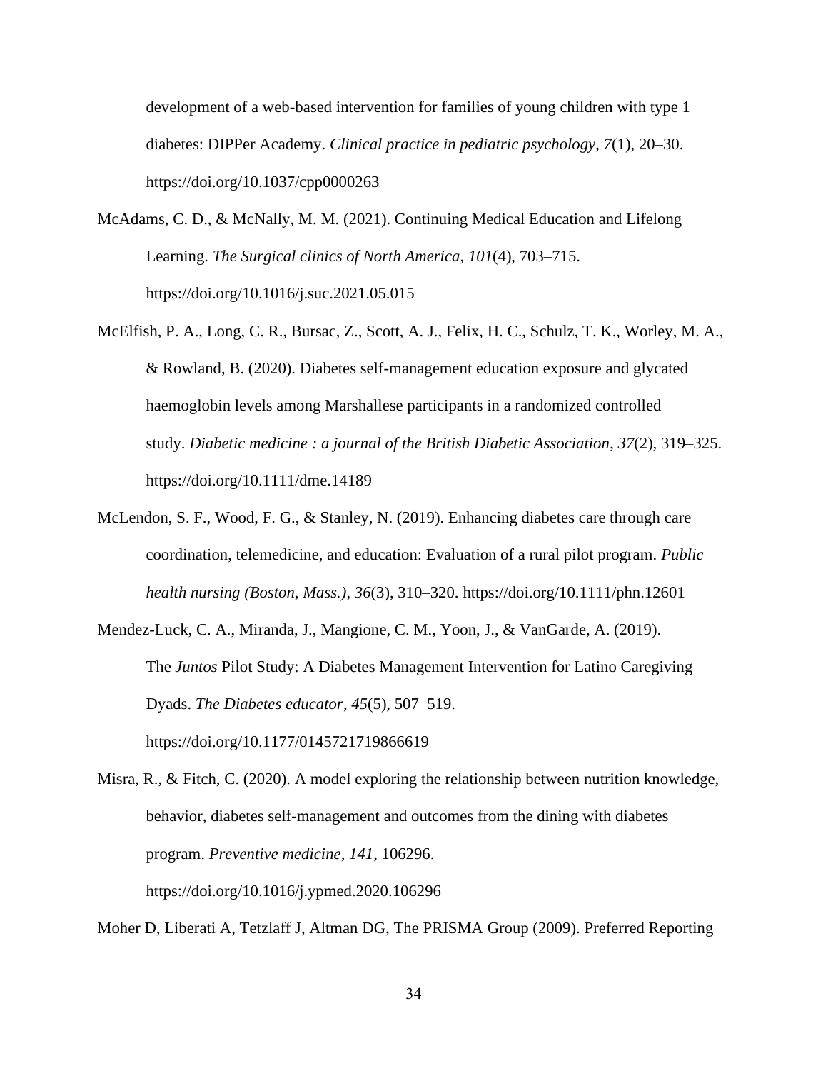development of a web-based intervention for families of young children with type 1 diabetes: DIPPer Academy. *Clinical practice in pediatric psychology*, *7*(1), 20–30. https://doi.org/10.1037/cpp0000263

McAdams, C. D., & McNally, M. M. (2021). Continuing Medical Education and Lifelong Learning. *The Surgical clinics of North America*, *101*(4), 703–715. https://doi.org/10.1016/j.suc.2021.05.015

McElfish, P. A., Long, C. R., Bursac, Z., Scott, A. J., Felix, H. C., Schulz, T. K., Worley, M. A., & Rowland, B. (2020). Diabetes self-management education exposure and glycated haemoglobin levels among Marshallese participants in a randomized controlled study. *Diabetic medicine : a journal of the British Diabetic Association*, *37*(2), 319–325. https://doi.org/10.1111/dme.14189

McLendon, S. F., Wood, F. G., & Stanley, N. (2019). Enhancing diabetes care through care coordination, telemedicine, and education: Evaluation of a rural pilot program. *Public health nursing (Boston, Mass.)*, *36*(3), 310–320. https://doi.org/10.1111/phn.12601

Mendez-Luck, C. A., Miranda, J., Mangione, C. M., Yoon, J., & VanGarde, A. (2019). The *Juntos* Pilot Study: A Diabetes Management Intervention for Latino Caregiving Dyads. *The Diabetes educator*, *45*(5), 507–519. https://doi.org/10.1177/0145721719866619

Misra, R., & Fitch, C. (2020). A model exploring the relationship between nutrition knowledge, behavior, diabetes self-management and outcomes from the dining with diabetes program. *Preventive medicine*, *141*, 106296. https://doi.org/10.1016/j.ypmed.2020.106296

Moher D, Liberati A, Tetzlaff J, Altman DG, The PRISMA Group (2009). Preferred Reporting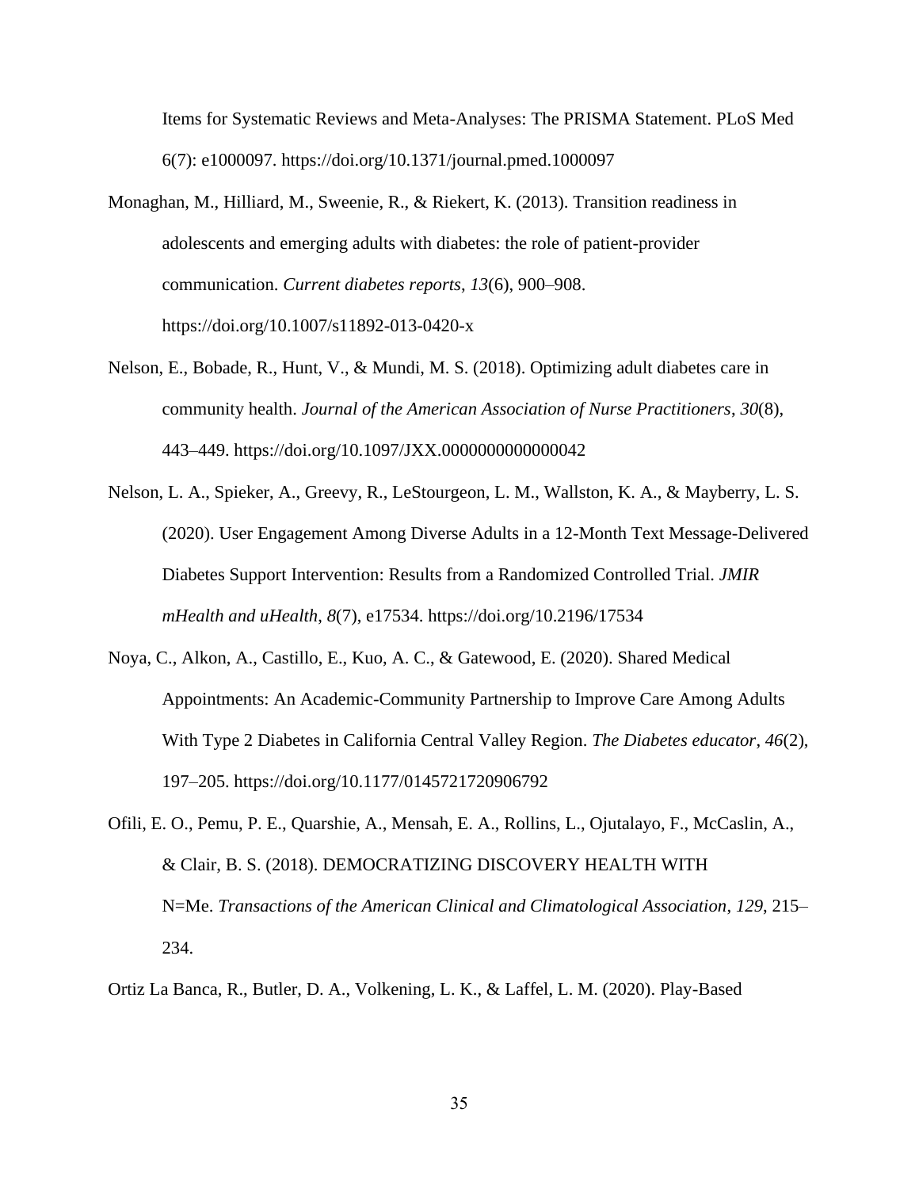Items for Systematic Reviews and Meta-Analyses: The PRISMA Statement. PLoS Med 6(7): e1000097. https://doi.org/10.1371/journal.pmed.1000097

Monaghan, M., Hilliard, M., Sweenie, R., & Riekert, K. (2013). Transition readiness in adolescents and emerging adults with diabetes: the role of patient-provider communication. *Current diabetes reports*, *13*(6), 900–908. https://doi.org/10.1007/s11892-013-0420-x

Nelson, E., Bobade, R., Hunt, V., & Mundi, M. S. (2018). Optimizing adult diabetes care in community health. *Journal of the American Association of Nurse Practitioners*, *30*(8), 443–449. https://doi.org/10.1097/JXX.0000000000000042

Nelson, L. A., Spieker, A., Greevy, R., LeStourgeon, L. M., Wallston, K. A., & Mayberry, L. S. (2020). User Engagement Among Diverse Adults in a 12-Month Text Message-Delivered Diabetes Support Intervention: Results from a Randomized Controlled Trial. *JMIR mHealth and uHealth*, *8*(7), e17534. https://doi.org/10.2196/17534

Noya, C., Alkon, A., Castillo, E., Kuo, A. C., & Gatewood, E. (2020). Shared Medical Appointments: An Academic-Community Partnership to Improve Care Among Adults With Type 2 Diabetes in California Central Valley Region. *The Diabetes educator*, *46*(2), 197–205. https://doi.org/10.1177/0145721720906792

Ofili, E. O., Pemu, P. E., Quarshie, A., Mensah, E. A., Rollins, L., Ojutalayo, F., McCaslin, A., & Clair, B. S. (2018). DEMOCRATIZING DISCOVERY HEALTH WITH N=Me. *Transactions of the American Clinical and Climatological Association*, *129*, 215–234.

Ortiz La Banca, R., Butler, D. A., Volkening, L. K., & Laffel, L. M. (2020). Play-Based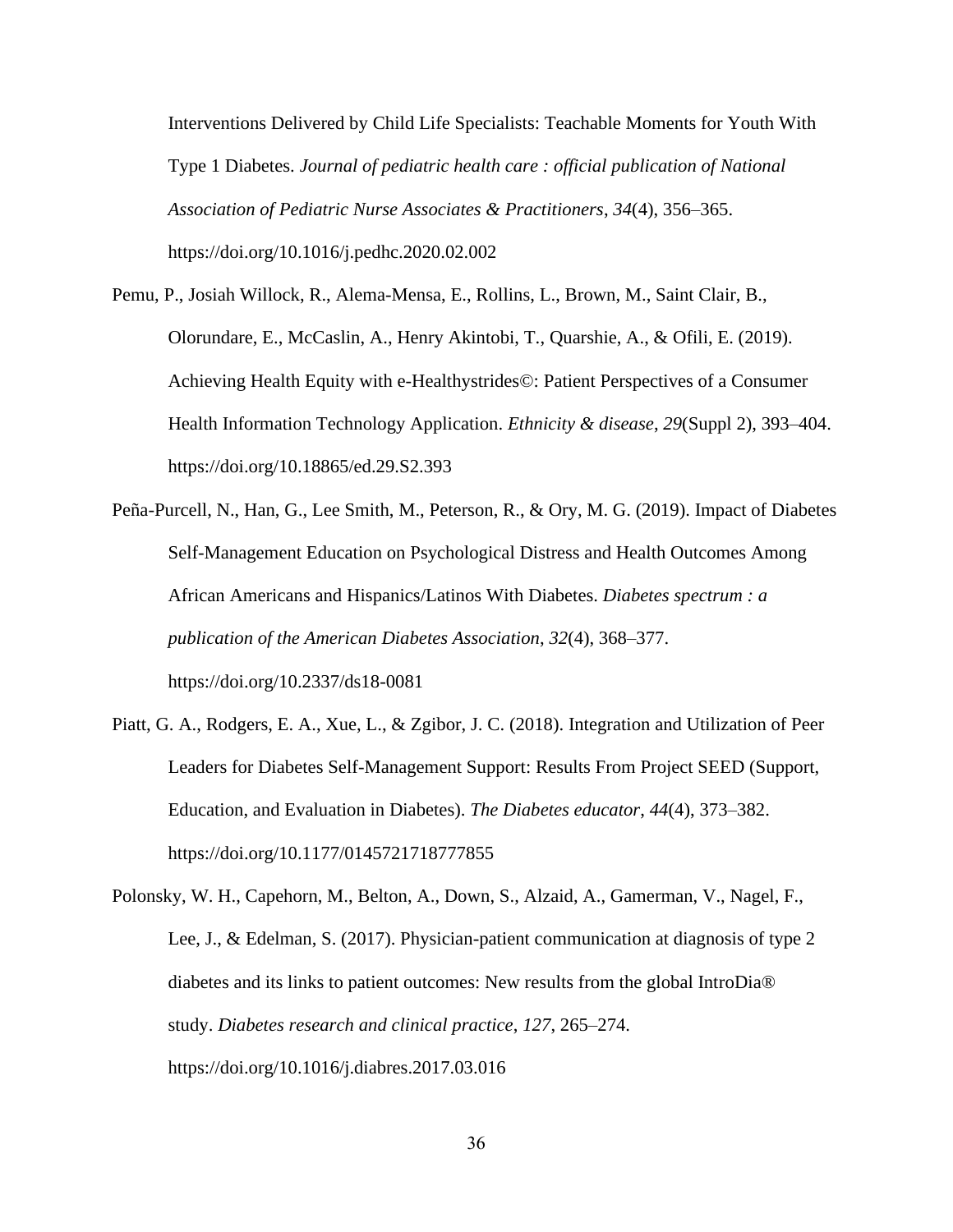Interventions Delivered by Child Life Specialists: Teachable Moments for Youth With Type 1 Diabetes. *Journal of pediatric health care : official publication of National Association of Pediatric Nurse Associates & Practitioners*, *34*(4), 356–365. https://doi.org/10.1016/j.pedhc.2020.02.002

Pemu, P., Josiah Willock, R., Alema-Mensa, E., Rollins, L., Brown, M., Saint Clair, B., Olorundare, E., McCaslin, A., Henry Akintobi, T., Quarshie, A., & Ofili, E. (2019). Achieving Health Equity with e-Healthystrides©: Patient Perspectives of a Consumer Health Information Technology Application. *Ethnicity & disease*, *29*(Suppl 2), 393–404. https://doi.org/10.18865/ed.29.S2.393

Peña-Purcell, N., Han, G., Lee Smith, M., Peterson, R., & Ory, M. G. (2019). Impact of Diabetes Self-Management Education on Psychological Distress and Health Outcomes Among African Americans and Hispanics/Latinos With Diabetes. *Diabetes spectrum : a publication of the American Diabetes Association*, *32*(4), 368–377. https://doi.org/10.2337/ds18-0081

Piatt, G. A., Rodgers, E. A., Xue, L., & Zgibor, J. C. (2018). Integration and Utilization of Peer Leaders for Diabetes Self-Management Support: Results From Project SEED (Support, Education, and Evaluation in Diabetes). *The Diabetes educator*, *44*(4), 373–382. https://doi.org/10.1177/0145721718777855

Polonsky, W. H., Capehorn, M., Belton, A., Down, S., Alzaid, A., Gamerman, V., Nagel, F., Lee, J., & Edelman, S. (2017). Physician-patient communication at diagnosis of type 2 diabetes and its links to patient outcomes: New results from the global IntroDia® study. *Diabetes research and clinical practice*, *127*, 265–274. https://doi.org/10.1016/j.diabres.2017.03.016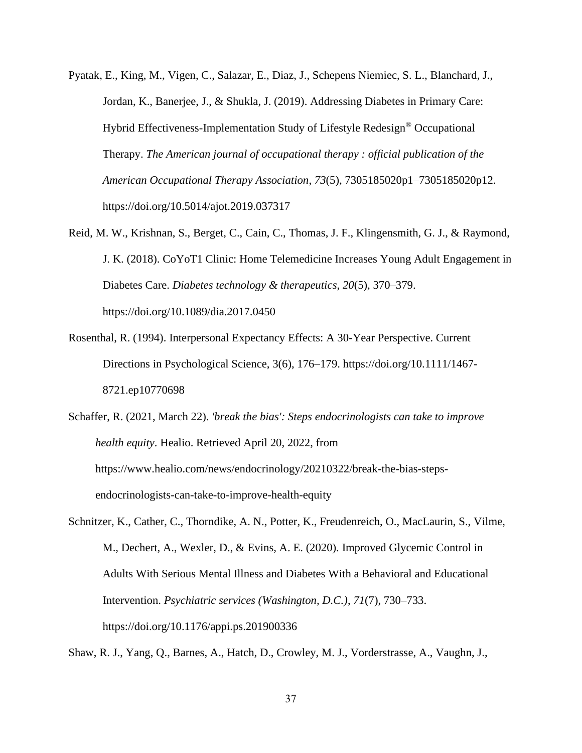Pyatak, E., King, M., Vigen, C., Salazar, E., Diaz, J., Schepens Niemiec, S. L., Blanchard, J., Jordan, K., Banerjee, J., & Shukla, J. (2019). Addressing Diabetes in Primary Care: Hybrid Effectiveness-Implementation Study of Lifestyle Redesign® Occupational Therapy. *The American journal of occupational therapy : official publication of the American Occupational Therapy Association*, *73*(5), 7305185020p1–7305185020p12. https://doi.org/10.5014/ajot.2019.037317

Reid, M. W., Krishnan, S., Berget, C., Cain, C., Thomas, J. F., Klingensmith, G. J., & Raymond, J. K. (2018). CoYoT1 Clinic: Home Telemedicine Increases Young Adult Engagement in Diabetes Care. *Diabetes technology & therapeutics*, *20*(5), 370–379. https://doi.org/10.1089/dia.2017.0450

Rosenthal, R. (1994). Interpersonal Expectancy Effects: A 30-Year Perspective. Current Directions in Psychological Science, 3(6), 176–179. https://doi.org/10.1111/1467-8721.ep10770698

Schaffer, R. (2021, March 22). *'break the bias': Steps endocrinologists can take to improve health equity*. Healio. Retrieved April 20, 2022, from https://www.healio.com/news/endocrinology/20210322/break-the-bias-steps-endocrinologists-can-take-to-improve-health-equity

Schnitzer, K., Cather, C., Thorndike, A. N., Potter, K., Freudenreich, O., MacLaurin, S., Vilme, M., Dechert, A., Wexler, D., & Evins, A. E. (2020). Improved Glycemic Control in Adults With Serious Mental Illness and Diabetes With a Behavioral and Educational Intervention. *Psychiatric services (Washington, D.C.)*, *71*(7), 730–733. https://doi.org/10.1176/appi.ps.201900336

Shaw, R. J., Yang, Q., Barnes, A., Hatch, D., Crowley, M. J., Vorderstrasse, A., Vaughn, J.,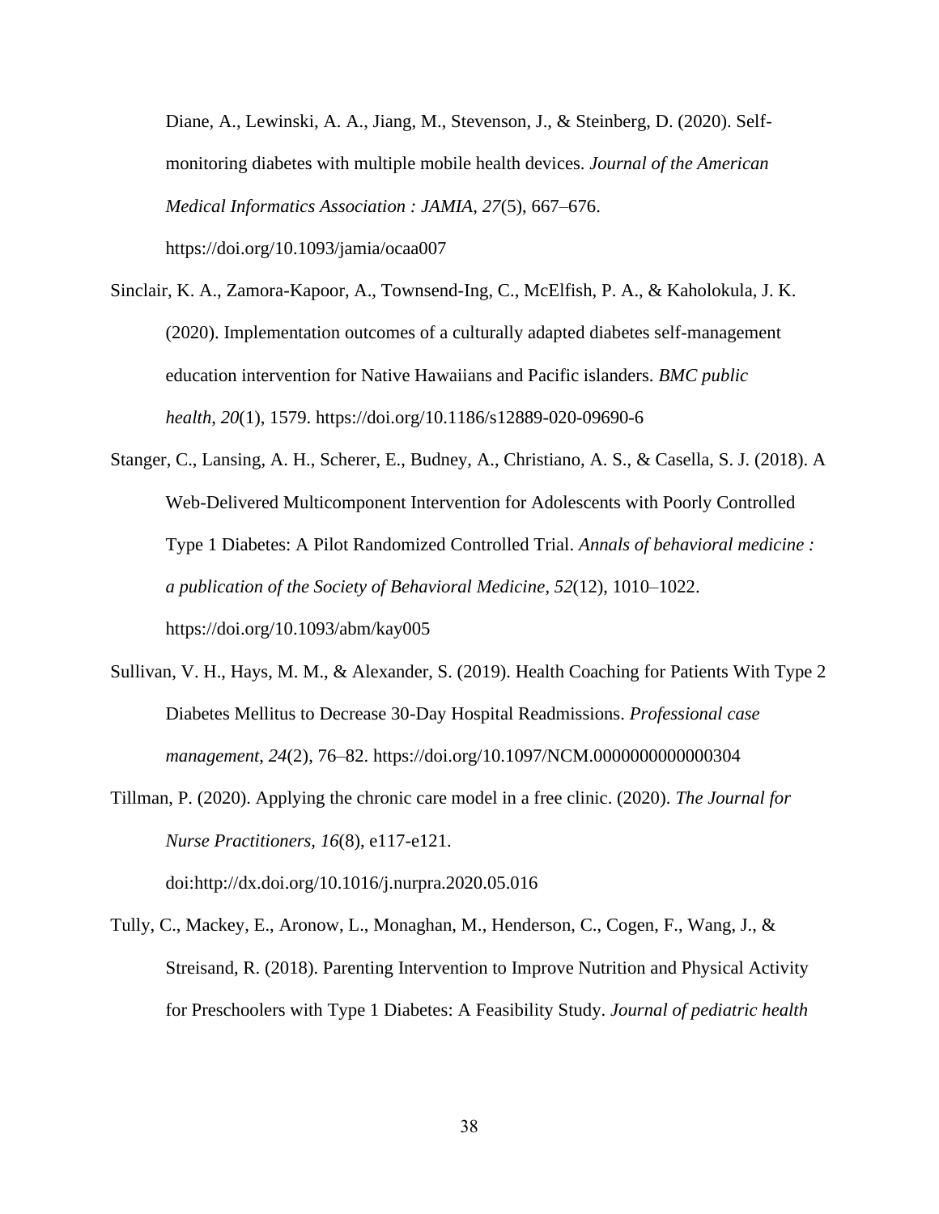Diane, A., Lewinski, A. A., Jiang, M., Stevenson, J., & Steinberg, D. (2020). Self-monitoring diabetes with multiple mobile health devices. *Journal of the American Medical Informatics Association : JAMIA*, *27*(5), 667–676. https://doi.org/10.1093/jamia/ocaa007

Sinclair, K. A., Zamora-Kapoor, A., Townsend-Ing, C., McElfish, P. A., & Kaholokula, J. K. (2020). Implementation outcomes of a culturally adapted diabetes self-management education intervention for Native Hawaiians and Pacific islanders. *BMC public health*, *20*(1), 1579. https://doi.org/10.1186/s12889-020-09690-6

Stanger, C., Lansing, A. H., Scherer, E., Budney, A., Christiano, A. S., & Casella, S. J. (2018). A Web-Delivered Multicomponent Intervention for Adolescents with Poorly Controlled Type 1 Diabetes: A Pilot Randomized Controlled Trial. *Annals of behavioral medicine : a publication of the Society of Behavioral Medicine*, *52*(12), 1010–1022. https://doi.org/10.1093/abm/kay005

Sullivan, V. H., Hays, M. M., & Alexander, S. (2019). Health Coaching for Patients With Type 2 Diabetes Mellitus to Decrease 30-Day Hospital Readmissions. *Professional case management*, *24*(2), 76–82. https://doi.org/10.1097/NCM.0000000000000304

Tillman, P. (2020). Applying the chronic care model in a free clinic. (2020). *The Journal for Nurse Practitioners, 16*(8), e117-e121. doi:http://dx.doi.org/10.1016/j.nurpra.2020.05.016

Tully, C., Mackey, E., Aronow, L., Monaghan, M., Henderson, C., Cogen, F., Wang, J., & Streisand, R. (2018). Parenting Intervention to Improve Nutrition and Physical Activity for Preschoolers with Type 1 Diabetes: A Feasibility Study. *Journal of pediatric health*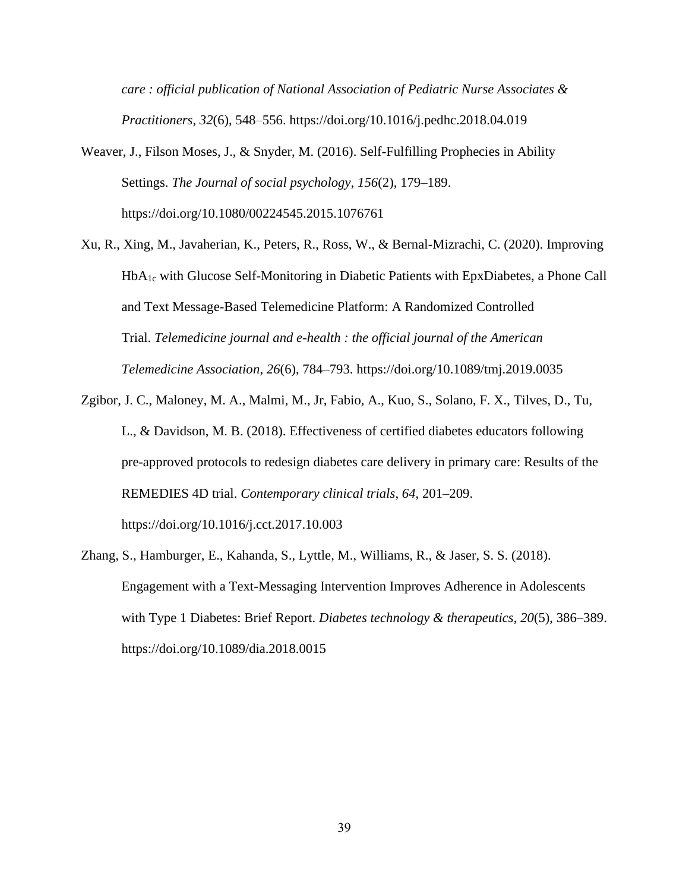*care : official publication of National Association of Pediatric Nurse Associates & Practitioners*, *32*(6), 548–556. https://doi.org/10.1016/j.pedhc.2018.04.019

Weaver, J., Filson Moses, J., & Snyder, M. (2016). Self-Fulfilling Prophecies in Ability Settings. *The Journal of social psychology*, *156*(2), 179–189. https://doi.org/10.1080/00224545.2015.1076761

Xu, R., Xing, M., Javaherian, K., Peters, R., Ross, W., & Bernal-Mizrachi, C. (2020). Improving $HbA_{1c}$ with Glucose Self-Monitoring in Diabetic Patients with EpxDiabetes, a Phone Call and Text Message-Based Telemedicine Platform: A Randomized Controlled Trial. *Telemedicine journal and e-health : the official journal of the American Telemedicine Association*, *26*(6), 784–793. https://doi.org/10.1089/tmj.2019.0035

Zgibor, J. C., Maloney, M. A., Malmi, M., Jr, Fabio, A., Kuo, S., Solano, F. X., Tilves, D., Tu, L., & Davidson, M. B. (2018). Effectiveness of certified diabetes educators following pre-approved protocols to redesign diabetes care delivery in primary care: Results of the REMEDIES 4D trial. *Contemporary clinical trials*, *64*, 201–209. https://doi.org/10.1016/j.cct.2017.10.003

Zhang, S., Hamburger, E., Kahanda, S., Lyttle, M., Williams, R., & Jaser, S. S. (2018). Engagement with a Text-Messaging Intervention Improves Adherence in Adolescents with Type 1 Diabetes: Brief Report. *Diabetes technology & therapeutics*, *20*(5), 386–389. https://doi.org/10.1089/dia.2018.0015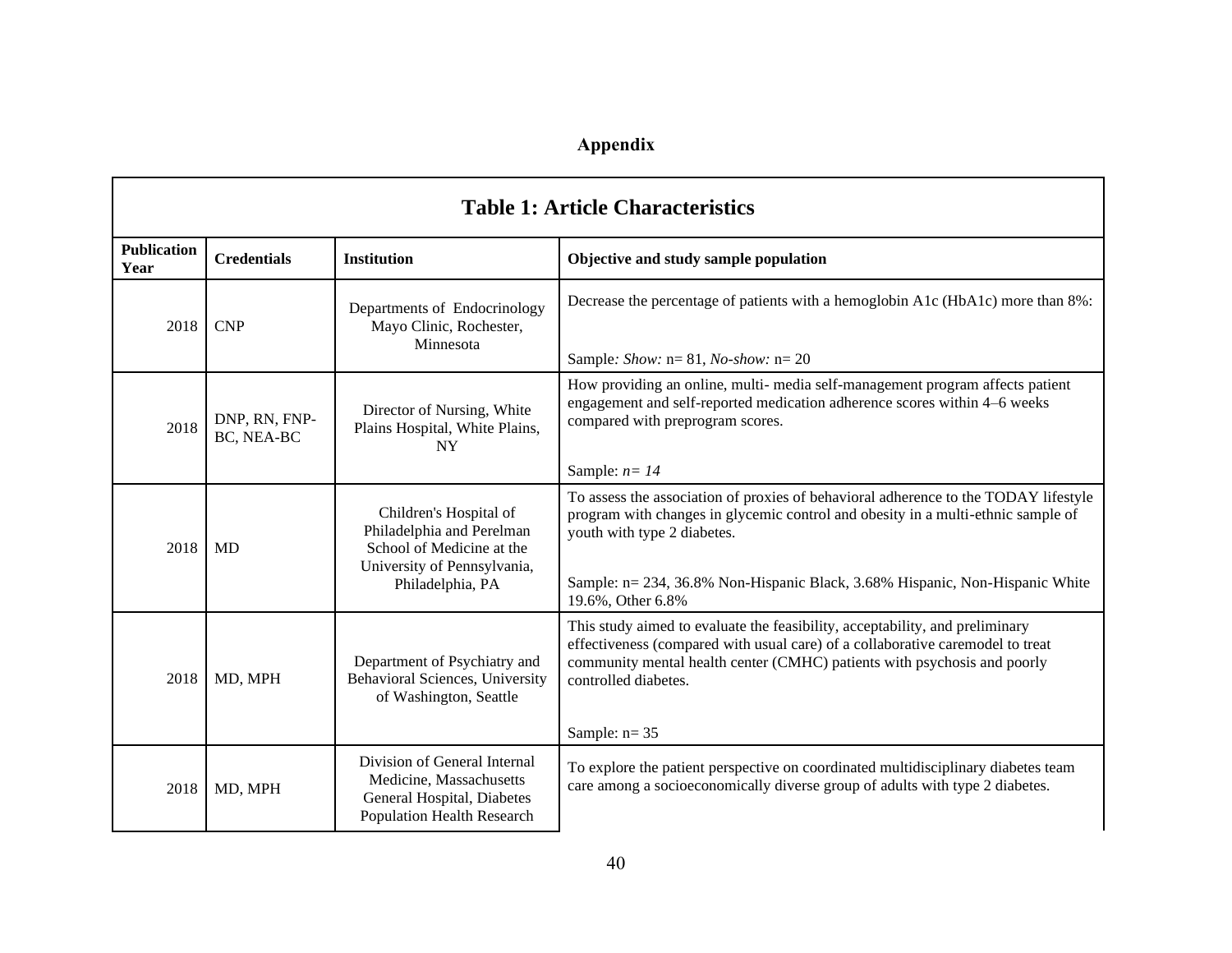# Appendix

**Table 1: Article Characteristics**

| Publication Year | Credentials | Institution | Objective and study sample population |
|---|---|---|---|
| 2018 | CNP | Departments of Endocrinology Mayo Clinic, Rochester, Minnesota | Decrease the percentage of patients with a hemoglobin A1c (HbA1c) more than 8%: <br><br> Sample*: Show:* n= 81, *No-show:* n= 20 |
| 2018 | DNP, RN, FNP-BC, NEA-BC | Director of Nursing, White Plains Hospital, White Plains, NY | How providing an online, multi- media self-management program affects patient engagement and self-reported medication adherence scores within 4–6 weeks compared with preprogram scores. <br><br> Sample: *n= 14* |
| 2018 | MD | Children's Hospital of Philadelphia and Perelman School of Medicine at the University of Pennsylvania, Philadelphia, PA | To assess the association of proxies of behavioral adherence to the TODAY lifestyle program with changes in glycemic control and obesity in a multi-ethnic sample of youth with type 2 diabetes. <br><br> Sample: n= 234, 36.8% Non-Hispanic Black, 3.68% Hispanic, Non-Hispanic White 19.6%, Other 6.8% |
| 2018 | MD, MPH | Department of Psychiatry and Behavioral Sciences, University of Washington, Seattle | This study aimed to evaluate the feasibility, acceptability, and preliminary effectiveness (compared with usual care) of a collaborative caremodel to treat community mental health center (CMHC) patients with psychosis and poorly controlled diabetes. <br><br> Sample: n= 35 |
| 2018 | MD, MPH | Division of General Internal Medicine, Massachusetts General Hospital, Diabetes Population Health Research | To explore the patient perspective on coordinated multidisciplinary diabetes team care among a socioeconomically diverse group of adults with type 2 diabetes. |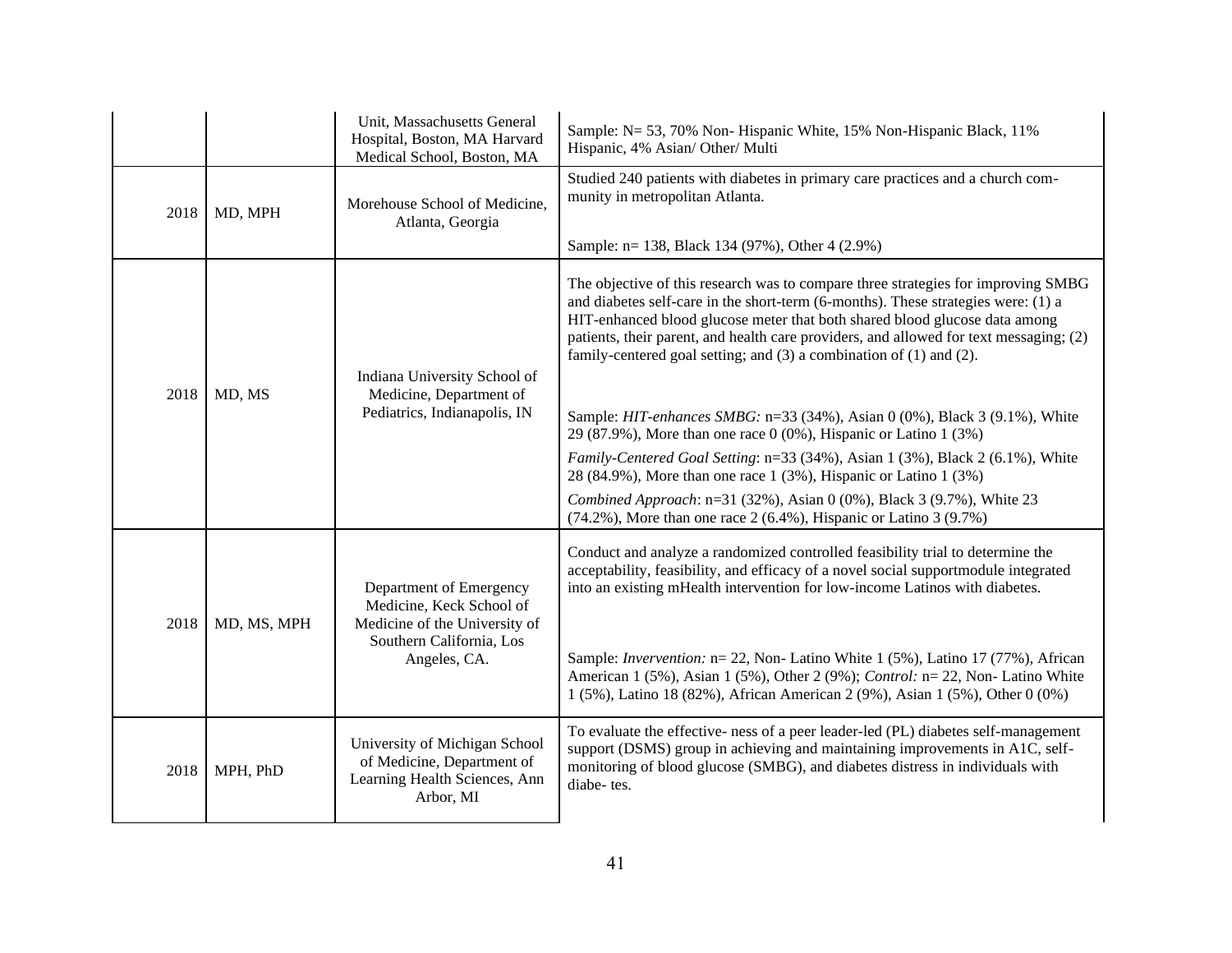| | | | |
|---|---|---|---|
| | | Unit, Massachusetts General Hospital, Boston, MA Harvard Medical School, Boston, MA | Sample: N= 53, 70% Non- Hispanic White, 15% Non-Hispanic Black, 11% Hispanic, 4% Asian/ Other/ Multi |
| 2018 | MD, MPH | Morehouse School of Medicine, Atlanta, Georgia | Studied 240 patients with diabetes in primary care practices and a church com- munity in metropolitan Atlanta.<br><br>Sample: n= 138, Black 134 (97%), Other 4 (2.9%) |
| 2018 | MD, MS | Indiana University School of Medicine, Department of Pediatrics, Indianapolis, IN | The objective of this research was to compare three strategies for improving SMBG and diabetes self-care in the short-term (6-months). These strategies were: (1) a HIT-enhanced blood glucose meter that both shared blood glucose data among patients, their parent, and health care providers, and allowed for text messaging; (2) family-centered goal setting; and (3) a combination of (1) and (2).<br><br>Sample: *HIT-enhances SMBG:* n=33 (34%), Asian 0 (0%), Black 3 (9.1%), White 29 (87.9%), More than one race 0 (0%), Hispanic or Latino 1 (3%)<br>*Family-Centered Goal Setting*: n=33 (34%), Asian 1 (3%), Black 2 (6.1%), White 28 (84.9%), More than one race 1 (3%), Hispanic or Latino 1 (3%)<br>*Combined Approach*: n=31 (32%), Asian 0 (0%), Black 3 (9.7%), White 23 (74.2%), More than one race 2 (6.4%), Hispanic or Latino 3 (9.7%) |
| 2018 | MD, MS, MPH | Department of Emergency Medicine, Keck School of Medicine of the University of Southern California, Los Angeles, CA. | Conduct and analyze a randomized controlled feasibility trial to determine the acceptability, feasibility, and efficacy of a novel social supportmodule integrated into an existing mHealth intervention for low-income Latinos with diabetes.<br><br>Sample: *Invervention:* n= 22, Non- Latino White 1 (5%), Latino 17 (77%), African American 1 (5%), Asian 1 (5%), Other 2 (9%); *Control:* n= 22, Non- Latino White 1 (5%), Latino 18 (82%), African American 2 (9%), Asian 1 (5%), Other 0 (0%) |
| 2018 | MPH, PhD | University of Michigan School of Medicine, Department of Learning Health Sciences, Ann Arbor, MI | To evaluate the effective- ness of a peer leader-led (PL) diabetes self-management support (DSMS) group in achieving and maintaining improvements in A1C, self-monitoring of blood glucose (SMBG), and diabetes distress in individuals with diabe- tes. |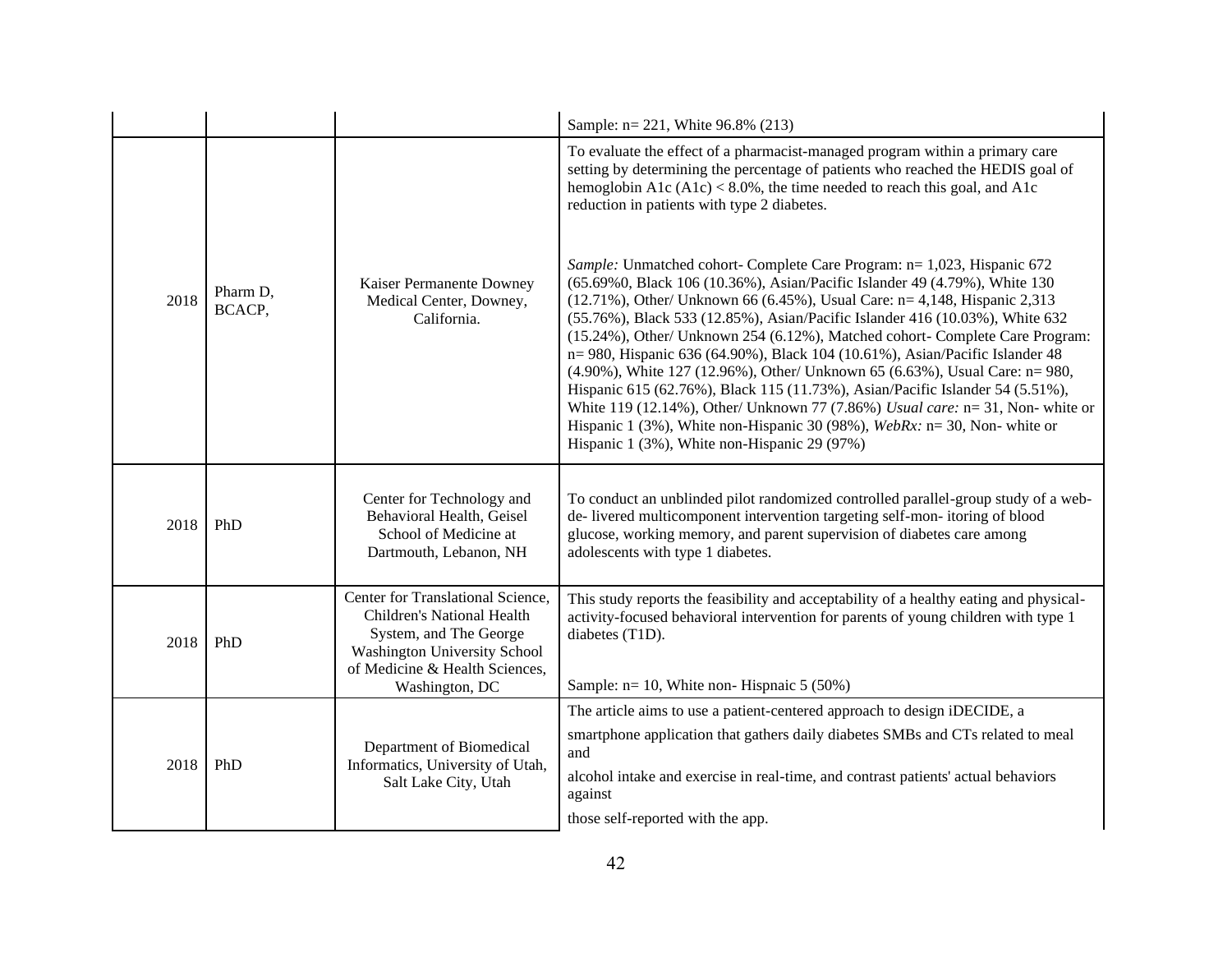| | | | |
|---|---|---|---|
| | | | Sample: n= 221, White 96.8% (213) |
| 2018 | Pharm D, BCACP, | Kaiser Permanente Downey Medical Center, Downey, California. | To evaluate the effect of a pharmacist-managed program within a primary care setting by determining the percentage of patients who reached the HEDIS goal of hemoglobin A1c (A1c) < 8.0%, the time needed to reach this goal, and A1c reduction in patients with type 2 diabetes.<br><br>*Sample:* Unmatched cohort- Complete Care Program: n= 1,023, Hispanic 672 (65.69%0, Black 106 (10.36%), Asian/Pacific Islander 49 (4.79%), White 130 (12.71%), Other/ Unknown 66 (6.45%), Usual Care: n= 4,148, Hispanic 2,313 (55.76%), Black 533 (12.85%), Asian/Pacific Islander 416 (10.03%), White 632 (15.24%), Other/ Unknown 254 (6.12%), Matched cohort- Complete Care Program: n= 980, Hispanic 636 (64.90%), Black 104 (10.61%), Asian/Pacific Islander 48 (4.90%), White 127 (12.96%), Other/ Unknown 65 (6.63%), Usual Care: n= 980, Hispanic 615 (62.76%), Black 115 (11.73%), Asian/Pacific Islander 54 (5.51%), White 119 (12.14%), Other/ Unknown 77 (7.86%) *Usual care:* n= 31, Non- white or Hispanic 1 (3%), White non-Hispanic 30 (98%), *WebRx:* n= 30, Non- white or Hispanic 1 (3%), White non-Hispanic 29 (97%) |
| 2018 | PhD | Center for Technology and Behavioral Health, Geisel School of Medicine at Dartmouth, Lebanon, NH | To conduct an unblinded pilot randomized controlled parallel-group study of a web-de- livered multicomponent intervention targeting self-mon- itoring of blood glucose, working memory, and parent supervision of diabetes care among adolescents with type 1 diabetes. |
| 2018 | PhD | Center for Translational Science, Children's National Health System, and The George Washington University School of Medicine & Health Sciences, Washington, DC | This study reports the feasibility and acceptability of a healthy eating and physical-activity-focused behavioral intervention for parents of young children with type 1 diabetes (T1D).<br><br>Sample: n= 10, White non- Hispnaic 5 (50%) |
| 2018 | PhD | Department of Biomedical Informatics, University of Utah, Salt Lake City, Utah | The article aims to use a patient-centered approach to design iDECIDE, a smartphone application that gathers daily diabetes SMBs and CTs related to meal and alcohol intake and exercise in real-time, and contrast patients' actual behaviors against those self-reported with the app. |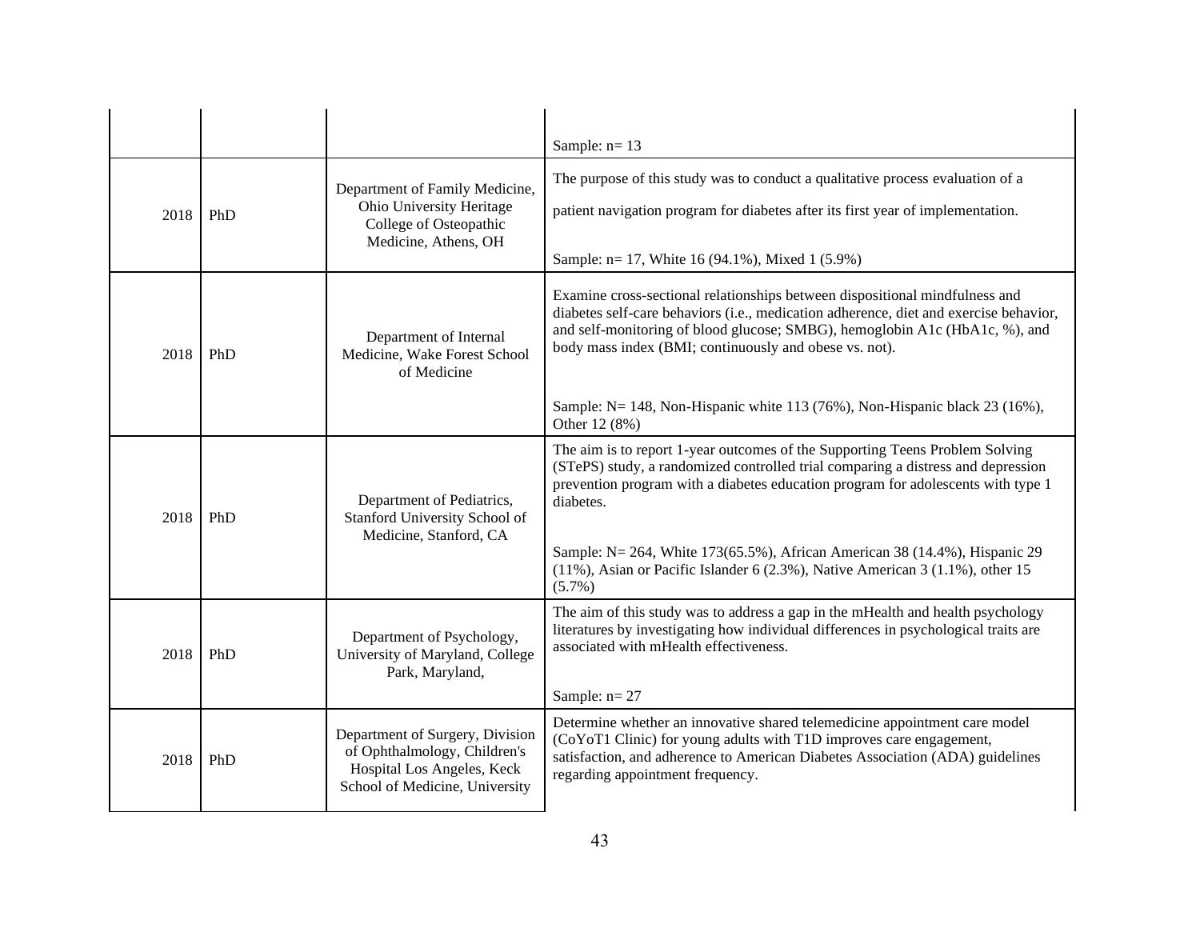| | | | |
|---|---|---|---|
| | | | Sample: n= 13 |
| 2018 | PhD | Department of Family Medicine, Ohio University Heritage College of Osteopathic Medicine, Athens, OH | The purpose of this study was to conduct a qualitative process evaluation of a patient navigation program for diabetes after its first year of implementation.<br><br>Sample: n= 17, White 16 (94.1%), Mixed 1 (5.9%) |
| 2018 | PhD | Department of Internal Medicine, Wake Forest School of Medicine | Examine cross-sectional relationships between dispositional mindfulness and diabetes self-care behaviors (i.e., medication adherence, diet and exercise behavior, and self-monitoring of blood glucose; SMBG), hemoglobin A1c (HbA1c, %), and body mass index (BMI; continuously and obese vs. not).<br><br>Sample: N= 148, Non-Hispanic white 113 (76%), Non-Hispanic black 23 (16%), Other 12 (8%) |
| 2018 | PhD | Department of Pediatrics, Stanford University School of Medicine, Stanford, CA | The aim is to report 1-year outcomes of the Supporting Teens Problem Solving (STePS) study, a randomized controlled trial comparing a distress and depression prevention program with a diabetes education program for adolescents with type 1 diabetes.<br><br>Sample: N= 264, White 173(65.5%), African American 38 (14.4%), Hispanic 29 (11%), Asian or Pacific Islander 6 (2.3%), Native American 3 (1.1%), other 15 (5.7%) |
| 2018 | PhD | Department of Psychology, University of Maryland, College Park, Maryland, | The aim of this study was to address a gap in the mHealth and health psychology literatures by investigating how individual differences in psychological traits are associated with mHealth effectiveness.<br><br>Sample: n= 27 |
| 2018 | PhD | Department of Surgery, Division of Ophthalmology, Children's Hospital Los Angeles, Keck School of Medicine, University | Determine whether an innovative shared telemedicine appointment care model (CoYoT1 Clinic) for young adults with T1D improves care engagement, satisfaction, and adherence to American Diabetes Association (ADA) guidelines regarding appointment frequency. |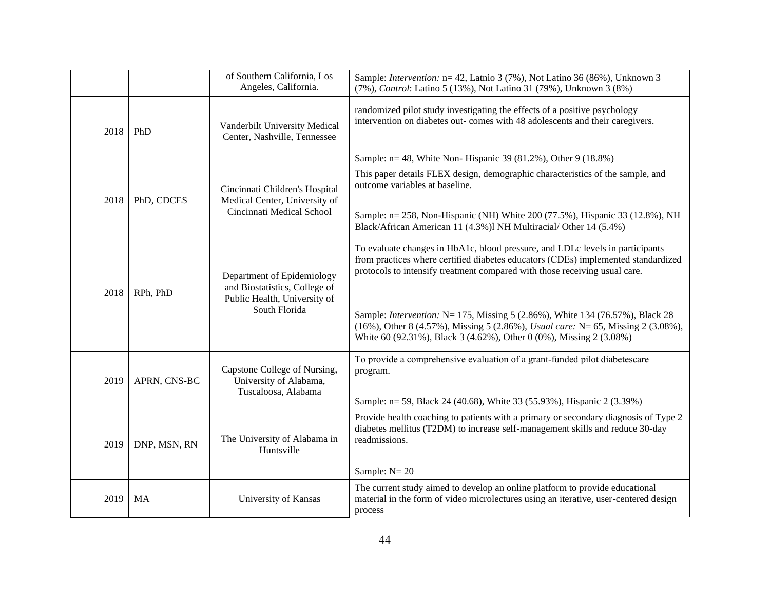| | | | |
|---|---|---|---|
| | | of Southern California, Los Angeles, California. | Sample: *Intervention:* n= 42, Latnio 3 (7%), Not Latino 36 (86%), Unknown 3 (7%), *Control*: Latino 5 (13%), Not Latino 31 (79%), Unknown 3 (8%) |
| 2018 | PhD | Vanderbilt University Medical Center, Nashville, Tennessee | randomized pilot study investigating the effects of a positive psychology intervention on diabetes out- comes with 48 adolescents and their caregivers.<br><br>Sample: n= 48, White Non- Hispanic 39 (81.2%), Other 9 (18.8%) |
| 2018 | PhD, CDCES | Cincinnati Children's Hospital Medical Center, University of Cincinnati Medical School | This paper details FLEX design, demographic characteristics of the sample, and outcome variables at baseline.<br><br>Sample: n= 258, Non-Hispanic (NH) White 200 (77.5%), Hispanic 33 (12.8%), NH Black/African American 11 (4.3%)l NH Multiracial/ Other 14 (5.4%) |
| 2018 | RPh, PhD | Department of Epidemiology and Biostatistics, College of Public Health, University of South Florida | To evaluate changes in HbA1c, blood pressure, and LDLc levels in participants from practices where certified diabetes educators (CDEs) implemented standardized protocols to intensify treatment compared with those receiving usual care.<br><br>Sample: *Intervention:* N= 175, Missing 5 (2.86%), White 134 (76.57%), Black 28 (16%), Other 8 (4.57%), Missing 5 (2.86%), *Usual care:* N= 65, Missing 2 (3.08%), White 60 (92.31%), Black 3 (4.62%), Other 0 (0%), Missing 2 (3.08%) |
| 2019 | APRN, CNS-BC | Capstone College of Nursing, University of Alabama, Tuscaloosa, Alabama | To provide a comprehensive evaluation of a grant-funded pilot diabetescare program.<br><br>Sample: n= 59, Black 24 (40.68), White 33 (55.93%), Hispanic 2 (3.39%) |
| 2019 | DNP, MSN, RN | The University of Alabama in Huntsville | Provide health coaching to patients with a primary or secondary diagnosis of Type 2 diabetes mellitus (T2DM) to increase self-management skills and reduce 30-day readmissions.<br><br>Sample: N= 20 |
| 2019 | MA | University of Kansas | The current study aimed to develop an online platform to provide educational material in the form of video microlectures using an iterative, user-centered design process |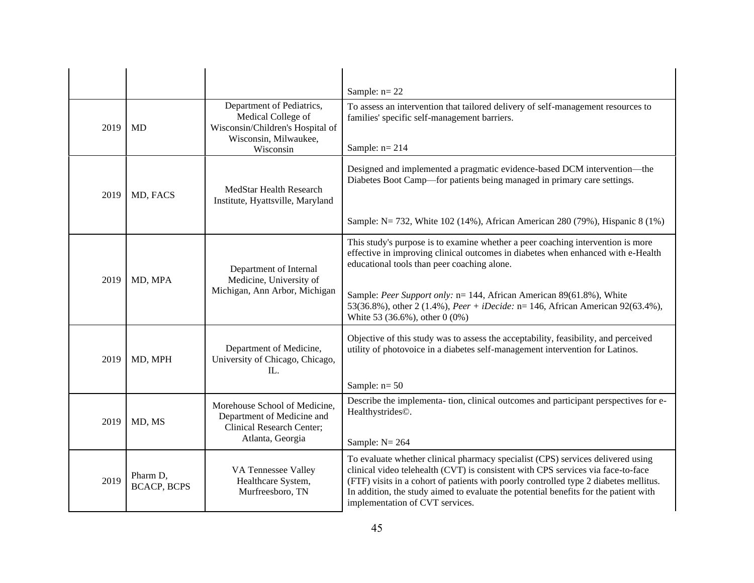| | | | |
|---|---|---|---|
| | | | Sample: n= 22 |
| 2019 | MD | Department of Pediatrics, Medical College of Wisconsin/Children's Hospital of Wisconsin, Milwaukee, Wisconsin | To assess an intervention that tailored delivery of self-management resources to families' specific self-management barriers.<br><br>Sample: n= 214 |
| 2019 | MD, FACS | MedStar Health Research Institute, Hyattsville, Maryland | Designed and implemented a pragmatic evidence-based DCM intervention—the Diabetes Boot Camp—for patients being managed in primary care settings.<br><br>Sample: N= 732, White 102 (14%), African American 280 (79%), Hispanic 8 (1%) |
| 2019 | MD, MPA | Department of Internal Medicine, University of Michigan, Ann Arbor, Michigan | This study's purpose is to examine whether a peer coaching intervention is more effective in improving clinical outcomes in diabetes when enhanced with e-Health educational tools than peer coaching alone.<br><br>Sample: *Peer Support only:* n= 144, African American 89(61.8%), White 53(36.8%), other 2 (1.4%), *Peer + iDecide:* n= 146, African American 92(63.4%), White 53 (36.6%), other 0 (0%) |
| 2019 | MD, MPH | Department of Medicine, University of Chicago, Chicago, IL. | Objective of this study was to assess the acceptability, feasibility, and perceived utility of photovoice in a diabetes self-management intervention for Latinos.<br><br>Sample: n= 50 |
| 2019 | MD, MS | Morehouse School of Medicine, Department of Medicine and Clinical Research Center; Atlanta, Georgia | Describe the implementa- tion, clinical outcomes and participant perspectives for e-Healthystrides©.<br><br>Sample: N= 264 |
| 2019 | Pharm D, BCACP, BCPS | VA Tennessee Valley Healthcare System, Murfreesboro, TN | To evaluate whether clinical pharmacy specialist (CPS) services delivered using clinical video telehealth (CVT) is consistent with CPS services via face-to-face (FTF) visits in a cohort of patients with poorly controlled type 2 diabetes mellitus. In addition, the study aimed to evaluate the potential benefits for the patient with implementation of CVT services. |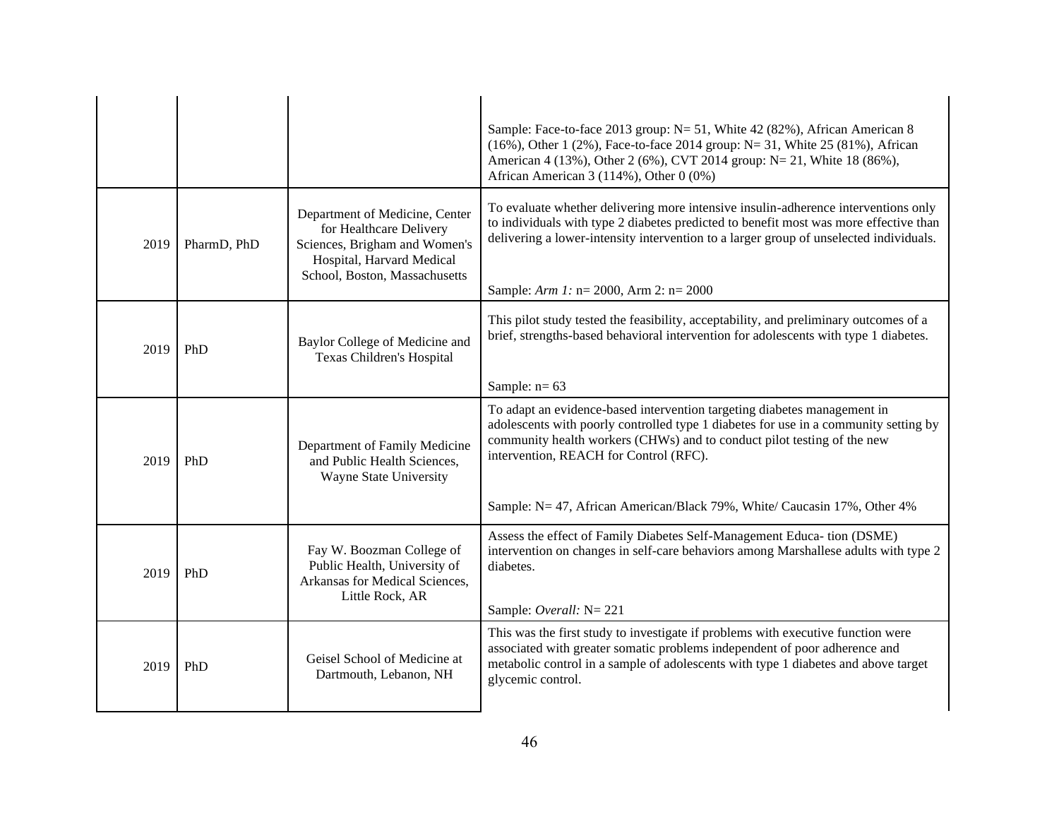| | | | |
|---|---|---|---|
| | | | Sample: Face-to-face 2013 group: N= 51, White 42 (82%), African American 8 (16%), Other 1 (2%), Face-to-face 2014 group: N= 31, White 25 (81%), African American 4 (13%), Other 2 (6%), CVT 2014 group: N= 21, White 18 (86%), African American 3 (114%), Other 0 (0%) |
| 2019 | PharmD, PhD | Department of Medicine, Center for Healthcare Delivery Sciences, Brigham and Women's Hospital, Harvard Medical School, Boston, Massachusetts | To evaluate whether delivering more intensive insulin-adherence interventions only to individuals with type 2 diabetes predicted to benefit most was more effective than delivering a lower-intensity intervention to a larger group of unselected individuals.<br><br>Sample: *Arm 1:* n= 2000, Arm 2: n= 2000 |
| 2019 | PhD | Baylor College of Medicine and Texas Children's Hospital | This pilot study tested the feasibility, acceptability, and preliminary outcomes of a brief, strengths-based behavioral intervention for adolescents with type 1 diabetes.<br><br>Sample: n= 63 |
| 2019 | PhD | Department of Family Medicine and Public Health Sciences, Wayne State University | To adapt an evidence-based intervention targeting diabetes management in adolescents with poorly controlled type 1 diabetes for use in a community setting by community health workers (CHWs) and to conduct pilot testing of the new intervention, REACH for Control (RFC).<br><br>Sample: N= 47, African American/Black 79%, White/ Caucasin 17%, Other 4% |
| 2019 | PhD | Fay W. Boozman College of Public Health, University of Arkansas for Medical Sciences, Little Rock, AR | Assess the effect of Family Diabetes Self-Management Educa- tion (DSME) intervention on changes in self-care behaviors among Marshallese adults with type 2 diabetes.<br><br>Sample: *Overall:* N= 221 |
| 2019 | PhD | Geisel School of Medicine at Dartmouth, Lebanon, NH | This was the first study to investigate if problems with executive function were associated with greater somatic problems independent of poor adherence and metabolic control in a sample of adolescents with type 1 diabetes and above target glycemic control. |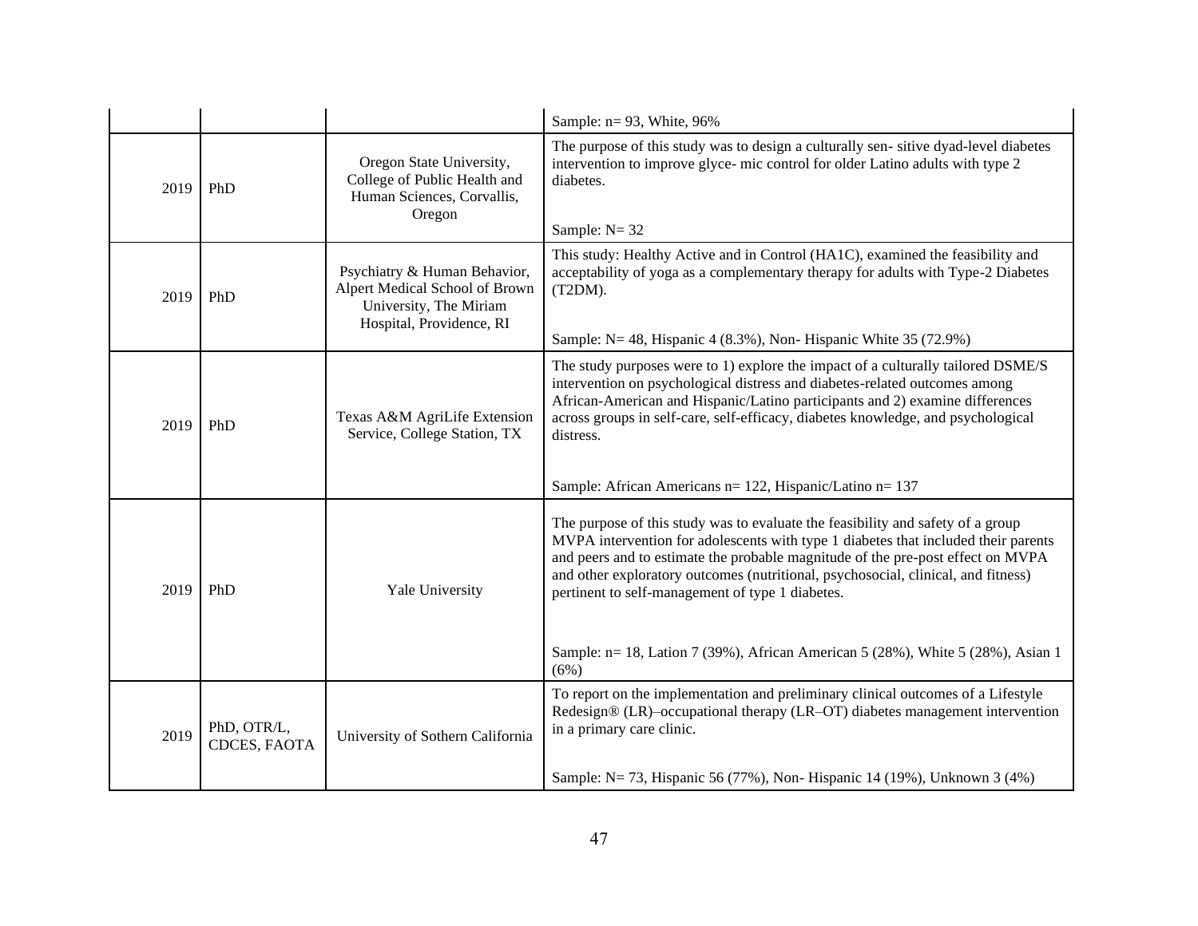| | | | |
|---|---|---|---|
| | | | Sample: n= 93, White, 96% |
| 2019 | PhD | Oregon State University, College of Public Health and Human Sciences, Corvallis, Oregon | The purpose of this study was to design a culturally sen- sitive dyad-level diabetes intervention to improve glyce- mic control for older Latino adults with type 2 diabetes.<br><br>Sample: N= 32 |
| 2019 | PhD | Psychiatry & Human Behavior, Alpert Medical School of Brown University, The Miriam Hospital, Providence, RI | This study: Healthy Active and in Control (HA1C), examined the feasibility and acceptability of yoga as a complementary therapy for adults with Type-2 Diabetes (T2DM).<br><br>Sample: N= 48, Hispanic 4 (8.3%), Non- Hispanic White 35 (72.9%) |
| 2019 | PhD | Texas A&M AgriLife Extension Service, College Station, TX | The study purposes were to 1) explore the impact of a culturally tailored DSME/S intervention on psychological distress and diabetes-related outcomes among African-American and Hispanic/Latino participants and 2) examine differences across groups in self-care, self-efficacy, diabetes knowledge, and psychological distress.<br><br>Sample: African Americans n= 122, Hispanic/Latino n= 137 |
| 2019 | PhD | Yale University | The purpose of this study was to evaluate the feasibility and safety of a group MVPA intervention for adolescents with type 1 diabetes that included their parents and peers and to estimate the probable magnitude of the pre-post effect on MVPA and other exploratory outcomes (nutritional, psychosocial, clinical, and fitness) pertinent to self-management of type 1 diabetes.<br><br>Sample: n= 18, Lation 7 (39%), African American 5 (28%), White 5 (28%), Asian 1 (6%) |
| 2019 | PhD, OTR/L, CDCES, FAOTA | University of Sothern California | To report on the implementation and preliminary clinical outcomes of a Lifestyle Redesign® (LR)–occupational therapy (LR–OT) diabetes management intervention in a primary care clinic.<br><br>Sample: N= 73, Hispanic 56 (77%), Non- Hispanic 14 (19%), Unknown 3 (4%) |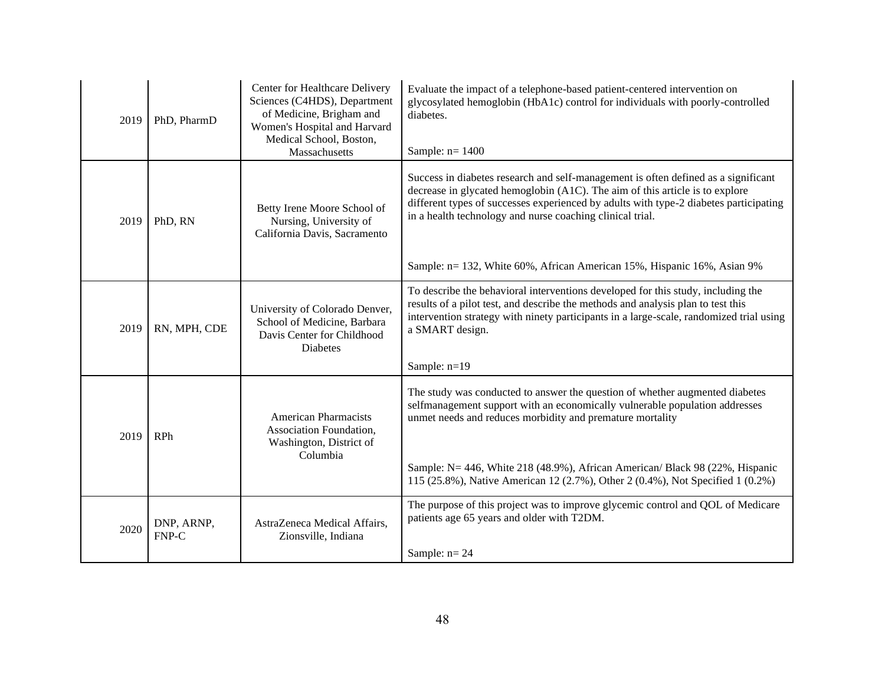| | | | |
|---|---|---|---|
| 2019 | PhD, PharmD | Center for Healthcare Delivery Sciences (C4HDS), Department of Medicine, Brigham and Women's Hospital and Harvard Medical School, Boston, Massachusetts | Evaluate the impact of a telephone-based patient-centered intervention on glycosylated hemoglobin (HbA1c) control for individuals with poorly-controlled diabetes.<br><br>Sample: n= 1400 |
| 2019 | PhD, RN | Betty Irene Moore School of Nursing, University of California Davis, Sacramento | Success in diabetes research and self-management is often defined as a significant decrease in glycated hemoglobin (A1C). The aim of this article is to explore different types of successes experienced by adults with type-2 diabetes participating in a health technology and nurse coaching clinical trial.<br><br>Sample: n= 132, White 60%, African American 15%, Hispanic 16%, Asian 9% |
| 2019 | RN, MPH, CDE | University of Colorado Denver, School of Medicine, Barbara Davis Center for Childhood Diabetes | To describe the behavioral interventions developed for this study, including the results of a pilot test, and describe the methods and analysis plan to test this intervention strategy with ninety participants in a large-scale, randomized trial using a SMART design.<br><br>Sample: n=19 |
| 2019 | RPh | American Pharmacists Association Foundation, Washington, District of Columbia | The study was conducted to answer the question of whether augmented diabetes selfmanagement support with an economically vulnerable population addresses unmet needs and reduces morbidity and premature mortality<br><br>Sample: N= 446, White 218 (48.9%), African American/ Black 98 (22%, Hispanic 115 (25.8%), Native American 12 (2.7%), Other 2 (0.4%), Not Specified 1 (0.2%) |
| 2020 | DNP, ARNP, FNP-C | AstraZeneca Medical Affairs, Zionsville, Indiana | The purpose of this project was to improve glycemic control and QOL of Medicare patients age 65 years and older with T2DM.<br><br>Sample: n= 24 |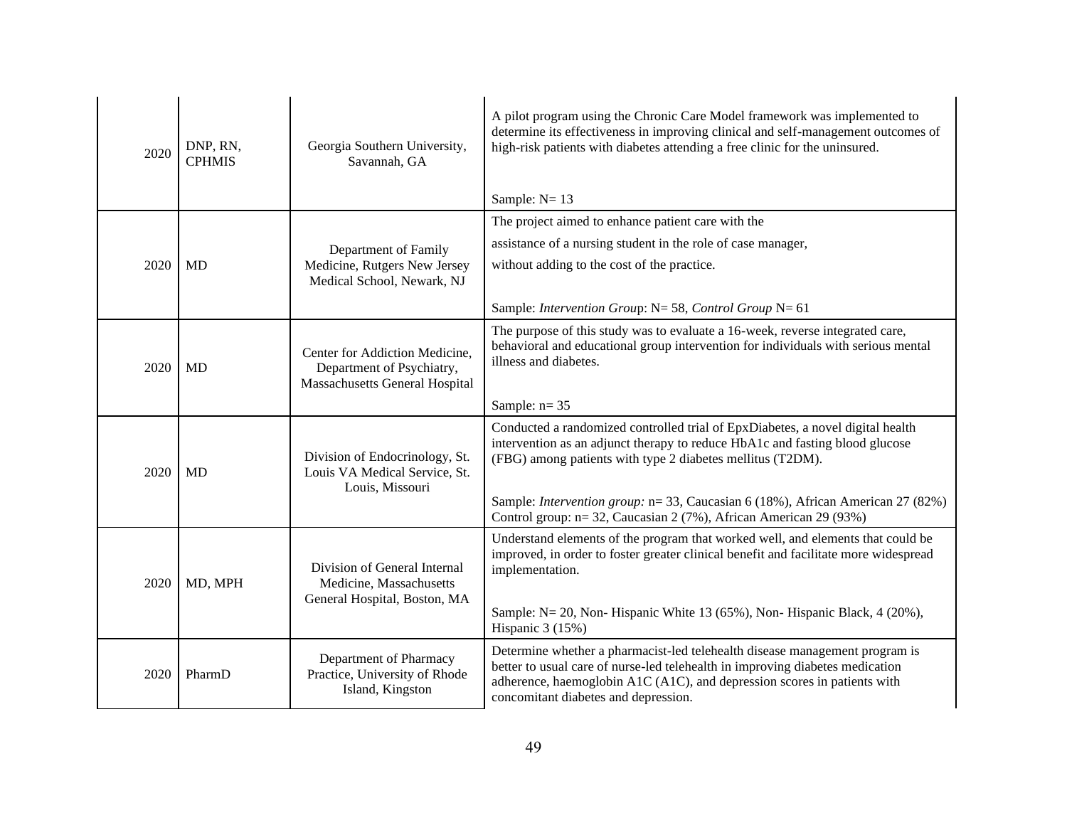| | | | |
|---|---|---|---|
| 2020 | DNP, RN, CPHMIS | Georgia Southern University, Savannah, GA | A pilot program using the Chronic Care Model framework was implemented to determine its effectiveness in improving clinical and self-management outcomes of high-risk patients with diabetes attending a free clinic for the uninsured.<br><br>Sample: N= 13 |
| 2020 | MD | Department of Family Medicine, Rutgers New Jersey Medical School, Newark, NJ | The project aimed to enhance patient care with the assistance of a nursing student in the role of case manager, without adding to the cost of the practice.<br><br>Sample: *Intervention Group*: N= 58, *Control Group* N= 61 |
| 2020 | MD | Center for Addiction Medicine, Department of Psychiatry, Massachusetts General Hospital | The purpose of this study was to evaluate a 16-week, reverse integrated care, behavioral and educational group intervention for individuals with serious mental illness and diabetes.<br><br>Sample: n= 35 |
| 2020 | MD | Division of Endocrinology, St. Louis VA Medical Service, St. Louis, Missouri | Conducted a randomized controlled trial of EpxDiabetes, a novel digital health intervention as an adjunct therapy to reduce HbA1c and fasting blood glucose (FBG) among patients with type 2 diabetes mellitus (T2DM).<br><br>Sample: *Intervention group:* n= 33, Caucasian 6 (18%), African American 27 (82%) Control group: n= 32, Caucasian 2 (7%), African American 29 (93%) |
| 2020 | MD, MPH | Division of General Internal Medicine, Massachusetts General Hospital, Boston, MA | Understand elements of the program that worked well, and elements that could be improved, in order to foster greater clinical benefit and facilitate more widespread implementation.<br><br>Sample: N= 20, Non- Hispanic White 13 (65%), Non- Hispanic Black, 4 (20%), Hispanic 3 (15%) |
| 2020 | PharmD | Department of Pharmacy Practice, University of Rhode Island, Kingston | Determine whether a pharmacist-led telehealth disease management program is better to usual care of nurse-led telehealth in improving diabetes medication adherence, haemoglobin A1C (A1C), and depression scores in patients with concomitant diabetes and depression. |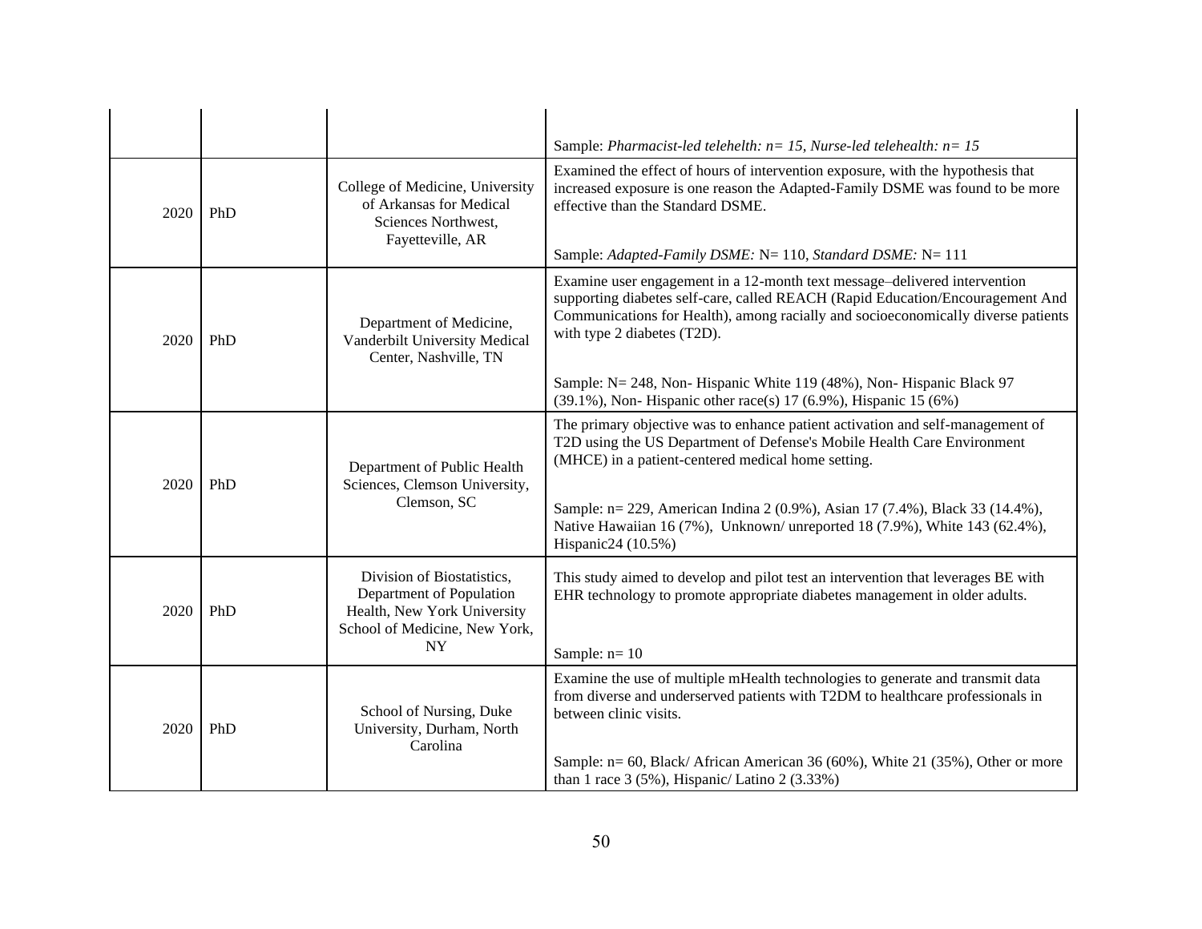| | | | |
|---|---|---|---|
| | | | Sample: *Pharmacist-led telehelth: n= 15, Nurse-led telehealth: n= 15* |
| 2020 | PhD | College of Medicine, University of Arkansas for Medical Sciences Northwest, Fayetteville, AR | Examined the effect of hours of intervention exposure, with the hypothesis that increased exposure is one reason the Adapted-Family DSME was found to be more effective than the Standard DSME.<br><br>Sample: *Adapted-Family DSME:* N= 110, *Standard DSME:* N= 111 |
| 2020 | PhD | Department of Medicine, Vanderbilt University Medical Center, Nashville, TN | Examine user engagement in a 12-month text message–delivered intervention supporting diabetes self-care, called REACH (Rapid Education/Encouragement And Communications for Health), among racially and socioeconomically diverse patients with type 2 diabetes (T2D).<br><br>Sample: N= 248, Non- Hispanic White 119 (48%), Non- Hispanic Black 97 (39.1%), Non- Hispanic other race(s) 17 (6.9%), Hispanic 15 (6%) |
| 2020 | PhD | Department of Public Health Sciences, Clemson University, Clemson, SC | The primary objective was to enhance patient activation and self-management of T2D using the US Department of Defense's Mobile Health Care Environment (MHCE) in a patient-centered medical home setting.<br><br>Sample: n= 229, American Indina 2 (0.9%), Asian 17 (7.4%), Black 33 (14.4%), Native Hawaiian 16 (7%), Unknown/ unreported 18 (7.9%), White 143 (62.4%), Hispanic24 (10.5%) |
| 2020 | PhD | Division of Biostatistics, Department of Population Health, New York University School of Medicine, New York, NY | This study aimed to develop and pilot test an intervention that leverages BE with EHR technology to promote appropriate diabetes management in older adults.<br><br>Sample: n= 10 |
| 2020 | PhD | School of Nursing, Duke University, Durham, North Carolina | Examine the use of multiple mHealth technologies to generate and transmit data from diverse and underserved patients with T2DM to healthcare professionals in between clinic visits.<br><br>Sample: n= 60, Black/ African American 36 (60%), White 21 (35%), Other or more than 1 race 3 (5%), Hispanic/ Latino 2 (3.33%) |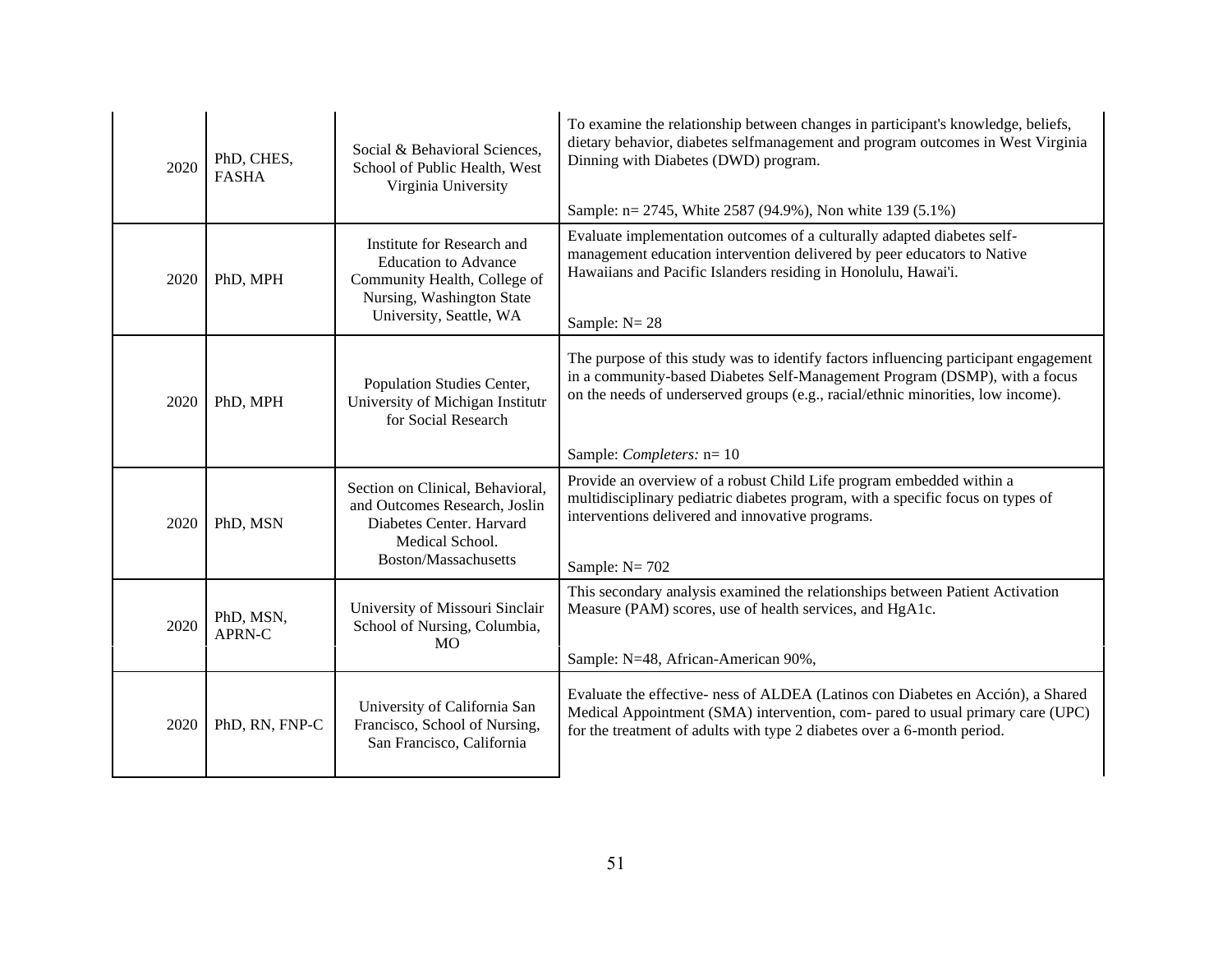| | | | |
|---|---|---|---|
| 2020 | PhD, CHES, FASHA | Social & Behavioral Sciences, School of Public Health, West Virginia University | To examine the relationship between changes in participant's knowledge, beliefs, dietary behavior, diabetes selfmanagement and program outcomes in West Virginia Dinning with Diabetes (DWD) program.<br><br>Sample: n= 2745, White 2587 (94.9%), Non white 139 (5.1%) |
| 2020 | PhD, MPH | Institute for Research and Education to Advance Community Health, College of Nursing, Washington State University, Seattle, WA | Evaluate implementation outcomes of a culturally adapted diabetes self-management education intervention delivered by peer educators to Native Hawaiians and Pacific Islanders residing in Honolulu, Hawai'i.<br><br>Sample: N= 28 |
| 2020 | PhD, MPH | Population Studies Center, University of Michigan Institutr for Social Research | The purpose of this study was to identify factors influencing participant engagement in a community-based Diabetes Self-Management Program (DSMP), with a focus on the needs of underserved groups (e.g., racial/ethnic minorities, low income).<br><br>Sample: *Completers:* n= 10 |
| 2020 | PhD, MSN | Section on Clinical, Behavioral, and Outcomes Research, Joslin Diabetes Center. Harvard Medical School. Boston/Massachusetts | Provide an overview of a robust Child Life program embedded within a multidisciplinary pediatric diabetes program, with a specific focus on types of interventions delivered and innovative programs.<br><br>Sample: N= 702 |
| 2020 | PhD, MSN, APRN-C | University of Missouri Sinclair School of Nursing, Columbia, MO | This secondary analysis examined the relationships between Patient Activation Measure (PAM) scores, use of health services, and HgA1c.<br><br>Sample: N=48, African-American 90%, |
| 2020 | PhD, RN, FNP-C | University of California San Francisco, School of Nursing, San Francisco, California | Evaluate the effective- ness of ALDEA (Latinos con Diabetes en Acción), a Shared Medical Appointment (SMA) intervention, com- pared to usual primary care (UPC) for the treatment of adults with type 2 diabetes over a 6-month period. |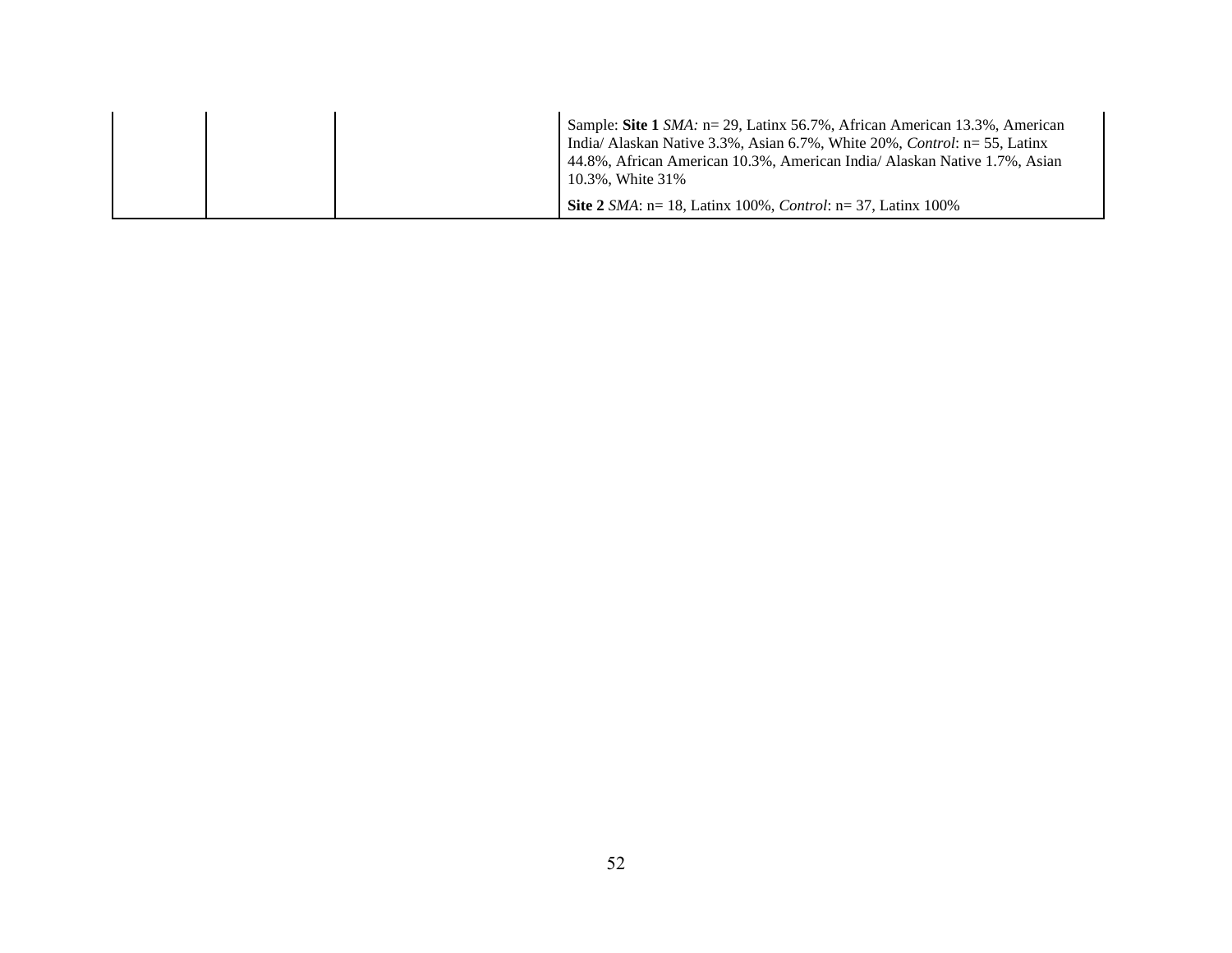|  |  |  |  |
|---|---|---|---|
|  |  |  | Sample: **Site 1** *SMA:* n= 29, Latinx 56.7%, African American 13.3%, American India/ Alaskan Native 3.3%, Asian 6.7%, White 20%, *Control*: n= 55, Latinx 44.8%, African American 10.3%, American India/ Alaskan Native 1.7%, Asian 10.3%, White 31%<br><br>**Site 2** *SMA*: n= 18, Latinx 100%, *Control*: n= 37, Latinx 100% |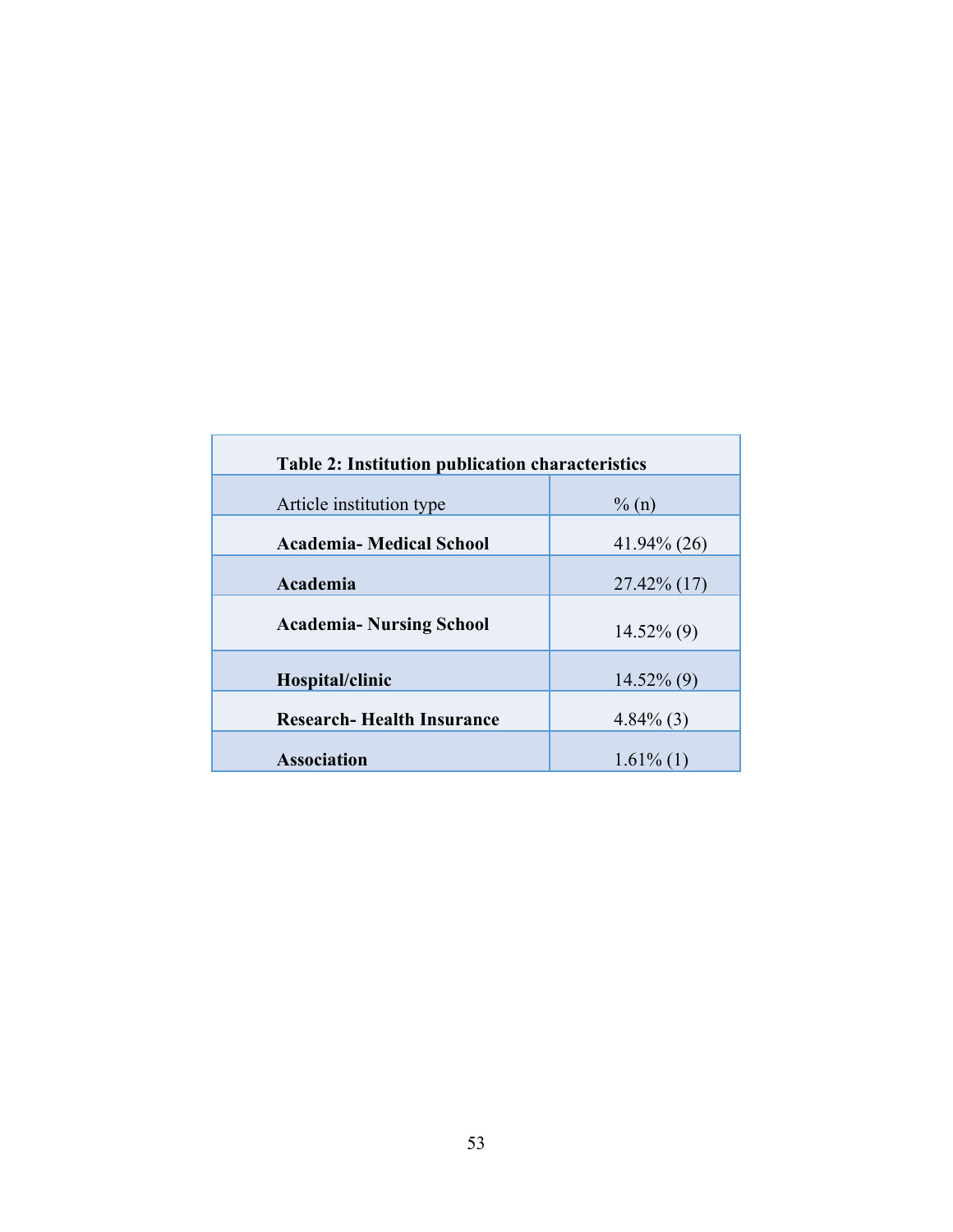**Table 2: Institution publication characteristics**

| Article institution type | % (n) |
|---|---|
| **Academia- Medical School** | 41.94% (26) |
| **Academia** | 27.42% (17) |
| **Academia- Nursing School** | 14.52% (9) |
| **Hospital/clinic** | 14.52% (9) |
| **Research- Health Insurance** | 4.84% (3) |
| **Association** | 1.61% (1) |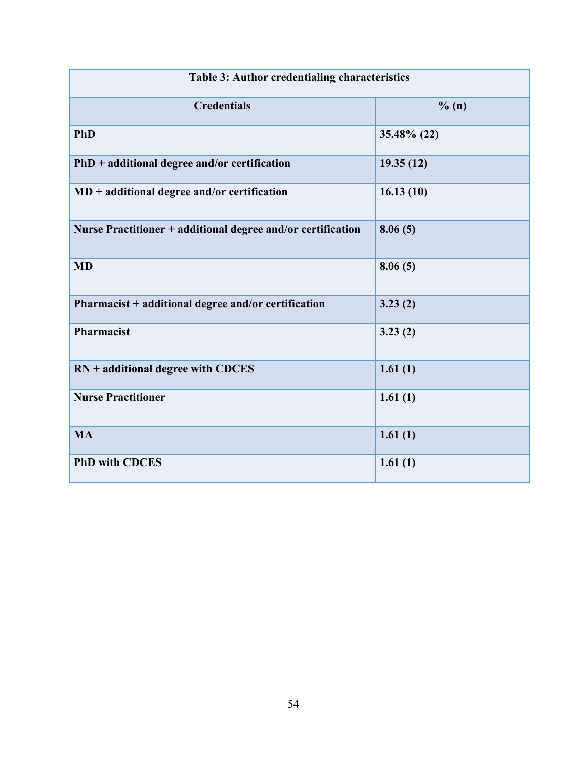| Table 3: Author credentialing characteristics | |
|---|---|
| **Credentials** | **% (n)** |
| **PhD** | **35.48% (22)** |
| **PhD + additional degree and/or certification** | **19.35 (12)** |
| **MD + additional degree and/or certification** | **16.13 (10)** |
| **Nurse Practitioner + additional degree and/or certification** | **8.06 (5)** |
| **MD** | **8.06 (5)** |
| **Pharmacist + additional degree and/or certification** | **3.23 (2)** |
| **Pharmacist** | **3.23 (2)** |
| **RN + additional degree with CDCES** | **1.61 (1)** |
| **Nurse Practitioner** | **1.61 (1)** |
| **MA** | **1.61 (1)** |
| **PhD with CDCES** | **1.61 (1)** |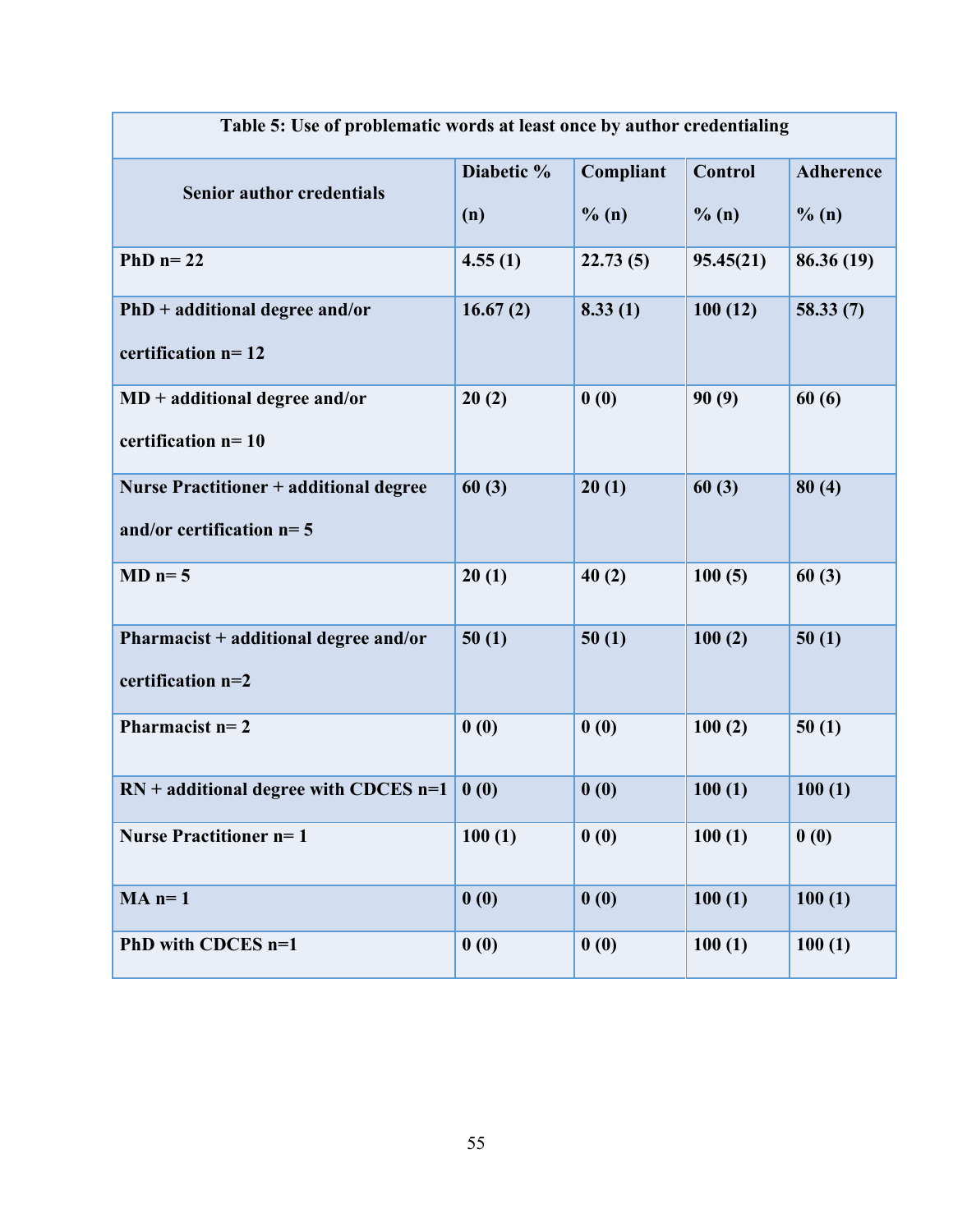| Table 5: Use of problematic words at least once by author credentialing | | | | |
|---|---|---|---|---|
| **Senior author credentials** | **Diabetic % (n)** | **Compliant % (n)** | **Control % (n)** | **Adherence % (n)** |
| **PhD n= 22** | **4.55 (1)** | **22.73 (5)** | **95.45(21)** | **86.36 (19)** |
| **PhD + additional degree and/or certification n= 12** | **16.67 (2)** | **8.33 (1)** | **100 (12)** | **58.33 (7)** |
| **MD + additional degree and/or certification n= 10** | **20 (2)** | **0 (0)** | **90 (9)** | **60 (6)** |
| **Nurse Practitioner + additional degree and/or certification n= 5** | **60 (3)** | **20 (1)** | **60 (3)** | **80 (4)** |
| **MD n= 5** | **20 (1)** | **40 (2)** | **100 (5)** | **60 (3)** |
| **Pharmacist + additional degree and/or certification n=2** | **50 (1)** | **50 (1)** | **100 (2)** | **50 (1)** |
| **Pharmacist n= 2** | **0 (0)** | **0 (0)** | **100 (2)** | **50 (1)** |
| **RN + additional degree with CDCES n=1** | **0 (0)** | **0 (0)** | **100 (1)** | **100 (1)** |
| **Nurse Practitioner n= 1** | **100 (1)** | **0 (0)** | **100 (1)** | **0 (0)** |
| **MA n= 1** | **0 (0)** | **0 (0)** | **100 (1)** | **100 (1)** |
| **PhD with CDCES n=1** | **0 (0)** | **0 (0)** | **100 (1)** | **100 (1)** |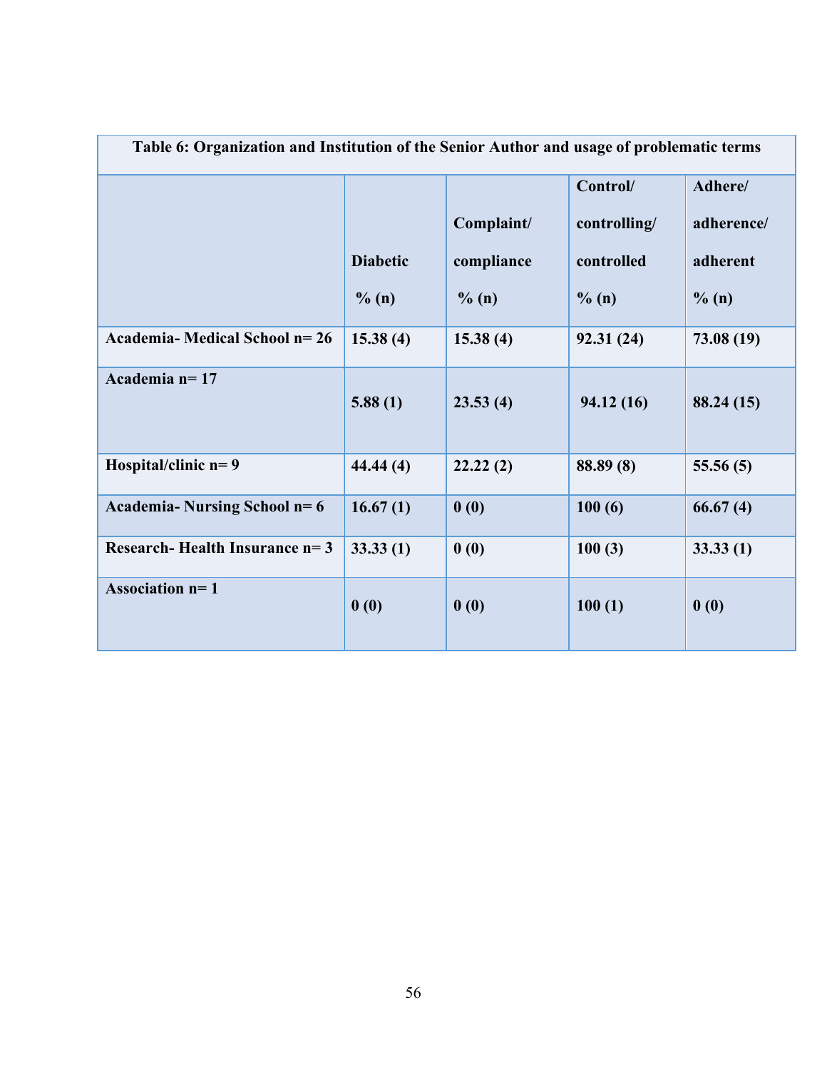| Table 6: Organization and Institution of the Senior Author and usage of problematic terms | | | | |
|---|---|---|---|---|
| | Diabetic % (n) | Complaint/ compliance % (n) | Control/ controlling/ controlled % (n) | Adhere/ adherence/ adherent % (n) |
| **Academia- Medical School n= 26** | 15.38 (4) | 15.38 (4) | 92.31 (24) | 73.08 (19) |
| **Academia n= 17** | 5.88 (1) | 23.53 (4) | 94.12 (16) | 88.24 (15) |
| **Hospital/clinic n= 9** | 44.44 (4) | 22.22 (2) | 88.89 (8) | 55.56 (5) |
| **Academia- Nursing School n= 6** | 16.67 (1) | 0 (0) | 100 (6) | 66.67 (4) |
| **Research- Health Insurance n= 3** | 33.33 (1) | 0 (0) | 100 (3) | 33.33 (1) |
| **Association n= 1** | 0 (0) | 0 (0) | 100 (1) | 0 (0) |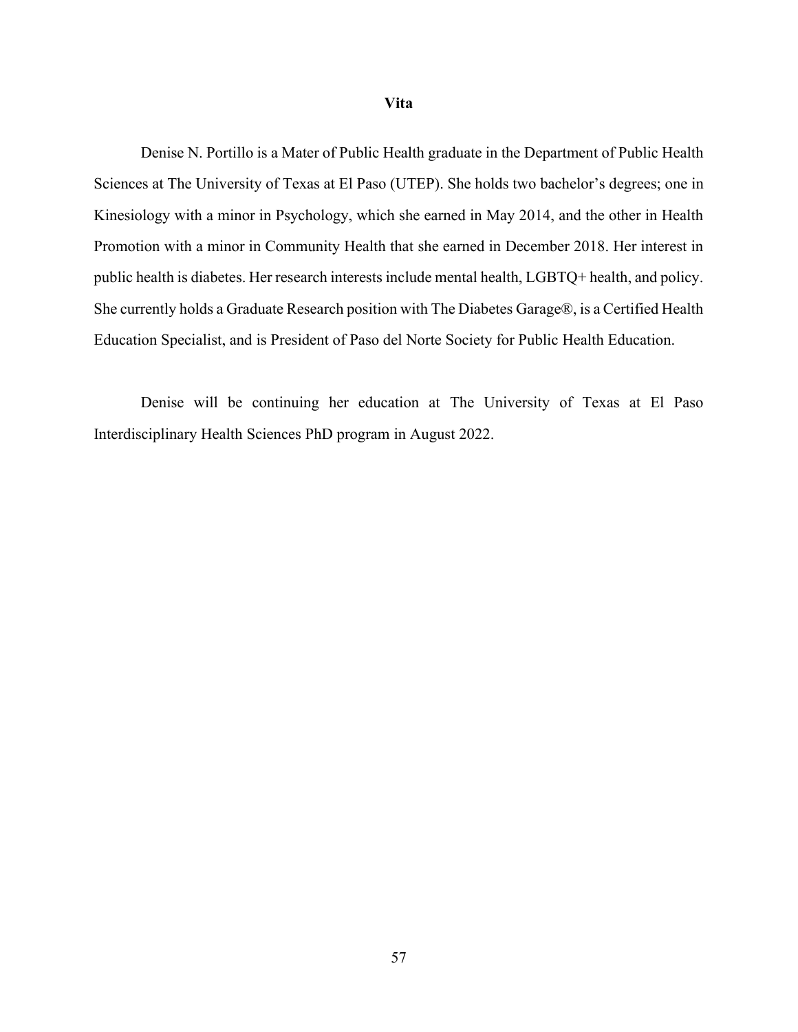# Vita

Denise N. Portillo is a Mater of Public Health graduate in the Department of Public Health Sciences at The University of Texas at El Paso (UTEP). She holds two bachelor's degrees; one in Kinesiology with a minor in Psychology, which she earned in May 2014, and the other in Health Promotion with a minor in Community Health that she earned in December 2018. Her interest in public health is diabetes. Her research interests include mental health, LGBTQ+ health, and policy. She currently holds a Graduate Research position with The Diabetes Garage®, is a Certified Health Education Specialist, and is President of Paso del Norte Society for Public Health Education.

Denise will be continuing her education at The University of Texas at El Paso Interdisciplinary Health Sciences PhD program in August 2022.